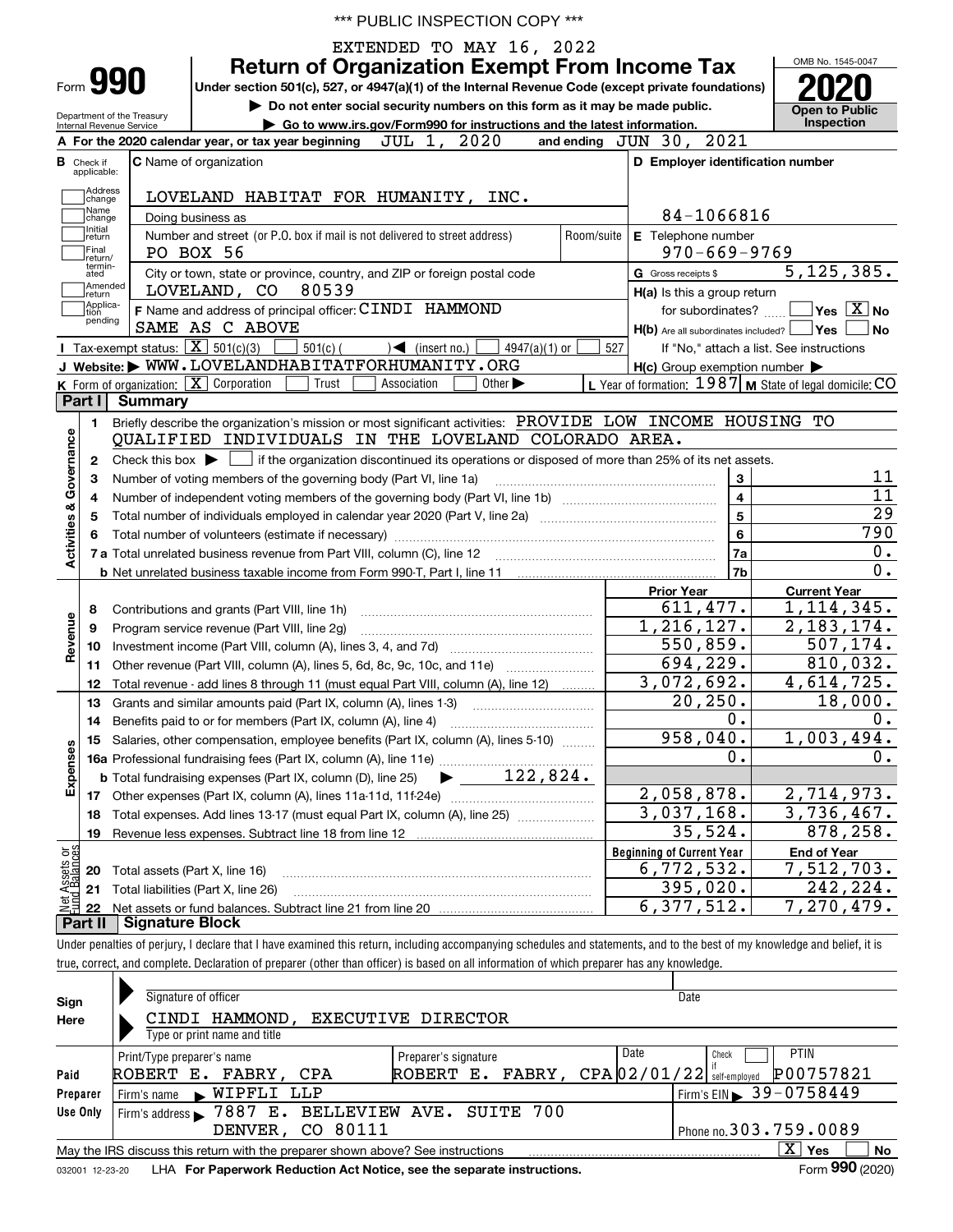\*\*\* PUBLIC INSPECTION COPY \*\*\*

EXTENDED TO MAY 16, 2022

# Form 990 — Return of Organization Exempt From Income Tax

**2020**

OMB No. 1545-0047

Under section 501(c), 527, or 4947(a)(1) of the Internal Revenue Code (except private foundations)

▶ Do not enter social security numbers on this form as it may be made public.

▶ Go to www.irs.gov/Form990 for instructions and the latest information.

Department of the Treasury
Internal Revenue Service

**Open to Public Inspection**

**A** For the 2020 calendar year, or tax year beginning JUL 1, 2020 and ending JUN 30, 2021

**B** Check if applicable: Address change, Name change, Initial return, Final return/terminated, Amended return, Application pending

**C** Name of organization: LOVELAND HABITAT FOR HUMANITY, INC.

Doing business as

Number and street (or P.O. box if mail is not delivered to street address): PO BOX 56 — Room/suite

City or town, state or province, country, and ZIP or foreign postal code: LOVELAND, CO 80539

**D** Employer identification number: 84-1066816

**E** Telephone number: 970-669-9769

**G** Gross receipts $ 5,125,385.

**F** Name and address of principal officer: CINDI HAMMOND, SAME AS C ABOVE

**H(a)** Is this a group return for subordinates? ☐ Yes ☒ No

**H(b)** Are all subordinates included? ☐ Yes ☐ No — If "No," attach a list. See instructions

**H(c)** Group exemption number ▶

**I** Tax-exempt status: ☒ 501(c)(3) ☐ 501(c) ( ) ◀ (insert no.) ☐ 4947(a)(1) or ☐ 527

**J** Website: ▶ WWW.LOVELANDHABITATFORHUMANITY.ORG

**K** Form of organization: ☒ Corporation ☐ Trust ☐ Association ☐ Other ▶

**L** Year of formation: 1987 **M** State of legal domicile: CO

## Part I Summary

**Activities & Governance**

1. Briefly describe the organization's mission or most significant activities: PROVIDE LOW INCOME HOUSING TO QUALIFIED INDIVIDUALS IN THE LOVELAND COLORADO AREA.
2. Check this box ▶ ☐ if the organization discontinued its operations or disposed of more than 25% of its net assets.

| | | Line | |
|---|---|---|---|
| 3 | Number of voting members of the governing body (Part VI, line 1a) | 3 | 11 |
| 4 | Number of independent voting members of the governing body (Part VI, line 1b) | 4 | 11 |
| 5 | Total number of individuals employed in calendar year 2020 (Part V, line 2a) | 5 | 29 |
| 6 | Total number of volunteers (estimate if necessary) | 6 | 790 |
| 7a | Total unrelated business revenue from Part VIII, column (C), line 12 | 7a | 0. |
| b | Net unrelated business taxable income from Form 990-T, Part I, line 11 | 7b | 0. |

| | | Prior Year | Current Year |
|---|---|---|---|
| **Revenue** | | | |
| 8 | Contributions and grants (Part VIII, line 1h) | 611,477. | 1,114,345. |
| 9 | Program service revenue (Part VIII, line 2g) | 1,216,127. | 2,183,174. |
| 10 | Investment income (Part VIII, column (A), lines 3, 4, and 7d) | 550,859. | 507,174. |
| 11 | Other revenue (Part VIII, column (A), lines 5, 6d, 8c, 9c, 10c, and 11e) | 694,229. | 810,032. |
| 12 | Total revenue - add lines 8 through 11 (must equal Part VIII, column (A), line 12) | 3,072,692. | 4,614,725. |
| **Expenses** | | | |
| 13 | Grants and similar amounts paid (Part IX, column (A), lines 1-3) | 20,250. | 18,000. |
| 14 | Benefits paid to or for members (Part IX, column (A), line 4) | 0. | 0. |
| 15 | Salaries, other compensation, employee benefits (Part IX, column (A), lines 5-10) | 958,040. | 1,003,494. |
| 16a | Professional fundraising fees (Part IX, column (A), line 11e) | 0. | 0. |
| b | Total fundraising expenses (Part IX, column (D), line 25) ▶ 122,824. | | |
| 17 | Other expenses (Part IX, column (A), lines 11a-11d, 11f-24e) | 2,058,878. | 2,714,973. |
| 18 | Total expenses. Add lines 13-17 (must equal Part IX, column (A), line 25) | 3,037,168. | 3,736,467. |
| 19 | Revenue less expenses. Subtract line 18 from line 12 | 35,524. | 878,258. |

| | **Net Assets or Fund Balances** | Beginning of Current Year | End of Year |
|---|---|---|---|
| 20 | Total assets (Part X, line 16) | 6,772,532. | 7,512,703. |
| 21 | Total liabilities (Part X, line 26) | 395,020. | 242,224. |
| 22 | Net assets or fund balances. Subtract line 21 from line 20 | 6,377,512. | 7,270,479. |

## Part II Signature Block

Under penalties of perjury, I declare that I have examined this return, including accompanying schedules and statements, and to the best of my knowledge and belief, it is true, correct, and complete. Declaration of preparer (other than officer) is based on all information of which preparer has any knowledge.

**Sign Here**

Signature of officer — Date

CINDI HAMMOND, EXECUTIVE DIRECTOR
Type or print name and title

**Paid Preparer Use Only**

| Print/Type preparer's name | Preparer's signature | Date | Check if self-employed | PTIN |
|---|---|---|---|---|
| ROBERT E. FABRY, CPA | ROBERT E. FABRY, CPA | 02/01/22 | ☐ | P00757821 |

Firm's name ▶ WIPFLI LLP — Firm's EIN ▶ 39-0758449

Firm's address ▶ 7887 E. BELLEVIEW AVE. SUITE 700, DENVER, CO 80111 — Phone no. 303.759.0089

May the IRS discuss this return with the preparer shown above? See instructions ☒ Yes ☐ No

032001 12-23-20 LHA For Paperwork Reduction Act Notice, see the separate instructions. Form **990** (2020)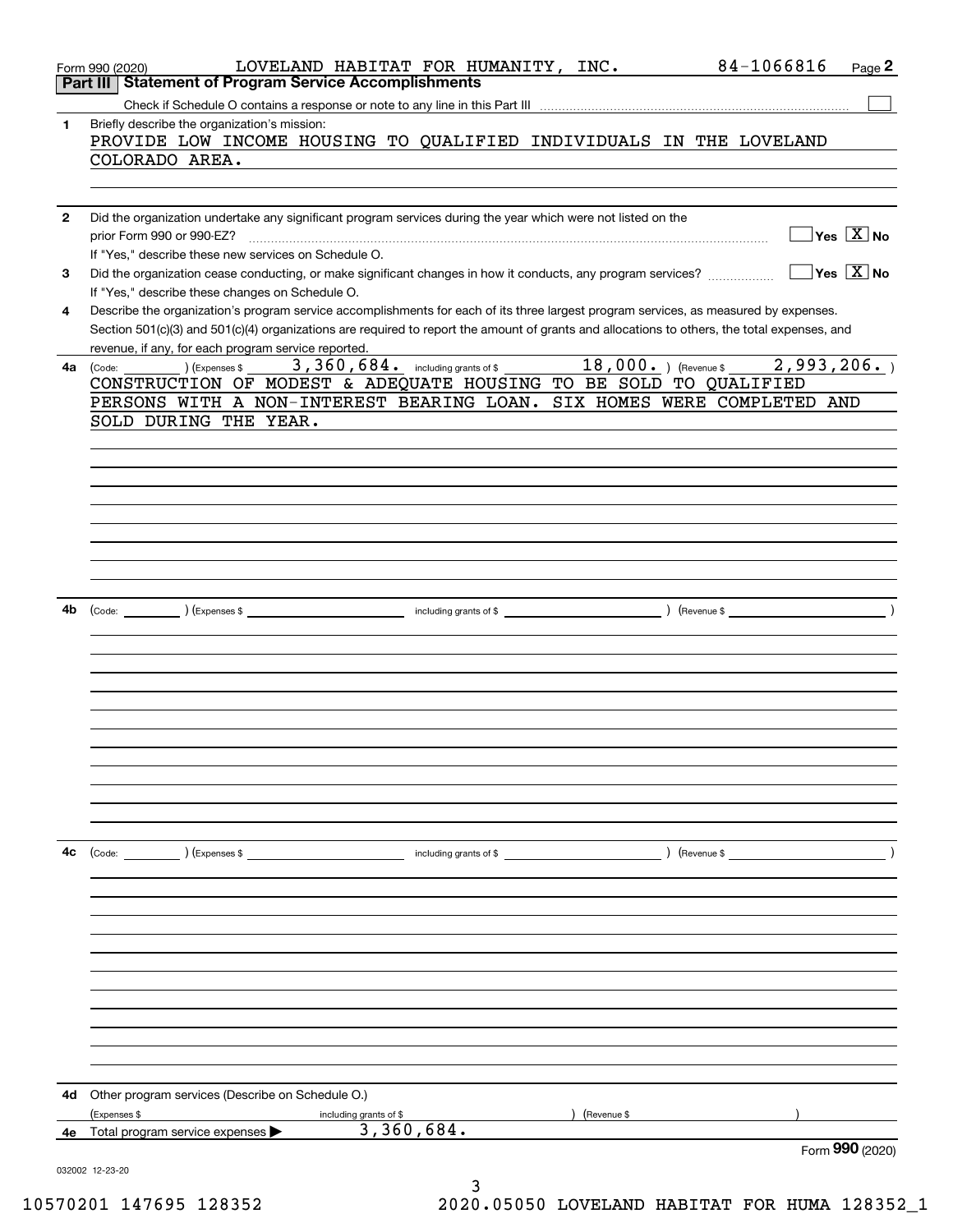Form 990 (2020) LOVELAND HABITAT FOR HUMANITY, INC. 84-1066816 Page 2

## Part III Statement of Program Service Accomplishments

Check if Schedule O contains a response or note to any line in this Part III ☐

**1** Briefly describe the organization's mission:

PROVIDE LOW INCOME HOUSING TO QUALIFIED INDIVIDUALS IN THE LOVELAND COLORADO AREA.

**2** Did the organization undertake any significant program services during the year which were not listed on the prior Form 990 or 990-EZ? ☐ Yes ☒ No

If "Yes," describe these new services on Schedule O.

**3** Did the organization cease conducting, or make significant changes in how it conducts, any program services? ☐ Yes ☒ No

If "Yes," describe these changes on Schedule O.

**4** Describe the organization's program service accomplishments for each of its three largest program services, as measured by expenses. Section 501(c)(3) and 501(c)(4) organizations are required to report the amount of grants and allocations to others, the total expenses, and revenue, if any, for each program service reported.

**4a** (Code: ) (Expenses $ 3,360,684. including grants of $ 18,000. ) (Revenue $ 2,993,206. )

CONSTRUCTION OF MODEST & ADEQUATE HOUSING TO BE SOLD TO QUALIFIED PERSONS WITH A NON-INTEREST BEARING LOAN. SIX HOMES WERE COMPLETED AND SOLD DURING THE YEAR.

**4b** (Code: ) (Expenses $ including grants of $ ) (Revenue $ )

**4c** (Code: ) (Expenses $ including grants of $ ) (Revenue $ )

**4d** Other program services (Describe on Schedule O.)

(Expenses $ including grants of $ ) (Revenue $ )

**4e** Total program service expenses ▶ 3,360,684.

Form **990** (2020)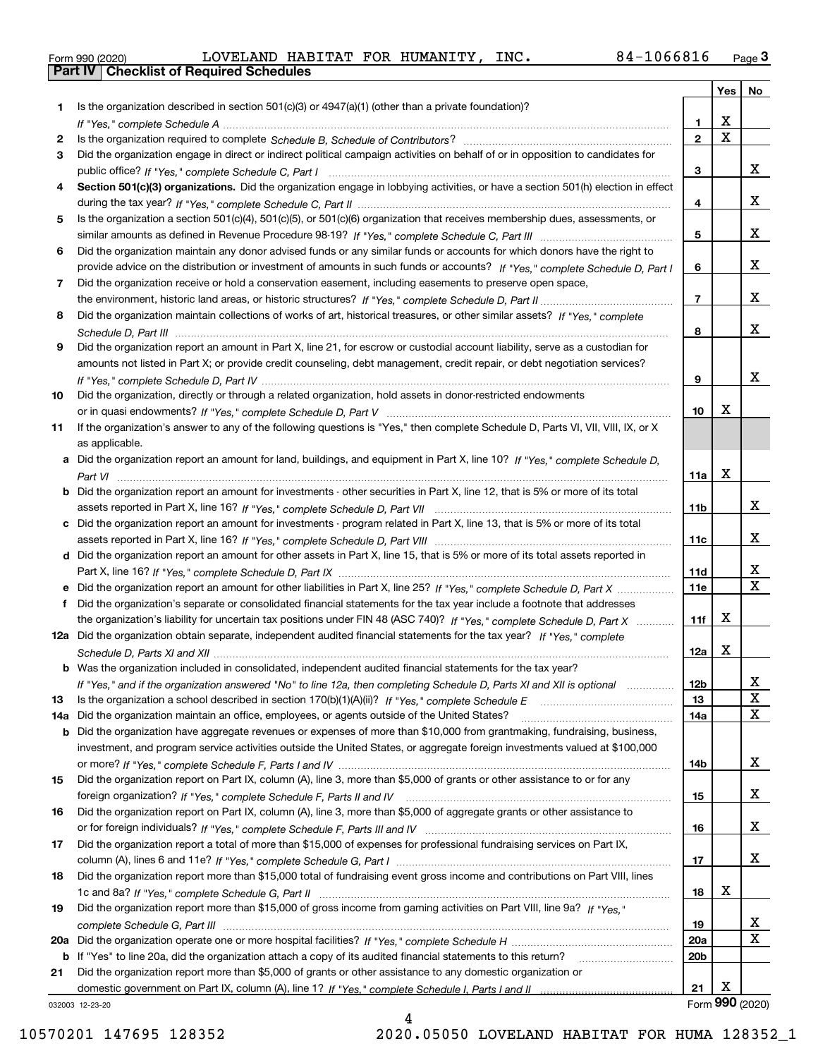Form 990 (2020) LOVELAND HABITAT FOR HUMANITY, INC. 84-1066816 Page 3

## Part IV Checklist of Required Schedules

| | | | Yes | No |
|---|---|---|---|---|
| 1 | Is the organization described in section 501(c)(3) or 4947(a)(1) (other than a private foundation)? *If "Yes," complete Schedule A* | 1 | X | |
| 2 | Is the organization required to complete *Schedule B, Schedule of Contributors*? | 2 | X | |
| 3 | Did the organization engage in direct or indirect political campaign activities on behalf of or in opposition to candidates for public office? *If "Yes," complete Schedule C, Part I* | 3 | | X |
| 4 | **Section 501(c)(3) organizations.** Did the organization engage in lobbying activities, or have a section 501(h) election in effect during the tax year? *If "Yes," complete Schedule C, Part II* | 4 | | X |
| 5 | Is the organization a section 501(c)(4), 501(c)(5), or 501(c)(6) organization that receives membership dues, assessments, or similar amounts as defined in Revenue Procedure 98-19? *If "Yes," complete Schedule C, Part III* | 5 | | X |
| 6 | Did the organization maintain any donor advised funds or any similar funds or accounts for which donors have the right to provide advice on the distribution or investment of amounts in such funds or accounts? *If "Yes," complete Schedule D, Part I* | 6 | | X |
| 7 | Did the organization receive or hold a conservation easement, including easements to preserve open space, the environment, historic land areas, or historic structures? *If "Yes," complete Schedule D, Part II* | 7 | | X |
| 8 | Did the organization maintain collections of works of art, historical treasures, or other similar assets? *If "Yes," complete Schedule D, Part III* | 8 | | X |
| 9 | Did the organization report an amount in Part X, line 21, for escrow or custodial account liability, serve as a custodian for amounts not listed in Part X; or provide credit counseling, debt management, credit repair, or debt negotiation services? *If "Yes," complete Schedule D, Part IV* | 9 | | X |
| 10 | Did the organization, directly or through a related organization, hold assets in donor-restricted endowments or in quasi endowments? *If "Yes," complete Schedule D, Part V* | 10 | X | |
| 11 | If the organization's answer to any of the following questions is "Yes," then complete Schedule D, Parts VI, VII, VIII, IX, or X as applicable. | | | |
| a | Did the organization report an amount for land, buildings, and equipment in Part X, line 10? *If "Yes," complete Schedule D, Part VI* | 11a | X | |
| b | Did the organization report an amount for investments - other securities in Part X, line 12, that is 5% or more of its total assets reported in Part X, line 16? *If "Yes," complete Schedule D, Part VII* | 11b | | X |
| c | Did the organization report an amount for investments - program related in Part X, line 13, that is 5% or more of its total assets reported in Part X, line 16? *If "Yes," complete Schedule D, Part VIII* | 11c | | X |
| d | Did the organization report an amount for other assets in Part X, line 15, that is 5% or more of its total assets reported in Part X, line 16? *If "Yes," complete Schedule D, Part IX* | 11d | | X |
| e | Did the organization report an amount for other liabilities in Part X, line 25? *If "Yes," complete Schedule D, Part X* | 11e | | X |
| f | Did the organization's separate or consolidated financial statements for the tax year include a footnote that addresses the organization's liability for uncertain tax positions under FIN 48 (ASC 740)? *If "Yes," complete Schedule D, Part X* | 11f | X | |
| 12a | Did the organization obtain separate, independent audited financial statements for the tax year? *If "Yes," complete Schedule D, Parts XI and XII* | 12a | X | |
| b | Was the organization included in consolidated, independent audited financial statements for the tax year? *If "Yes," and if the organization answered "No" to line 12a, then completing Schedule D, Parts XI and XII is optional* | 12b | | X |
| 13 | Is the organization a school described in section 170(b)(1)(A)(ii)? *If "Yes," complete Schedule E* | 13 | | X |
| 14a | Did the organization maintain an office, employees, or agents outside of the United States? | 14a | | X |
| b | Did the organization have aggregate revenues or expenses of more than $10,000 from grantmaking, fundraising, business, investment, and program service activities outside the United States, or aggregate foreign investments valued at $100,000 or more? *If "Yes," complete Schedule F, Parts I and IV* | 14b | | X |
| 15 | Did the organization report on Part IX, column (A), line 3, more than $5,000 of grants or other assistance to or for any foreign organization? *If "Yes," complete Schedule F, Parts II and IV* | 15 | | X |
| 16 | Did the organization report on Part IX, column (A), line 3, more than $5,000 of aggregate grants or other assistance to or for foreign individuals? *If "Yes," complete Schedule F, Parts III and IV* | 16 | | X |
| 17 | Did the organization report a total of more than $15,000 of expenses for professional fundraising services on Part IX, column (A), lines 6 and 11e? *If "Yes," complete Schedule G, Part I* | 17 | | X |
| 18 | Did the organization report more than $15,000 total of fundraising event gross income and contributions on Part VIII, lines 1c and 8a? *If "Yes," complete Schedule G, Part II* | 18 | X | |
| 19 | Did the organization report more than $15,000 of gross income from gaming activities on Part VIII, line 9a? *If "Yes," complete Schedule G, Part III* | 19 | | X |
| 20a | Did the organization operate one or more hospital facilities? *If "Yes," complete Schedule H* | 20a | | X |
| b | If "Yes" to line 20a, did the organization attach a copy of its audited financial statements to this return? | 20b | | |
| 21 | Did the organization report more than $5,000 of grants or other assistance to any domestic organization or domestic government on Part IX, column (A), line 1? *If "Yes," complete Schedule I, Parts I and II* | 21 | X | |

032003 12-23-20

Form **990** (2020)

10570201 147695 128352 2020.05050 LOVELAND HABITAT FOR HUMA 128352_1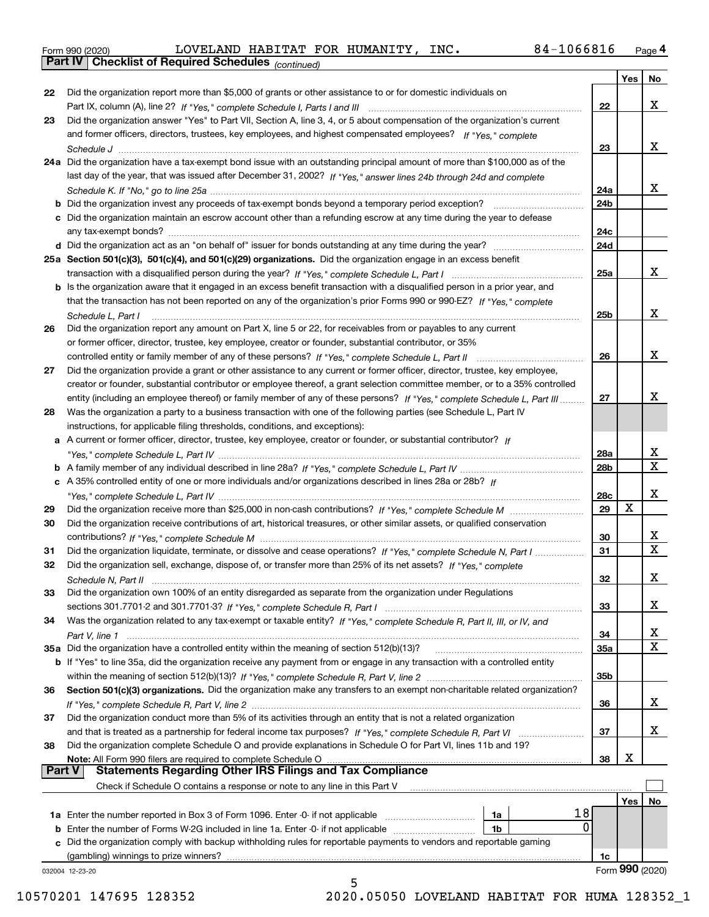Form 990 (2020) LOVELAND HABITAT FOR HUMANITY, INC. 84-1066816 Page 4

**Part IV Checklist of Required Schedules** *(continued)*

| | | | Yes | No |
|---|---|---|---|---|
| 22 | Did the organization report more than $5,000 of grants or other assistance to or for domestic individuals on Part IX, column (A), line 2? *If "Yes," complete Schedule I, Parts I and III* | 22 | | X |
| 23 | Did the organization answer "Yes" to Part VII, Section A, line 3, 4, or 5 about compensation of the organization's current and former officers, directors, trustees, key employees, and highest compensated employees? *If "Yes," complete Schedule J* | 23 | | X |
| 24a | Did the organization have a tax-exempt bond issue with an outstanding principal amount of more than $100,000 as of the last day of the year, that was issued after December 31, 2002? *If "Yes," answer lines 24b through 24d and complete Schedule K. If "No," go to line 25a* | 24a | | X |
| b | Did the organization invest any proceeds of tax-exempt bonds beyond a temporary period exception? | 24b | | |
| c | Did the organization maintain an escrow account other than a refunding escrow at any time during the year to defease any tax-exempt bonds? | 24c | | |
| d | Did the organization act as an "on behalf of" issuer for bonds outstanding at any time during the year? | 24d | | |
| 25a | **Section 501(c)(3), 501(c)(4), and 501(c)(29) organizations.** Did the organization engage in an excess benefit transaction with a disqualified person during the year? *If "Yes," complete Schedule L, Part I* | 25a | | X |
| b | Is the organization aware that it engaged in an excess benefit transaction with a disqualified person in a prior year, and that the transaction has not been reported on any of the organization's prior Forms 990 or 990-EZ? *If "Yes," complete Schedule L, Part I* | 25b | | X |
| 26 | Did the organization report any amount on Part X, line 5 or 22, for receivables from or payables to any current or former officer, director, trustee, key employee, creator or founder, substantial contributor, or 35% controlled entity or family member of any of these persons? *If "Yes," complete Schedule L, Part II* | 26 | | X |
| 27 | Did the organization provide a grant or other assistance to any current or former officer, director, trustee, key employee, creator or founder, substantial contributor or employee thereof, a grant selection committee member, or to a 35% controlled entity (including an employee thereof) or family member of any of these persons? *If "Yes," complete Schedule L, Part III* | 27 | | X |
| 28 | Was the organization a party to a business transaction with one of the following parties (see Schedule L, Part IV instructions, for applicable filing thresholds, conditions, and exceptions): | | | |
| a | A current or former officer, director, trustee, key employee, creator or founder, or substantial contributor? *If "Yes," complete Schedule L, Part IV* | 28a | | X |
| b | A family member of any individual described in line 28a? *If "Yes," complete Schedule L, Part IV* | 28b | | X |
| c | A 35% controlled entity of one or more individuals and/or organizations described in lines 28a or 28b? *If "Yes," complete Schedule L, Part IV* | 28c | | X |
| 29 | Did the organization receive more than $25,000 in non-cash contributions? *If "Yes," complete Schedule M* | 29 | X | |
| 30 | Did the organization receive contributions of art, historical treasures, or other similar assets, or qualified conservation contributions? *If "Yes," complete Schedule M* | 30 | | X |
| 31 | Did the organization liquidate, terminate, or dissolve and cease operations? *If "Yes," complete Schedule N, Part I* | 31 | | X |
| 32 | Did the organization sell, exchange, dispose of, or transfer more than 25% of its net assets? *If "Yes," complete Schedule N, Part II* | 32 | | X |
| 33 | Did the organization own 100% of an entity disregarded as separate from the organization under Regulations sections 301.7701-2 and 301.7701-3? *If "Yes," complete Schedule R, Part I* | 33 | | X |
| 34 | Was the organization related to any tax-exempt or taxable entity? *If "Yes," complete Schedule R, Part II, III, or IV, and Part V, line 1* | 34 | | X |
| 35a | Did the organization have a controlled entity within the meaning of section 512(b)(13)? | 35a | | X |
| b | If "Yes" to line 35a, did the organization receive any payment from or engage in any transaction with a controlled entity within the meaning of section 512(b)(13)? *If "Yes," complete Schedule R, Part V, line 2* | 35b | | |
| 36 | **Section 501(c)(3) organizations.** Did the organization make any transfers to an exempt non-charitable related organization? *If "Yes," complete Schedule R, Part V, line 2* | 36 | | X |
| 37 | Did the organization conduct more than 5% of its activities through an entity that is not a related organization and that is treated as a partnership for federal income tax purposes? *If "Yes," complete Schedule R, Part VI* | 37 | | X |
| 38 | Did the organization complete Schedule O and provide explanations in Schedule O for Part VI, lines 11b and 19? **Note:** All Form 990 filers are required to complete Schedule O | 38 | X | |

**Part V Statements Regarding Other IRS Filings and Tax Compliance**

Check if Schedule O contains a response or note to any line in this Part V ☐

| | | | | | Yes | No |
|---|---|---|---|---|---|---|
| 1a | Enter the number reported in Box 3 of Form 1096. Enter -0- if not applicable | 1a | 18 | | | |
| b | Enter the number of Forms W-2G included in line 1a. Enter -0- if not applicable | 1b | 0 | | | |
| c | Did the organization comply with backup withholding rules for reportable payments to vendors and reportable gaming (gambling) winnings to prize winners? | | | 1c | | |

032004 12-23-20 Form **990** (2020)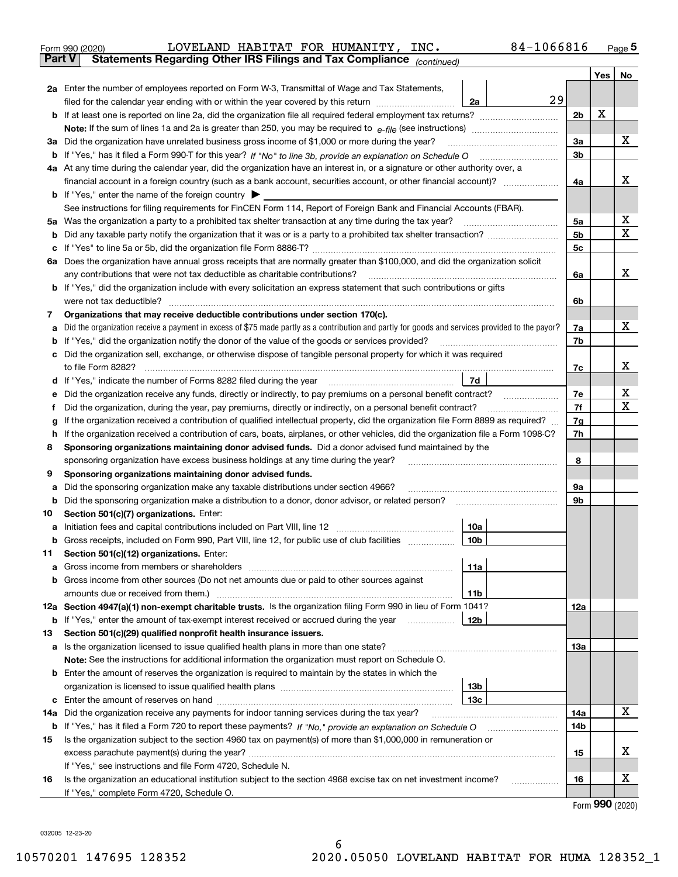Form 990 (2020) LOVELAND HABITAT FOR HUMANITY, INC. 84-1066816 Page **5**

**Part V Statements Regarding Other IRS Filings and Tax Compliance** *(continued)*

| | | | | Yes | No |
|---|---|---|---|---|---|
| **2a** | Enter the number of employees reported on Form W-3, Transmittal of Wage and Tax Statements, filed for the calendar year ending with or within the year covered by this return | 2a | 29 | | |
| **b** | If at least one is reported on line 2a, did the organization file all required federal employment tax returns? | | **2b** | X | |
| | **Note:** If the sum of lines 1a and 2a is greater than 250, you may be required to *e-file* (see instructions) | | | | |
| **3a** | Did the organization have unrelated business gross income of $1,000 or more during the year? | | **3a** | | X |
| **b** | If "Yes," has it filed a Form 990-T for this year? *If "No" to line 3b, provide an explanation on Schedule O* | | **3b** | | |
| **4a** | At any time during the calendar year, did the organization have an interest in, or a signature or other authority over, a financial account in a foreign country (such as a bank account, securities account, or other financial account)? | | **4a** | | X |
| **b** | If "Yes," enter the name of the foreign country ▶ | | | | |
| | See instructions for filing requirements for FinCEN Form 114, Report of Foreign Bank and Financial Accounts (FBAR). | | | | |
| **5a** | Was the organization a party to a prohibited tax shelter transaction at any time during the tax year? | | **5a** | | X |
| **b** | Did any taxable party notify the organization that it was or is a party to a prohibited tax shelter transaction? | | **5b** | | X |
| **c** | If "Yes" to line 5a or 5b, did the organization file Form 8886-T? | | **5c** | | |
| **6a** | Does the organization have annual gross receipts that are normally greater than $100,000, and did the organization solicit any contributions that were not tax deductible as charitable contributions? | | **6a** | | X |
| **b** | If "Yes," did the organization include with every solicitation an express statement that such contributions or gifts were not tax deductible? | | **6b** | | |
| **7** | **Organizations that may receive deductible contributions under section 170(c).** | | | | |
| **a** | Did the organization receive a payment in excess of $75 made partly as a contribution and partly for goods and services provided to the payor? | | **7a** | | X |
| **b** | If "Yes," did the organization notify the donor of the value of the goods or services provided? | | **7b** | | |
| **c** | Did the organization sell, exchange, or otherwise dispose of tangible personal property for which it was required to file Form 8282? | | **7c** | | X |
| **d** | If "Yes," indicate the number of Forms 8282 filed during the year | 7d | | | |
| **e** | Did the organization receive any funds, directly or indirectly, to pay premiums on a personal benefit contract? | | **7e** | | X |
| **f** | Did the organization, during the year, pay premiums, directly or indirectly, on a personal benefit contract? | | **7f** | | X |
| **g** | If the organization received a contribution of qualified intellectual property, did the organization file Form 8899 as required? | | **7g** | | |
| **h** | If the organization received a contribution of cars, boats, airplanes, or other vehicles, did the organization file a Form 1098-C? | | **7h** | | |
| **8** | **Sponsoring organizations maintaining donor advised funds.** Did a donor advised fund maintained by the sponsoring organization have excess business holdings at any time during the year? | | **8** | | |
| **9** | **Sponsoring organizations maintaining donor advised funds.** | | | | |
| **a** | Did the sponsoring organization make any taxable distributions under section 4966? | | **9a** | | |
| **b** | Did the sponsoring organization make a distribution to a donor, donor advisor, or related person? | | **9b** | | |
| **10** | **Section 501(c)(7) organizations.** Enter: | | | | |
| **a** | Initiation fees and capital contributions included on Part VIII, line 12 | 10a | | | |
| **b** | Gross receipts, included on Form 990, Part VIII, line 12, for public use of club facilities | 10b | | | |
| **11** | **Section 501(c)(12) organizations.** Enter: | | | | |
| **a** | Gross income from members or shareholders | 11a | | | |
| **b** | Gross income from other sources (Do not net amounts due or paid to other sources against amounts due or received from them.) | 11b | | | |
| **12a** | **Section 4947(a)(1) non-exempt charitable trusts.** Is the organization filing Form 990 in lieu of Form 1041? | | **12a** | | |
| **b** | If "Yes," enter the amount of tax-exempt interest received or accrued during the year | 12b | | | |
| **13** | **Section 501(c)(29) qualified nonprofit health insurance issuers.** | | | | |
| **a** | Is the organization licensed to issue qualified health plans in more than one state? | | **13a** | | |
| | **Note:** See the instructions for additional information the organization must report on Schedule O. | | | | |
| **b** | Enter the amount of reserves the organization is required to maintain by the states in which the organization is licensed to issue qualified health plans | 13b | | | |
| **c** | Enter the amount of reserves on hand | 13c | | | |
| **14a** | Did the organization receive any payments for indoor tanning services during the tax year? | | **14a** | | X |
| **b** | If "Yes," has it filed a Form 720 to report these payments? *If "No," provide an explanation on Schedule O* | | **14b** | | |
| **15** | Is the organization subject to the section 4960 tax on payment(s) of more than $1,000,000 in remuneration or excess parachute payment(s) during the year? | | **15** | | X |
| | If "Yes," see instructions and file Form 4720, Schedule N. | | | | |
| **16** | Is the organization an educational institution subject to the section 4968 excise tax on net investment income? | | **16** | | X |
| | If "Yes," complete Form 4720, Schedule O. | | | | |

Form **990** (2020)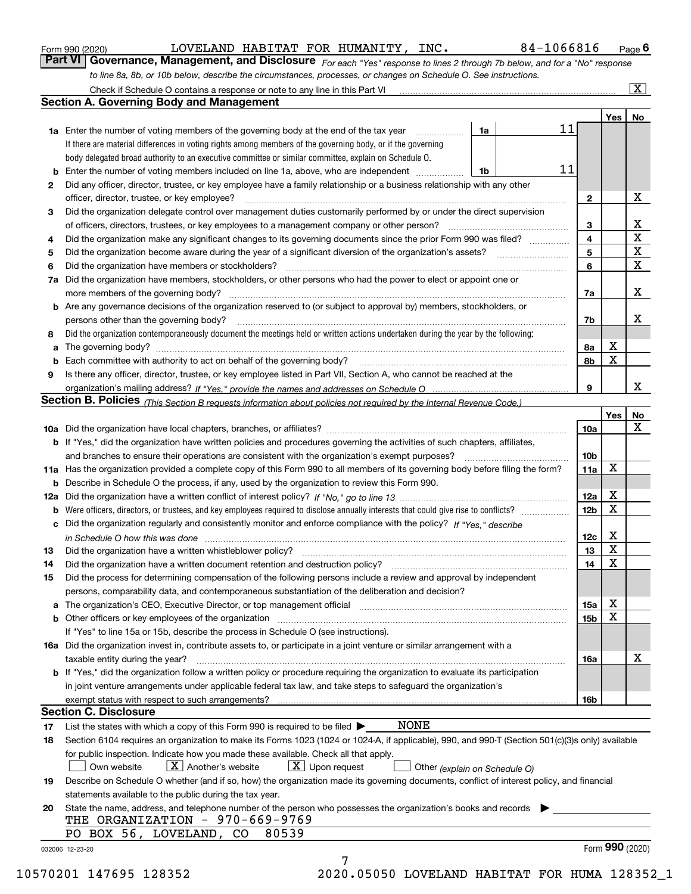Form 990 (2020) LOVELAND HABITAT FOR HUMANITY, INC. 84-1066816 Page 6

## Part VI Governance, Management, and Disclosure

*For each "Yes" response to lines 2 through 7b below, and for a "No" response to line 8a, 8b, or 10b below, describe the circumstances, processes, or changes on Schedule O. See instructions.*

Check if Schedule O contains a response or note to any line in this Part VI ..... [X]

### Section A. Governing Body and Management

| | | | | Yes | No |
|---|---|---|---|---|---|
| **1a** | Enter the number of voting members of the governing body at the end of the tax year ... **1a** 11 | | | | |
| | If there are material differences in voting rights among members of the governing body, or if the governing body delegated broad authority to an executive committee or similar committee, explain on Schedule O. | | | | |
| **b** | Enter the number of voting members included on line 1a, above, who are independent ... **1b** 11 | | | | |
| **2** | Did any officer, director, trustee, or key employee have a family relationship or a business relationship with any other officer, director, trustee, or key employee? | | **2** | | X |
| **3** | Did the organization delegate control over management duties customarily performed by or under the direct supervision of officers, directors, trustees, or key employees to a management company or other person? | | **3** | | X |
| **4** | Did the organization make any significant changes to its governing documents since the prior Form 990 was filed? | | **4** | | X |
| **5** | Did the organization become aware during the year of a significant diversion of the organization's assets? | | **5** | | X |
| **6** | Did the organization have members or stockholders? | | **6** | | X |
| **7a** | Did the organization have members, stockholders, or other persons who had the power to elect or appoint one or more members of the governing body? | | **7a** | | X |
| **b** | Are any governance decisions of the organization reserved to (or subject to approval by) members, stockholders, or persons other than the governing body? | | **7b** | | X |
| **8** | Did the organization contemporaneously document the meetings held or written actions undertaken during the year by the following: | | | | |
| **a** | The governing body? | | **8a** | X | |
| **b** | Each committee with authority to act on behalf of the governing body? | | **8b** | X | |
| **9** | Is there any officer, director, trustee, or key employee listed in Part VII, Section A, who cannot be reached at the organization's mailing address? *If "Yes," provide the names and addresses on Schedule O* | | **9** | | X |

### Section B. Policies *(This Section B requests information about policies not required by the Internal Revenue Code.)*

| | | | Yes | No |
|---|---|---|---|---|
| **10a** | Did the organization have local chapters, branches, or affiliates? | **10a** | | X |
| **b** | If "Yes," did the organization have written policies and procedures governing the activities of such chapters, affiliates, and branches to ensure their operations are consistent with the organization's exempt purposes? | **10b** | | |
| **11a** | Has the organization provided a complete copy of this Form 990 to all members of its governing body before filing the form? | **11a** | X | |
| **b** | Describe in Schedule O the process, if any, used by the organization to review this Form 990. | | | |
| **12a** | Did the organization have a written conflict of interest policy? *If "No," go to line 13* | **12a** | X | |
| **b** | Were officers, directors, or trustees, and key employees required to disclose annually interests that could give rise to conflicts? | **12b** | X | |
| **c** | Did the organization regularly and consistently monitor and enforce compliance with the policy? *If "Yes," describe in Schedule O how this was done* | **12c** | X | |
| **13** | Did the organization have a written whistleblower policy? | **13** | X | |
| **14** | Did the organization have a written document retention and destruction policy? | **14** | X | |
| **15** | Did the process for determining compensation of the following persons include a review and approval by independent persons, comparability data, and contemporaneous substantiation of the deliberation and decision? | | | |
| **a** | The organization's CEO, Executive Director, or top management official | **15a** | X | |
| **b** | Other officers or key employees of the organization | **15b** | X | |
| | If "Yes" to line 15a or 15b, describe the process in Schedule O (see instructions). | | | |
| **16a** | Did the organization invest in, contribute assets to, or participate in a joint venture or similar arrangement with a taxable entity during the year? | **16a** | | X |
| **b** | If "Yes," did the organization follow a written policy or procedure requiring the organization to evaluate its participation in joint venture arrangements under applicable federal tax law, and take steps to safeguard the organization's exempt status with respect to such arrangements? | **16b** | | |

### Section C. Disclosure

**17** List the states with which a copy of this Form 990 is required to be filed ▶ NONE

**18** Section 6104 requires an organization to make its Forms 1023 (1024 or 1024-A, if applicable), 990, and 990-T (Section 501(c)(3)s only) available for public inspection. Indicate how you made these available. Check all that apply.

[ ] Own website [X] Another's website [X] Upon request [ ] Other *(explain on Schedule O)*

**19** Describe on Schedule O whether (and if so, how) the organization made its governing documents, conflict of interest policy, and financial statements available to the public during the tax year.

**20** State the name, address, and telephone number of the person who possesses the organization's books and records ▶

THE ORGANIZATION - 970-669-9769
PO BOX 56, LOVELAND, CO 80539

032006 12-23-20 Form **990** (2020)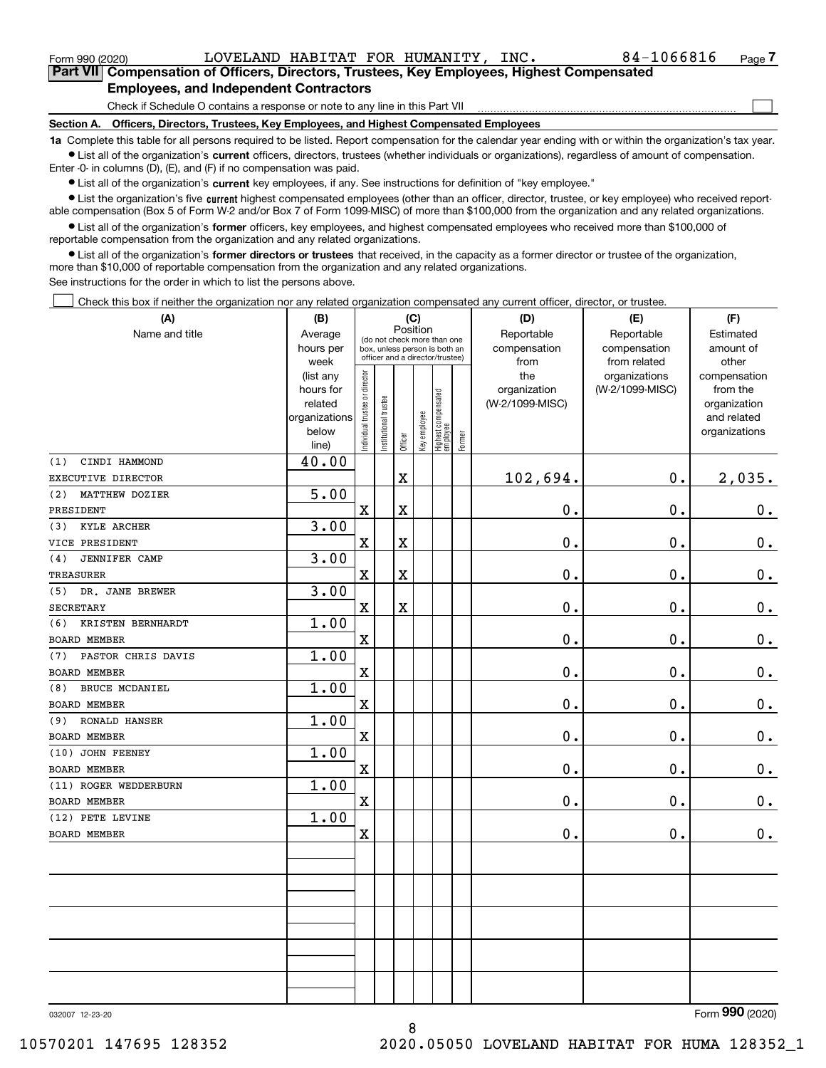Form 990 (2020) LOVELAND HABITAT FOR HUMANITY, INC. 84-1066816

## Part VII Compensation of Officers, Directors, Trustees, Key Employees, Highest Compensated Employees, and Independent Contractors

Check if Schedule O contains a response or note to any line in this Part VII ☐

**Section A. Officers, Directors, Trustees, Key Employees, and Highest Compensated Employees**

**1a** Complete this table for all persons required to be listed. Report compensation for the calendar year ending with or within the organization's tax year.

● List all of the organization's **current** officers, directors, trustees (whether individuals or organizations), regardless of amount of compensation. Enter -0- in columns (D), (E), and (F) if no compensation was paid.

● List all of the organization's **current** key employees, if any. See instructions for definition of "key employee."

● List the organization's five **current** highest compensated employees (other than an officer, director, trustee, or key employee) who received reportable compensation (Box 5 of Form W-2 and/or Box 7 of Form 1099-MISC) of more than $100,000 from the organization and any related organizations.

● List all of the organization's **former** officers, key employees, and highest compensated employees who received more than $100,000 of reportable compensation from the organization and any related organizations.

● List all of the organization's **former directors or trustees** that received, in the capacity as a former director or trustee of the organization, more than $10,000 of reportable compensation from the organization and any related organizations.

See instructions for the order in which to list the persons above.

☐ Check this box if neither the organization nor any related organization compensated any current officer, director, or trustee.

| (A) Name and title | (B) Average hours per week (list any hours for related organizations below line) | (C) Position: Individual trustee or director | Institutional trustee | Officer | Key employee | Highest compensated employee | Former | (D) Reportable compensation from the organization (W-2/1099-MISC) | (E) Reportable compensation from related organizations (W-2/1099-MISC) | (F) Estimated amount of other compensation from the organization and related organizations |
|---|---|---|---|---|---|---|---|---|---|---|
| (1) CINDI HAMMOND<br>EXECUTIVE DIRECTOR | 40.00 | | | X | | | | 102,694. | 0. | 2,035. |
| (2) MATTHEW DOZIER<br>PRESIDENT | 5.00 | X | | X | | | | 0. | 0. | 0. |
| (3) KYLE ARCHER<br>VICE PRESIDENT | 3.00 | X | | X | | | | 0. | 0. | 0. |
| (4) JENNIFER CAMP<br>TREASURER | 3.00 | X | | X | | | | 0. | 0. | 0. |
| (5) DR. JANE BREWER<br>SECRETARY | 3.00 | X | | X | | | | 0. | 0. | 0. |
| (6) KRISTEN BERNHARDT<br>BOARD MEMBER | 1.00 | X | | | | | | 0. | 0. | 0. |
| (7) PASTOR CHRIS DAVIS<br>BOARD MEMBER | 1.00 | X | | | | | | 0. | 0. | 0. |
| (8) BRUCE MCDANIEL<br>BOARD MEMBER | 1.00 | X | | | | | | 0. | 0. | 0. |
| (9) RONALD HANSER<br>BOARD MEMBER | 1.00 | X | | | | | | 0. | 0. | 0. |
| (10) JOHN FEENEY<br>BOARD MEMBER | 1.00 | X | | | | | | 0. | 0. | 0. |
| (11) ROGER WEDDERBURN<br>BOARD MEMBER | 1.00 | X | | | | | | 0. | 0. | 0. |
| (12) PETE LEVINE<br>BOARD MEMBER | 1.00 | X | | | | | | 0. | 0. | 0. |

032007 12-23-20

Form **990** (2020)

10570201 147695 128352 2020.05050 LOVELAND HABITAT FOR HUMA 128352_1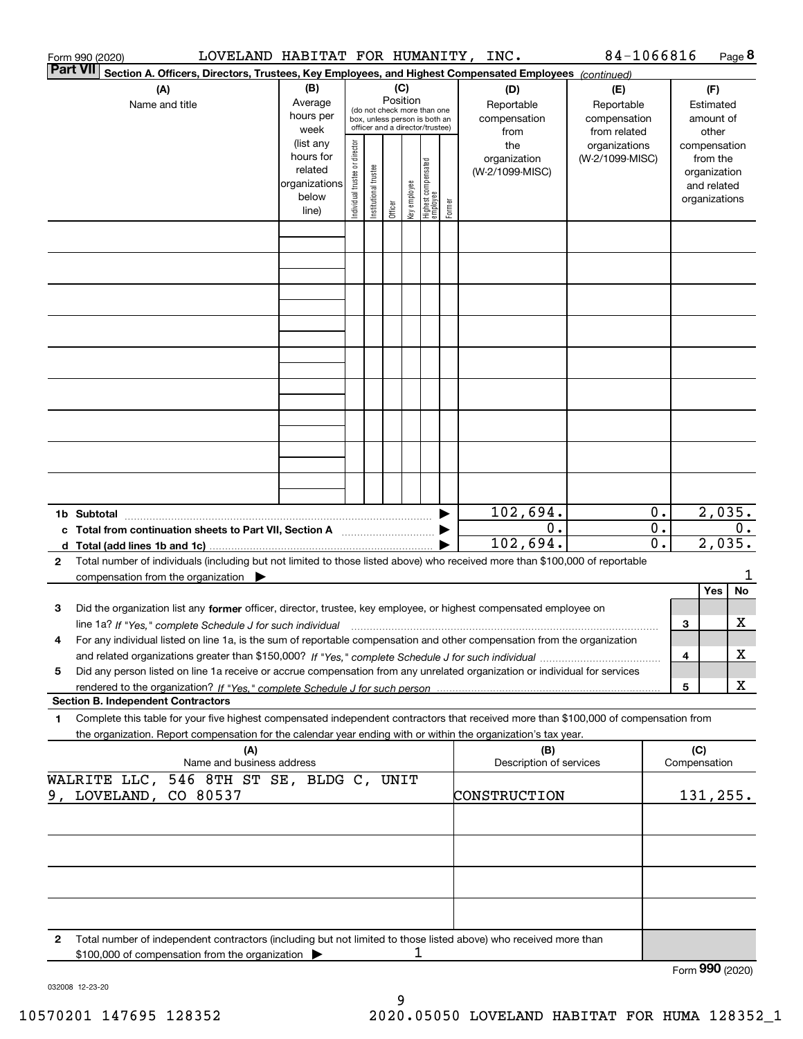Form 990 (2020) LOVELAND HABITAT FOR HUMANITY, INC. 84-1066816 Page 8

**Part VII** **Section A. Officers, Directors, Trustees, Key Employees, and Highest Compensated Employees** *(continued)*

| (A) Name and title | (B) Average hours per week (list any hours for related organizations below line) | (C) Position (do not check more than one box, unless person is both an officer and a director/trustee): Individual trustee or director | Institutional trustee | Officer | Key employee | Highest compensated employee | Former | (D) Reportable compensation from the organization (W-2/1099-MISC) | (E) Reportable compensation from related organizations (W-2/1099-MISC) | (F) Estimated amount of other compensation from the organization and related organizations |
|---|---|---|---|---|---|---|---|---|---|---|
| | | | | | | | | | | |
| | | | | | | | | | | |
| | | | | | | | | | | |
| | | | | | | | | | | |
| | | | | | | | | | | |
| | | | | | | | | | | |
| | | | | | | | | | | |
| | | | | | | | | | | |
| | | | | | | | | | | |
| **1b Subtotal** | | | | | | | ▶ | 102,694. | 0. | 2,035. |
| **c Total from continuation sheets to Part VII, Section A** | | | | | | | ▶ | 0. | 0. | 0. |
| **d Total (add lines 1b and 1c)** | | | | | | | ▶ | 102,694. | 0. | 2,035. |

**2** Total number of individuals (including but not limited to those listed above) who received more than $100,000 of reportable compensation from the organization ▶ 1

| | | | Yes | No |
|---|---|---|---|---|
| **3** | Did the organization list any **former** officer, director, trustee, key employee, or highest compensated employee on line 1a? *If "Yes," complete Schedule J for such individual* | 3 | | X |
| **4** | For any individual listed on line 1a, is the sum of reportable compensation and other compensation from the organization and related organizations greater than $150,000? *If "Yes," complete Schedule J for such individual* | 4 | | X |
| **5** | Did any person listed on line 1a receive or accrue compensation from any unrelated organization or individual for services rendered to the organization? *If "Yes," complete Schedule J for such person* | 5 | | X |

**Section B. Independent Contractors**

**1** Complete this table for your five highest compensated independent contractors that received more than $100,000 of compensation from the organization. Report compensation for the calendar year ending with or within the organization's tax year.

| (A) Name and business address | (B) Description of services | (C) Compensation |
|---|---|---|
| WALRITE LLC, 546 8TH ST SE, BLDG C, UNIT 9, LOVELAND, CO 80537 | CONSTRUCTION | 131,255. |
| | | |
| | | |
| | | |
| | | |

**2** Total number of independent contractors (including but not limited to those listed above) who received more than $100,000 of compensation from the organization ▶ 1

Form **990** (2020)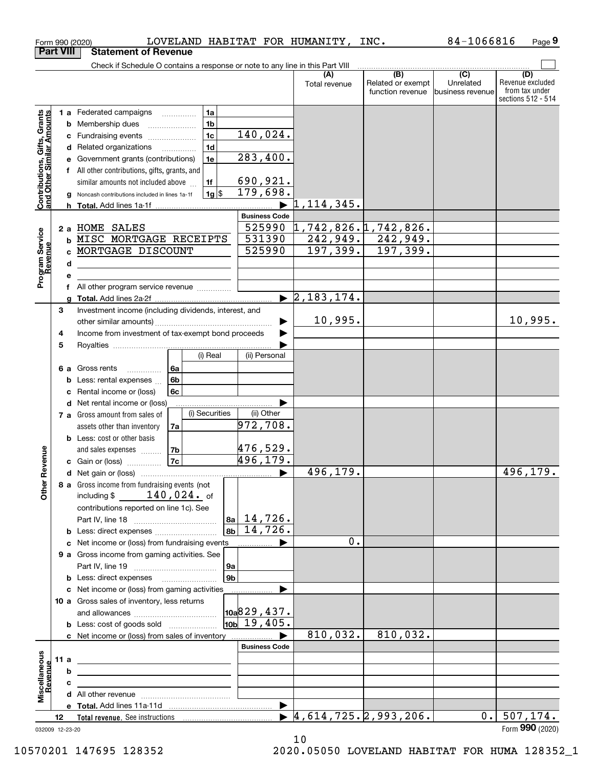Form 990 (2020) LOVELAND HABITAT FOR HUMANITY, INC. 84-1066816 Page **9**

## Part VIII Statement of Revenue

Check if Schedule O contains a response or note to any line in this Part VIII

| | | | | (A) Total revenue | (B) Related or exempt function revenue | (C) Unrelated business revenue | (D) Revenue excluded from tax under sections 512 - 514 |
|---|---|---|---|---|---|---|---|
| **Contributions, Gifts, Grants and Other Similar Amounts** | 1 a Federated campaigns | 1a | | | | | |
| | b Membership dues | 1b | | | | | |
| | c Fundraising events | 1c | 140,024. | | | | |
| | d Related organizations | 1d | | | | | |
| | e Government grants (contributions) | 1e | 283,400. | | | | |
| | f All other contributions, gifts, grants, and similar amounts not included above | 1f | 690,921. | | | | |
| | g Noncash contributions included in lines 1a-1f | 1g $ | 179,698. | | | | |
| | h **Total.** Add lines 1a-1f | | | 1,114,345. | | | |
| | | | **Business Code** | | | | |
| **Program Service Revenue** | 2 a HOME SALES | | 525990 | 1,742,826. | 1,742,826. | | |
| | b MISC MORTGAGE RECEIPTS | | 531390 | 242,949. | 242,949. | | |
| | c MORTGAGE DISCOUNT | | 525990 | 197,399. | 197,399. | | |
| | d | | | | | | |
| | e | | | | | | |
| | f All other program service revenue | | | | | | |
| | g **Total.** Add lines 2a-2f | | | 2,183,174. | | | |
| **Other Revenue** | 3 Investment income (including dividends, interest, and other similar amounts) | | | 10,995. | | | 10,995. |
| | 4 Income from investment of tax-exempt bond proceeds | | | | | | |
| | 5 Royalties | | | | | | |
| | | (i) Real | (ii) Personal | | | | |
| | 6 a Gross rents (6a) | | | | | | |
| | b Less: rental expenses (6b) | | | | | | |
| | c Rental income or (loss) (6c) | | | | | | |
| | d Net rental income or (loss) | | | | | | |
| | | (i) Securities | (ii) Other | | | | |
| | 7 a Gross amount from sales of assets other than inventory (7a) | | 972,708. | | | | |
| | b Less: cost or other basis and sales expenses (7b) | | 476,529. | | | | |
| | c Gain or (loss) (7c) | | 496,179. | | | | |
| | d Net gain or (loss) | | | 496,179. | | | 496,179. |
| | 8 a Gross income from fundraising events (not including $ 140,024. of contributions reported on line 1c). See Part IV, line 18 | 8a | 14,726. | | | | |
| | b Less: direct expenses | 8b | 14,726. | | | | |
| | c Net income or (loss) from fundraising events | | | 0. | | | |
| | 9 a Gross income from gaming activities. See Part IV, line 19 | 9a | | | | | |
| | b Less: direct expenses | 9b | | | | | |
| | c Net income or (loss) from gaming activities | | | | | | |
| | 10 a Gross sales of inventory, less returns and allowances | 10a | 829,437. | | | | |
| | b Less: cost of goods sold | 10b | 19,405. | | | | |
| | c Net income or (loss) from sales of inventory | | | 810,032. | 810,032. | | |
| | | | **Business Code** | | | | |
| **Miscellaneous Revenue** | 11 a | | | | | | |
| | b | | | | | | |
| | c | | | | | | |
| | d All other revenue | | | | | | |
| | e **Total.** Add lines 11a-11d | | | | | | |
| | 12 **Total revenue.** See instructions | | | 4,614,725. | 2,993,206. | 0. | 507,174. |

032009 12-23-20 Form **990** (2020)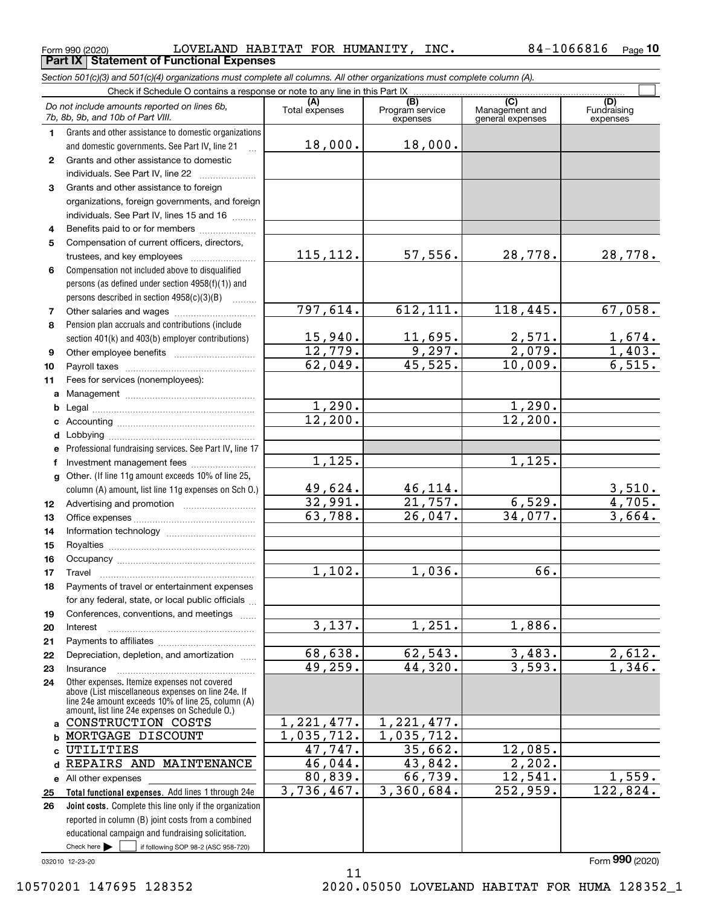Form 990 (2020) LOVELAND HABITAT FOR HUMANITY, INC. 84-1066816 Page 10

**Part IX Statement of Functional Expenses**

*Section 501(c)(3) and 501(c)(4) organizations must complete all columns. All other organizations must complete column (A).*

Check if Schedule O contains a response or note to any line in this Part IX ☐

| *Do not include amounts reported on lines 6b, 7b, 8b, 9b, and 10b of Part VIII.* | (A) Total expenses | (B) Program service expenses | (C) Management and general expenses | (D) Fundraising expenses |
|---|---|---|---|---|
| **1** Grants and other assistance to domestic organizations and domestic governments. See Part IV, line 21 | 18,000. | 18,000. | | |
| **2** Grants and other assistance to domestic individuals. See Part IV, line 22 | | | | |
| **3** Grants and other assistance to foreign organizations, foreign governments, and foreign individuals. See Part IV, lines 15 and 16 | | | | |
| **4** Benefits paid to or for members | | | | |
| **5** Compensation of current officers, directors, trustees, and key employees | 115,112. | 57,556. | 28,778. | 28,778. |
| **6** Compensation not included above to disqualified persons (as defined under section 4958(f)(1)) and persons described in section 4958(c)(3)(B) | | | | |
| **7** Other salaries and wages | 797,614. | 612,111. | 118,445. | 67,058. |
| **8** Pension plan accruals and contributions (include section 401(k) and 403(b) employer contributions) | 15,940. | 11,695. | 2,571. | 1,674. |
| **9** Other employee benefits | 12,779. | 9,297. | 2,079. | 1,403. |
| **10** Payroll taxes | 62,049. | 45,525. | 10,009. | 6,515. |
| **11** Fees for services (nonemployees): | | | | |
| **a** Management | | | | |
| **b** Legal | 1,290. | | 1,290. | |
| **c** Accounting | 12,200. | | 12,200. | |
| **d** Lobbying | | | | |
| **e** Professional fundraising services. See Part IV, line 17 | | | | |
| **f** Investment management fees | 1,125. | | 1,125. | |
| **g** Other. (If line 11g amount exceeds 10% of line 25, column (A) amount, list line 11g expenses on Sch O.) | 49,624. | 46,114. | | 3,510. |
| **12** Advertising and promotion | 32,991. | 21,757. | 6,529. | 4,705. |
| **13** Office expenses | 63,788. | 26,047. | 34,077. | 3,664. |
| **14** Information technology | | | | |
| **15** Royalties | | | | |
| **16** Occupancy | | | | |
| **17** Travel | 1,102. | 1,036. | 66. | |
| **18** Payments of travel or entertainment expenses for any federal, state, or local public officials | | | | |
| **19** Conferences, conventions, and meetings | | | | |
| **20** Interest | 3,137. | 1,251. | 1,886. | |
| **21** Payments to affiliates | | | | |
| **22** Depreciation, depletion, and amortization | 68,638. | 62,543. | 3,483. | 2,612. |
| **23** Insurance | 49,259. | 44,320. | 3,593. | 1,346. |
| **24** Other expenses. Itemize expenses not covered above (List miscellaneous expenses on line 24e. If line 24e amount exceeds 10% of line 25, column (A) amount, list line 24e expenses on Schedule O.) | | | | |
| **a** CONSTRUCTION COSTS | 1,221,477. | 1,221,477. | | |
| **b** MORTGAGE DISCOUNT | 1,035,712. | 1,035,712. | | |
| **c** UTILITIES | 47,747. | 35,662. | 12,085. | |
| **d** REPAIRS AND MAINTENANCE | 46,044. | 43,842. | 2,202. | |
| **e** All other expenses | 80,839. | 66,739. | 12,541. | 1,559. |
| **25 Total functional expenses.** Add lines 1 through 24e | 3,736,467. | 3,360,684. | 252,959. | 122,824. |
| **26 Joint costs.** Complete this line only if the organization reported in column (B) joint costs from a combined educational campaign and fundraising solicitation. Check here ☐ if following SOP 98-2 (ASC 958-720) | | | | |

032010 12-23-20

Form **990** (2020)

10570201 147695 128352 2020.05050 LOVELAND HABITAT FOR HUMA 128352_1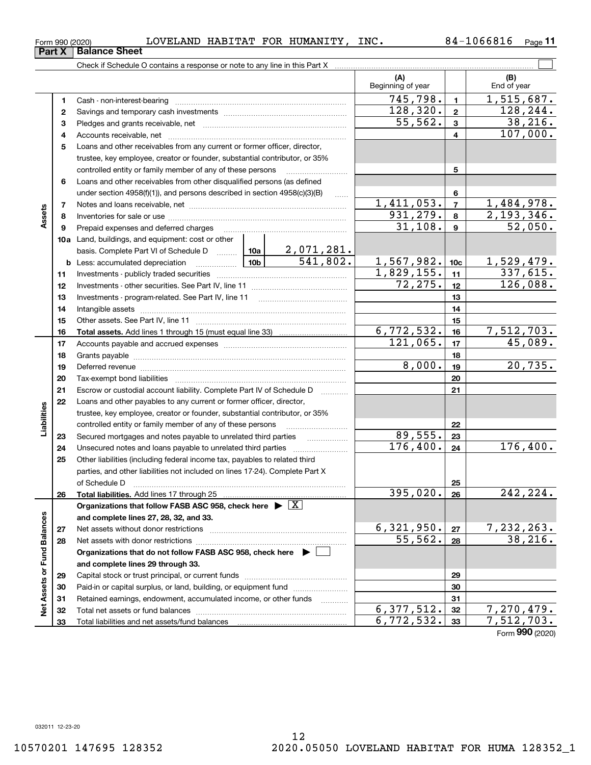Form 990 (2020) LOVELAND HABITAT FOR HUMANITY, INC. 84-1066816

## Part X Balance Sheet

Check if Schedule O contains a response or note to any line in this Part X ☐

| | | | | (A) Beginning of year | | (B) End of year |
|---|---|---|---|---|---|---|
| Assets | 1 | Cash - non-interest-bearing | | 745,798. | 1 | 1,515,687. |
| | 2 | Savings and temporary cash investments | | 128,320. | 2 | 128,244. |
| | 3 | Pledges and grants receivable, net | | 55,562. | 3 | 38,216. |
| | 4 | Accounts receivable, net | | | 4 | 107,000. |
| | 5 | Loans and other receivables from any current or former officer, director, trustee, key employee, creator or founder, substantial contributor, or 35% controlled entity or family member of any of these persons | | | 5 | |
| | 6 | Loans and other receivables from other disqualified persons (as defined under section 4958(f)(1)), and persons described in section 4958(c)(3)(B) | | | 6 | |
| | 7 | Notes and loans receivable, net | | 1,411,053. | 7 | 1,484,978. |
| | 8 | Inventories for sale or use | | 931,279. | 8 | 2,193,346. |
| | 9 | Prepaid expenses and deferred charges | | 31,108. | 9 | 52,050. |
| | 10a | Land, buildings, and equipment: cost or other basis. Complete Part VI of Schedule D | 10a 2,071,281. | | | |
| | b | Less: accumulated depreciation | 10b 541,802. | 1,567,982. | 10c | 1,529,479. |
| | 11 | Investments - publicly traded securities | | 1,829,155. | 11 | 337,615. |
| | 12 | Investments - other securities. See Part IV, line 11 | | 72,275. | 12 | 126,088. |
| | 13 | Investments - program-related. See Part IV, line 11 | | | 13 | |
| | 14 | Intangible assets | | | 14 | |
| | 15 | Other assets. See Part IV, line 11 | | | 15 | |
| | 16 | **Total assets.** Add lines 1 through 15 (must equal line 33) | | 6,772,532. | 16 | 7,512,703. |
| Liabilities | 17 | Accounts payable and accrued expenses | | 121,065. | 17 | 45,089. |
| | 18 | Grants payable | | | 18 | |
| | 19 | Deferred revenue | | 8,000. | 19 | 20,735. |
| | 20 | Tax-exempt bond liabilities | | | 20 | |
| | 21 | Escrow or custodial account liability. Complete Part IV of Schedule D | | | 21 | |
| | 22 | Loans and other payables to any current or former officer, director, trustee, key employee, creator or founder, substantial contributor, or 35% controlled entity or family member of any of these persons | | | 22 | |
| | 23 | Secured mortgages and notes payable to unrelated third parties | | 89,555. | 23 | |
| | 24 | Unsecured notes and loans payable to unrelated third parties | | 176,400. | 24 | 176,400. |
| | 25 | Other liabilities (including federal income tax, payables to related third parties, and other liabilities not included on lines 17-24). Complete Part X of Schedule D | | | 25 | |
| | 26 | **Total liabilities.** Add lines 17 through 25 | | 395,020. | 26 | 242,224. |
| Net Assets or Fund Balances | | **Organizations that follow FASB ASC 958, check here ▶ ☒ and complete lines 27, 28, 32, and 33.** | | | | |
| | 27 | Net assets without donor restrictions | | 6,321,950. | 27 | 7,232,263. |
| | 28 | Net assets with donor restrictions | | 55,562. | 28 | 38,216. |
| | | **Organizations that do not follow FASB ASC 958, check here ▶ ☐ and complete lines 29 through 33.** | | | | |
| | 29 | Capital stock or trust principal, or current funds | | | 29 | |
| | 30 | Paid-in or capital surplus, or land, building, or equipment fund | | | 30 | |
| | 31 | Retained earnings, endowment, accumulated income, or other funds | | | 31 | |
| | 32 | Total net assets or fund balances | | 6,377,512. | 32 | 7,270,479. |
| | 33 | Total liabilities and net assets/fund balances | | 6,772,532. | 33 | 7,512,703. |

Form **990** (2020)

032011 12-23-20

10570201 147695 128352 2020.05050 LOVELAND HABITAT FOR HUMA 128352_1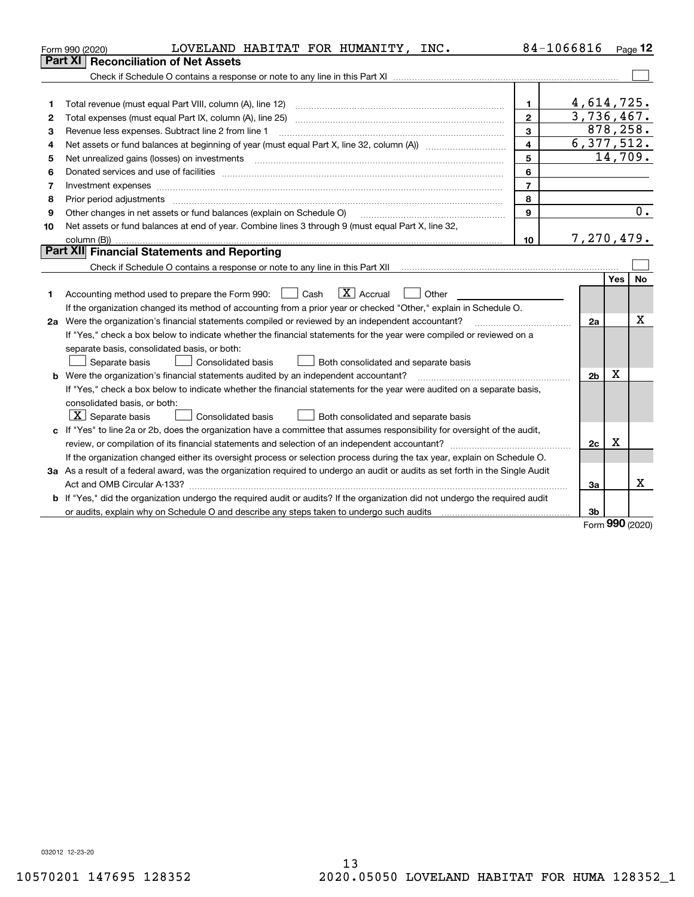Form 990 (2020) LOVELAND HABITAT FOR HUMANITY, INC. 84-1066816 Page 12

## Part XI Reconciliation of Net Assets

Check if Schedule O contains a response or note to any line in this Part XI ☐

| | | | |
|---|---|---|---|
| 1 | Total revenue (must equal Part VIII, column (A), line 12) | 1 | 4,614,725. |
| 2 | Total expenses (must equal Part IX, column (A), line 25) | 2 | 3,736,467. |
| 3 | Revenue less expenses. Subtract line 2 from line 1 | 3 | 878,258. |
| 4 | Net assets or fund balances at beginning of year (must equal Part X, line 32, column (A)) | 4 | 6,377,512. |
| 5 | Net unrealized gains (losses) on investments | 5 | 14,709. |
| 6 | Donated services and use of facilities | 6 | |
| 7 | Investment expenses | 7 | |
| 8 | Prior period adjustments | 8 | |
| 9 | Other changes in net assets or fund balances (explain on Schedule O) | 9 | 0. |
| 10 | Net assets or fund balances at end of year. Combine lines 3 through 9 (must equal Part X, line 32, column (B)) | 10 | 7,270,479. |

## Part XII Financial Statements and Reporting

Check if Schedule O contains a response or note to any line in this Part XII ☐

| | | | Yes | No |
|---|---|---|---|---|
| 1 | Accounting method used to prepare the Form 990: ☐ Cash ☒ Accrual ☐ Other<br>If the organization changed its method of accounting from a prior year or checked "Other," explain in Schedule O. | | | |
| 2a | Were the organization's financial statements compiled or reviewed by an independent accountant?<br>If "Yes," check a box below to indicate whether the financial statements for the year were compiled or reviewed on a separate basis, consolidated basis, or both:<br>☐ Separate basis ☐ Consolidated basis ☐ Both consolidated and separate basis | 2a | | X |
| b | Were the organization's financial statements audited by an independent accountant?<br>If "Yes," check a box below to indicate whether the financial statements for the year were audited on a separate basis, consolidated basis, or both:<br>☒ Separate basis ☐ Consolidated basis ☐ Both consolidated and separate basis | 2b | X | |
| c | If "Yes" to line 2a or 2b, does the organization have a committee that assumes responsibility for oversight of the audit, review, or compilation of its financial statements and selection of an independent accountant?<br>If the organization changed either its oversight process or selection process during the tax year, explain on Schedule O. | 2c | X | |
| 3a | As a result of a federal award, was the organization required to undergo an audit or audits as set forth in the Single Audit Act and OMB Circular A-133? | 3a | | X |
| b | If "Yes," did the organization undergo the required audit or audits? If the organization did not undergo the required audit or audits, explain why on Schedule O and describe any steps taken to undergo such audits | 3b | | |

Form 990 (2020)

032012 12-23-20

10570201 147695 128352 2020.05050 LOVELAND HABITAT FOR HUMA 128352_1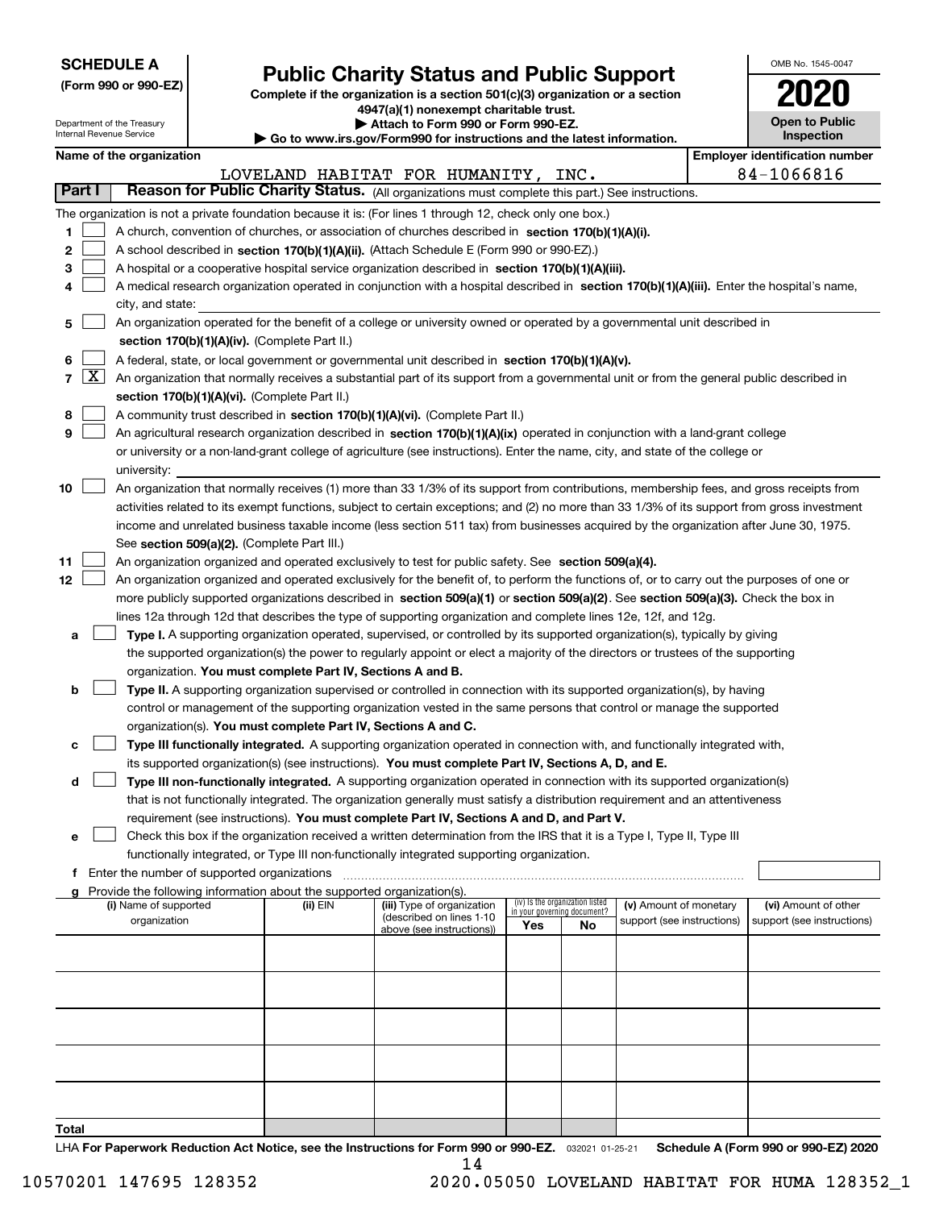**SCHEDULE A**
**(Form 990 or 990-EZ)**

Department of the Treasury
Internal Revenue Service

# Public Charity Status and Public Support

**Complete if the organization is a section 501(c)(3) organization or a section 4947(a)(1) nonexempt charitable trust.**
**▶ Attach to Form 990 or Form 990-EZ.**
**▶ Go to www.irs.gov/Form990 for instructions and the latest information.**

OMB No. 1545-0047
**2020**
**Open to Public Inspection**

**Name of the organization:** LOVELAND HABITAT FOR HUMANITY, INC.
**Employer identification number:** 84-1066816

## Part I — Reason for Public Charity Status. (All organizations must complete this part.) See instructions.

The organization is not a private foundation because it is: (For lines 1 through 12, check only one box.)

1. [ ] A church, convention of churches, or association of churches described in **section 170(b)(1)(A)(i).**
2. [ ] A school described in **section 170(b)(1)(A)(ii).** (Attach Schedule E (Form 990 or 990-EZ).)
3. [ ] A hospital or a cooperative hospital service organization described in **section 170(b)(1)(A)(iii).**
4. [ ] A medical research organization operated in conjunction with a hospital described in **section 170(b)(1)(A)(iii).** Enter the hospital's name, city, and state:
5. [ ] An organization operated for the benefit of a college or university owned or operated by a governmental unit described in **section 170(b)(1)(A)(iv).** (Complete Part II.)
6. [ ] A federal, state, or local government or governmental unit described in **section 170(b)(1)(A)(v).**
7. [X] An organization that normally receives a substantial part of its support from a governmental unit or from the general public described in **section 170(b)(1)(A)(vi).** (Complete Part II.)
8. [ ] A community trust described in **section 170(b)(1)(A)(vi).** (Complete Part II.)
9. [ ] An agricultural research organization described in **section 170(b)(1)(A)(ix)** operated in conjunction with a land-grant college or university or a non-land-grant college of agriculture (see instructions). Enter the name, city, and state of the college or university:
10. [ ] An organization that normally receives (1) more than 33 1/3% of its support from contributions, membership fees, and gross receipts from activities related to its exempt functions, subject to certain exceptions; and (2) no more than 33 1/3% of its support from gross investment income and unrelated business taxable income (less section 511 tax) from businesses acquired by the organization after June 30, 1975. See **section 509(a)(2).** (Complete Part III.)
11. [ ] An organization organized and operated exclusively to test for public safety. See **section 509(a)(4).**
12. [ ] An organization organized and operated exclusively for the benefit of, to perform the functions of, or to carry out the purposes of one or more publicly supported organizations described in **section 509(a)(1)** or **section 509(a)(2)**. See **section 509(a)(3).** Check the box in lines 12a through 12d that describes the type of supporting organization and complete lines 12e, 12f, and 12g.
   - **a** [ ] **Type I.** A supporting organization operated, supervised, or controlled by its supported organization(s), typically by giving the supported organization(s) the power to regularly appoint or elect a majority of the directors or trustees of the supporting organization. **You must complete Part IV, Sections A and B.**
   - **b** [ ] **Type II.** A supporting organization supervised or controlled in connection with its supported organization(s), by having control or management of the supporting organization vested in the same persons that control or manage the supported organization(s). **You must complete Part IV, Sections A and C.**
   - **c** [ ] **Type III functionally integrated.** A supporting organization operated in connection with, and functionally integrated with, its supported organization(s) (see instructions). **You must complete Part IV, Sections A, D, and E.**
   - **d** [ ] **Type III non-functionally integrated.** A supporting organization operated in connection with its supported organization(s) that is not functionally integrated. The organization generally must satisfy a distribution requirement and an attentiveness requirement (see instructions). **You must complete Part IV, Sections A and D, and Part V.**
   - **e** [ ] Check this box if the organization received a written determination from the IRS that it is a Type I, Type II, Type III functionally integrated, or Type III non-functionally integrated supporting organization.
   - **f** Enter the number of supported organizations
   - **g** Provide the following information about the supported organization(s).

| (i) Name of supported organization | (ii) EIN | (iii) Type of organization (described on lines 1-10 above (see instructions)) | (iv) Is the organization listed in your governing document? Yes | No | (v) Amount of monetary support (see instructions) | (vi) Amount of other support (see instructions) |
|---|---|---|---|---|---|---|
| | | | | | | |
| | | | | | | |
| | | | | | | |
| | | | | | | |
| | | | | | | |
| **Total** | | | | | | |

LHA **For Paperwork Reduction Act Notice, see the Instructions for Form 990 or 990-EZ.** 032021 01-25-21 **Schedule A (Form 990 or 990-EZ) 2020**

10570201 147695 128352 2020.05050 LOVELAND HABITAT FOR HUMA 128352_1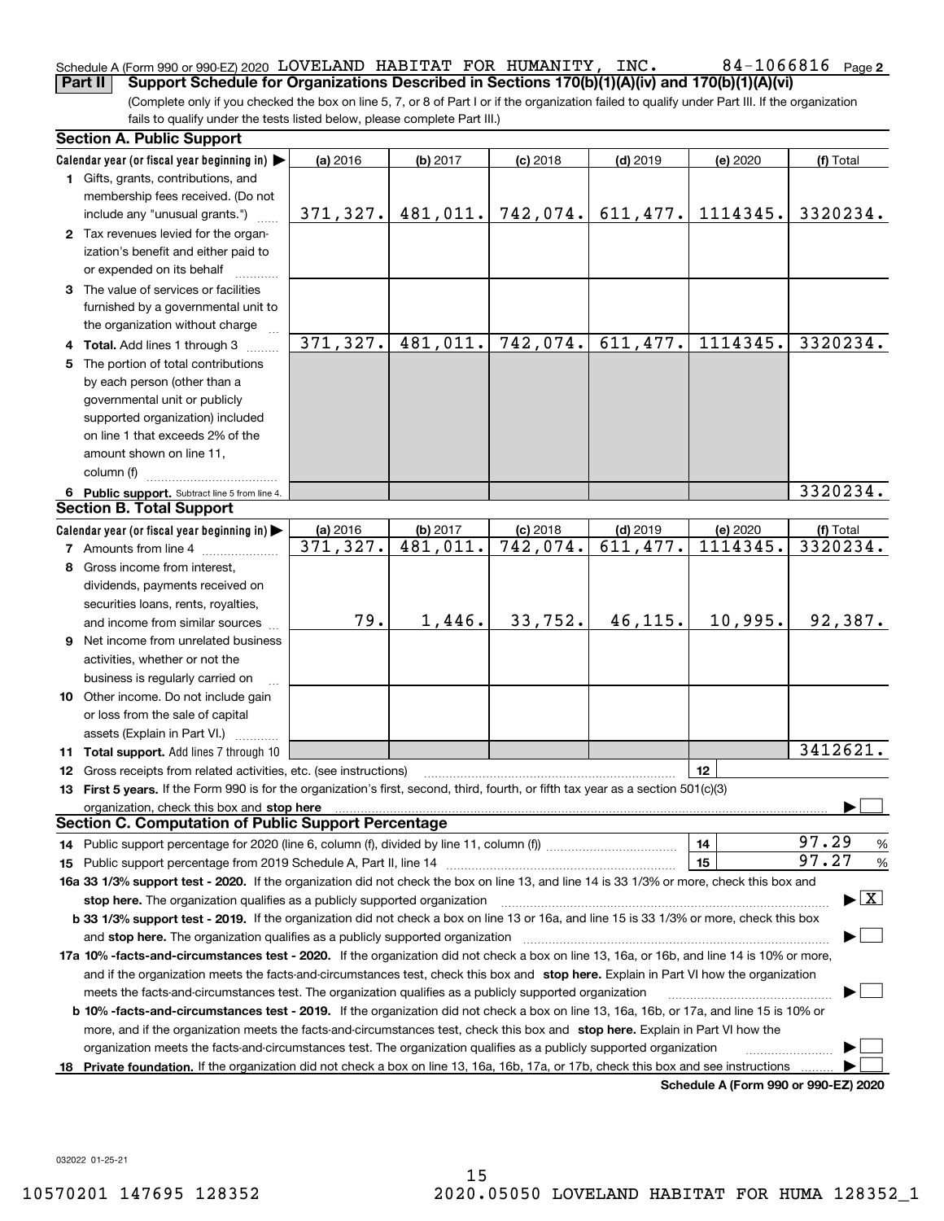Schedule A (Form 990 or 990-EZ) 2020 LOVELAND HABITAT FOR HUMANITY, INC. 84-1066816 Page 2

**Part II** **Support Schedule for Organizations Described in Sections 170(b)(1)(A)(iv) and 170(b)(1)(A)(vi)**

(Complete only if you checked the box on line 5, 7, or 8 of Part I or if the organization failed to qualify under Part III. If the organization fails to qualify under the tests listed below, please complete Part III.)

**Section A. Public Support**

| Calendar year (or fiscal year beginning in) ▶ | (a) 2016 | (b) 2017 | (c) 2018 | (d) 2019 | (e) 2020 | (f) Total |
|---|---|---|---|---|---|---|
| **1** Gifts, grants, contributions, and membership fees received. (Do not include any "unusual grants.") | 371,327. | 481,011. | 742,074. | 611,477. | 1114345. | 3320234. |
| **2** Tax revenues levied for the organization's benefit and either paid to or expended on its behalf | | | | | | |
| **3** The value of services or facilities furnished by a governmental unit to the organization without charge | | | | | | |
| **4 Total.** Add lines 1 through 3 | 371,327. | 481,011. | 742,074. | 611,477. | 1114345. | 3320234. |
| **5** The portion of total contributions by each person (other than a governmental unit or publicly supported organization) included on line 1 that exceeds 2% of the amount shown on line 11, column (f) | | | | | | |
| **6 Public support.** Subtract line 5 from line 4. | | | | | | 3320234. |

**Section B. Total Support**

| Calendar year (or fiscal year beginning in) ▶ | (a) 2016 | (b) 2017 | (c) 2018 | (d) 2019 | (e) 2020 | (f) Total |
|---|---|---|---|---|---|---|
| **7** Amounts from line 4 | 371,327. | 481,011. | 742,074. | 611,477. | 1114345. | 3320234. |
| **8** Gross income from interest, dividends, payments received on securities loans, rents, royalties, and income from similar sources | 79. | 1,446. | 33,752. | 46,115. | 10,995. | 92,387. |
| **9** Net income from unrelated business activities, whether or not the business is regularly carried on | | | | | | |
| **10** Other income. Do not include gain or loss from the sale of capital assets (Explain in Part VI.) | | | | | | |
| **11 Total support.** Add lines 7 through 10 | | | | | | 3412621. |

**12** Gross receipts from related activities, etc. (see instructions) | **12** |

**13 First 5 years.** If the Form 990 is for the organization's first, second, third, fourth, or fifth tax year as a section 501(c)(3) organization, check this box and **stop here** ▶ ☐

**Section C. Computation of Public Support Percentage**

**14** Public support percentage for 2020 (line 6, column (f), divided by line 11, column (f)) | **14** | 97.29 %

**15** Public support percentage from 2019 Schedule A, Part II, line 14 | **15** | 97.27 %

**16a 33 1/3% support test - 2020.** If the organization did not check the box on line 13, and line 14 is 33 1/3% or more, check this box and **stop here.** The organization qualifies as a publicly supported organization ▶ ☒

**b 33 1/3% support test - 2019.** If the organization did not check a box on line 13 or 16a, and line 15 is 33 1/3% or more, check this box and **stop here.** The organization qualifies as a publicly supported organization ▶ ☐

**17a 10% -facts-and-circumstances test - 2020.** If the organization did not check a box on line 13, 16a, or 16b, and line 14 is 10% or more, and if the organization meets the facts-and-circumstances test, check this box and **stop here.** Explain in Part VI how the organization meets the facts-and-circumstances test. The organization qualifies as a publicly supported organization ▶ ☐

**b 10% -facts-and-circumstances test - 2019.** If the organization did not check a box on line 13, 16a, 16b, or 17a, and line 15 is 10% or more, and if the organization meets the facts-and-circumstances test, check this box and **stop here.** Explain in Part VI how the organization meets the facts-and-circumstances test. The organization qualifies as a publicly supported organization ▶ ☐

**18 Private foundation.** If the organization did not check a box on line 13, 16a, 16b, 17a, or 17b, check this box and see instructions ▶ ☐

**Schedule A (Form 990 or 990-EZ) 2020**

032022 01-25-21

10570201 147695 128352 2020.05050 LOVELAND HABITAT FOR HUMA 128352_1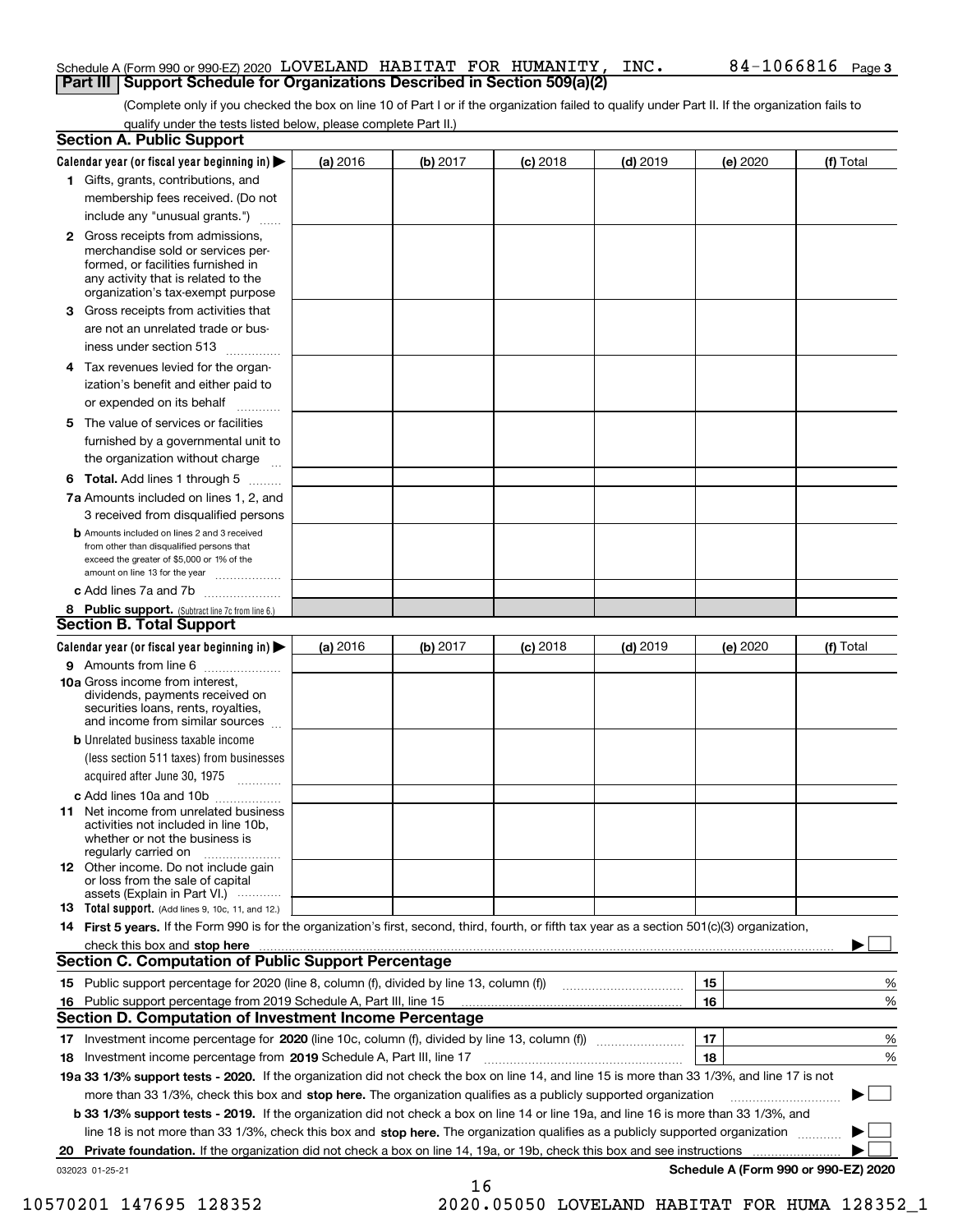Schedule A (Form 990 or 990-EZ) 2020 LOVELAND HABITAT FOR HUMANITY, INC. 84-1066816 Page 3

## Part III Support Schedule for Organizations Described in Section 509(a)(2)

(Complete only if you checked the box on line 10 of Part I or if the organization failed to qualify under Part II. If the organization fails to qualify under the tests listed below, please complete Part II.)

### Section A. Public Support

| Calendar year (or fiscal year beginning in) ▶ | (a) 2016 | (b) 2017 | (c) 2018 | (d) 2019 | (e) 2020 | (f) Total |
|---|---|---|---|---|---|---|
| **1** Gifts, grants, contributions, and membership fees received. (Do not include any "unusual grants.") | | | | | | |
| **2** Gross receipts from admissions, merchandise sold or services performed, or facilities furnished in any activity that is related to the organization's tax-exempt purpose | | | | | | |
| **3** Gross receipts from activities that are not an unrelated trade or business under section 513 | | | | | | |
| **4** Tax revenues levied for the organization's benefit and either paid to or expended on its behalf | | | | | | |
| **5** The value of services or facilities furnished by a governmental unit to the organization without charge | | | | | | |
| **6 Total.** Add lines 1 through 5 | | | | | | |
| **7a** Amounts included on lines 1, 2, and 3 received from disqualified persons | | | | | | |
| **b** Amounts included on lines 2 and 3 received from other than disqualified persons that exceed the greater of $5,000 or 1% of the amount on line 13 for the year | | | | | | |
| **c** Add lines 7a and 7b | | | | | | |
| **8 Public support.** (Subtract line 7c from line 6.) | | | | | | |

### Section B. Total Support

| Calendar year (or fiscal year beginning in) ▶ | (a) 2016 | (b) 2017 | (c) 2018 | (d) 2019 | (e) 2020 | (f) Total |
|---|---|---|---|---|---|---|
| **9** Amounts from line 6 | | | | | | |
| **10a** Gross income from interest, dividends, payments received on securities loans, rents, royalties, and income from similar sources | | | | | | |
| **b** Unrelated business taxable income (less section 511 taxes) from businesses acquired after June 30, 1975 | | | | | | |
| **c** Add lines 10a and 10b | | | | | | |
| **11** Net income from unrelated business activities not included in line 10b, whether or not the business is regularly carried on | | | | | | |
| **12** Other income. Do not include gain or loss from the sale of capital assets (Explain in Part VI.) | | | | | | |
| **13 Total support.** (Add lines 9, 10c, 11, and 12.) | | | | | | |

**14 First 5 years.** If the Form 990 is for the organization's first, second, third, fourth, or fifth tax year as a section 501(c)(3) organization, check this box and **stop here** ▶ ☐

### Section C. Computation of Public Support Percentage

| | | | |
|---|---|---|---|
| **15** Public support percentage for 2020 (line 8, column (f), divided by line 13, column (f)) | 15 | | % |
| **16** Public support percentage from 2019 Schedule A, Part III, line 15 | 16 | | % |

### Section D. Computation of Investment Income Percentage

| | | | |
|---|---|---|---|
| **17** Investment income percentage for **2020** (line 10c, column (f), divided by line 13, column (f)) | 17 | | % |
| **18** Investment income percentage from **2019** Schedule A, Part III, line 17 | 18 | | % |

**19a 33 1/3% support tests - 2020.** If the organization did not check the box on line 14, and line 15 is more than 33 1/3%, and line 17 is not more than 33 1/3%, check this box and **stop here.** The organization qualifies as a publicly supported organization ▶ ☐

**b 33 1/3% support tests - 2019.** If the organization did not check a box on line 14 or line 19a, and line 16 is more than 33 1/3%, and line 18 is not more than 33 1/3%, check this box and **stop here.** The organization qualifies as a publicly supported organization ▶ ☐

**20 Private foundation.** If the organization did not check a box on line 14, 19a, or 19b, check this box and see instructions ▶ ☐

032023 01-25-21 **Schedule A (Form 990 or 990-EZ) 2020**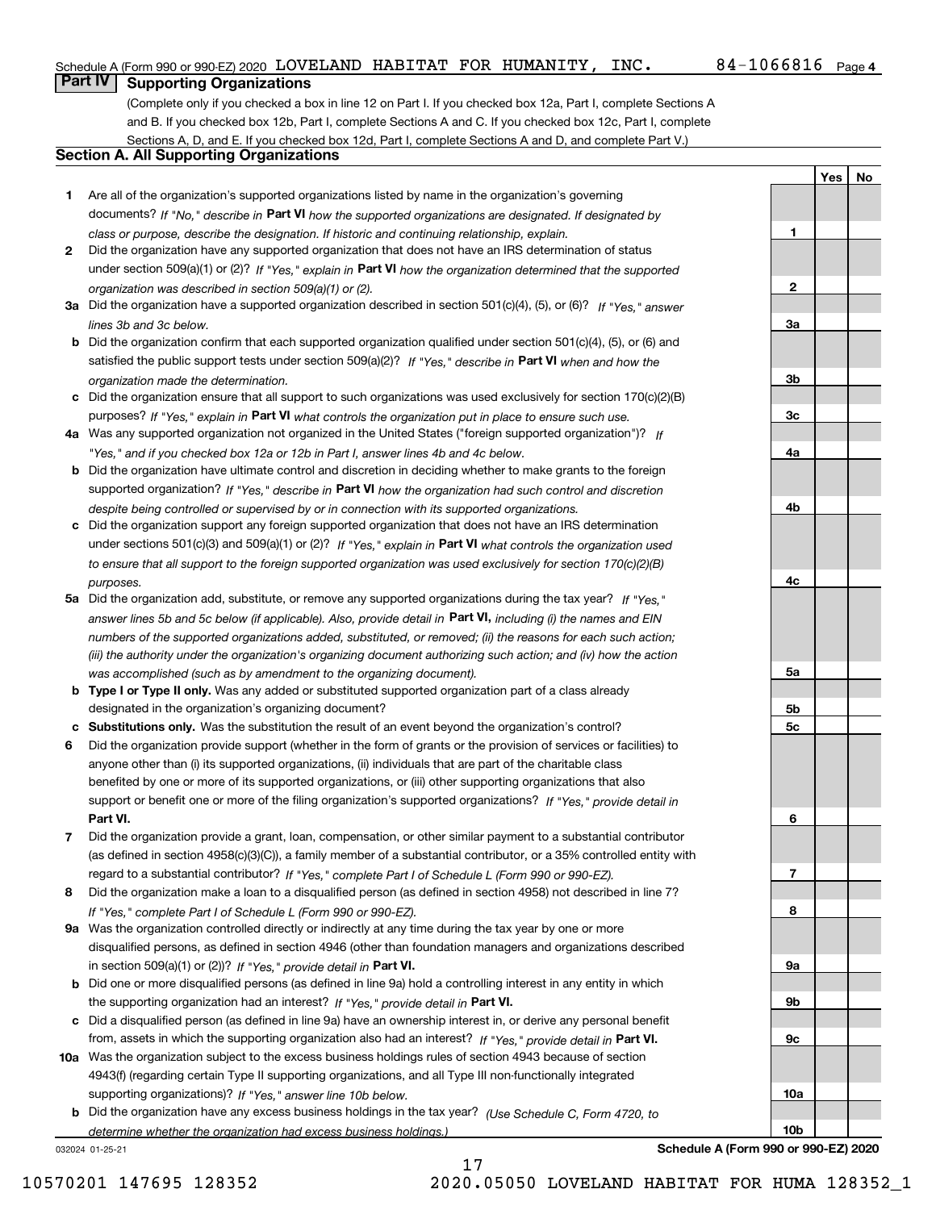Schedule A (Form 990 or 990-EZ) 2020 LOVELAND HABITAT FOR HUMANITY, INC. 84-1066816 Page 4

## Part IV Supporting Organizations

(Complete only if you checked a box in line 12 on Part I. If you checked box 12a, Part I, complete Sections A and B. If you checked box 12b, Part I, complete Sections A and C. If you checked box 12c, Part I, complete Sections A, D, and E. If you checked box 12d, Part I, complete Sections A and D, and complete Part V.)

### Section A. All Supporting Organizations

| | | | Yes | No |
|---|---|---|---|---|
| 1 | Are all of the organization's supported organizations listed by name in the organization's governing documents? *If "No," describe in* **Part VI** *how the supported organizations are designated. If designated by class or purpose, describe the designation. If historic and continuing relationship, explain.* | 1 | | |
| 2 | Did the organization have any supported organization that does not have an IRS determination of status under section 509(a)(1) or (2)? *If "Yes," explain in* **Part VI** *how the organization determined that the supported organization was described in section 509(a)(1) or (2).* | 2 | | |
| 3a | Did the organization have a supported organization described in section 501(c)(4), (5), or (6)? *If "Yes," answer lines 3b and 3c below.* | 3a | | |
| b | Did the organization confirm that each supported organization qualified under section 501(c)(4), (5), or (6) and satisfied the public support tests under section 509(a)(2)? *If "Yes," describe in* **Part VI** *when and how the organization made the determination.* | 3b | | |
| c | Did the organization ensure that all support to such organizations was used exclusively for section 170(c)(2)(B) purposes? *If "Yes," explain in* **Part VI** *what controls the organization put in place to ensure such use.* | 3c | | |
| 4a | Was any supported organization not organized in the United States ("foreign supported organization")? *If "Yes," and if you checked box 12a or 12b in Part I, answer lines 4b and 4c below.* | 4a | | |
| b | Did the organization have ultimate control and discretion in deciding whether to make grants to the foreign supported organization? *If "Yes," describe in* **Part VI** *how the organization had such control and discretion despite being controlled or supervised by or in connection with its supported organizations.* | 4b | | |
| c | Did the organization support any foreign supported organization that does not have an IRS determination under sections 501(c)(3) and 509(a)(1) or (2)? *If "Yes," explain in* **Part VI** *what controls the organization used to ensure that all support to the foreign supported organization was used exclusively for section 170(c)(2)(B) purposes.* | 4c | | |
| 5a | Did the organization add, substitute, or remove any supported organizations during the tax year? *If "Yes," answer lines 5b and 5c below (if applicable). Also, provide detail in* **Part VI,** *including (i) the names and EIN numbers of the supported organizations added, substituted, or removed; (ii) the reasons for each such action; (iii) the authority under the organization's organizing document authorizing such action; and (iv) how the action was accomplished (such as by amendment to the organizing document).* | 5a | | |
| b | **Type I or Type II only.** Was any added or substituted supported organization part of a class already designated in the organization's organizing document? | 5b | | |
| c | **Substitutions only.** Was the substitution the result of an event beyond the organization's control? | 5c | | |
| 6 | Did the organization provide support (whether in the form of grants or the provision of services or facilities) to anyone other than (i) its supported organizations, (ii) individuals that are part of the charitable class benefited by one or more of its supported organizations, or (iii) other supporting organizations that also support or benefit one or more of the filing organization's supported organizations? *If "Yes," provide detail in* **Part VI.** | 6 | | |
| 7 | Did the organization provide a grant, loan, compensation, or other similar payment to a substantial contributor (as defined in section 4958(c)(3)(C)), a family member of a substantial contributor, or a 35% controlled entity with regard to a substantial contributor? *If "Yes," complete Part I of Schedule L (Form 990 or 990-EZ).* | 7 | | |
| 8 | Did the organization make a loan to a disqualified person (as defined in section 4958) not described in line 7? *If "Yes," complete Part I of Schedule L (Form 990 or 990-EZ).* | 8 | | |
| 9a | Was the organization controlled directly or indirectly at any time during the tax year by one or more disqualified persons, as defined in section 4946 (other than foundation managers and organizations described in section 509(a)(1) or (2))? *If "Yes," provide detail in* **Part VI.** | 9a | | |
| b | Did one or more disqualified persons (as defined in line 9a) hold a controlling interest in any entity in which the supporting organization had an interest? *If "Yes," provide detail in* **Part VI.** | 9b | | |
| c | Did a disqualified person (as defined in line 9a) have an ownership interest in, or derive any personal benefit from, assets in which the supporting organization also had an interest? *If "Yes," provide detail in* **Part VI.** | 9c | | |
| 10a | Was the organization subject to the excess business holdings rules of section 4943 because of section 4943(f) (regarding certain Type II supporting organizations, and all Type III non-functionally integrated supporting organizations)? *If "Yes," answer line 10b below.* | 10a | | |
| b | Did the organization have any excess business holdings in the tax year? *(Use Schedule C, Form 4720, to determine whether the organization had excess business holdings.)* | 10b | | |

032024 01-25-21 **Schedule A (Form 990 or 990-EZ) 2020**

10570201 147695 128352 2020.05050 LOVELAND HABITAT FOR HUMA 128352_1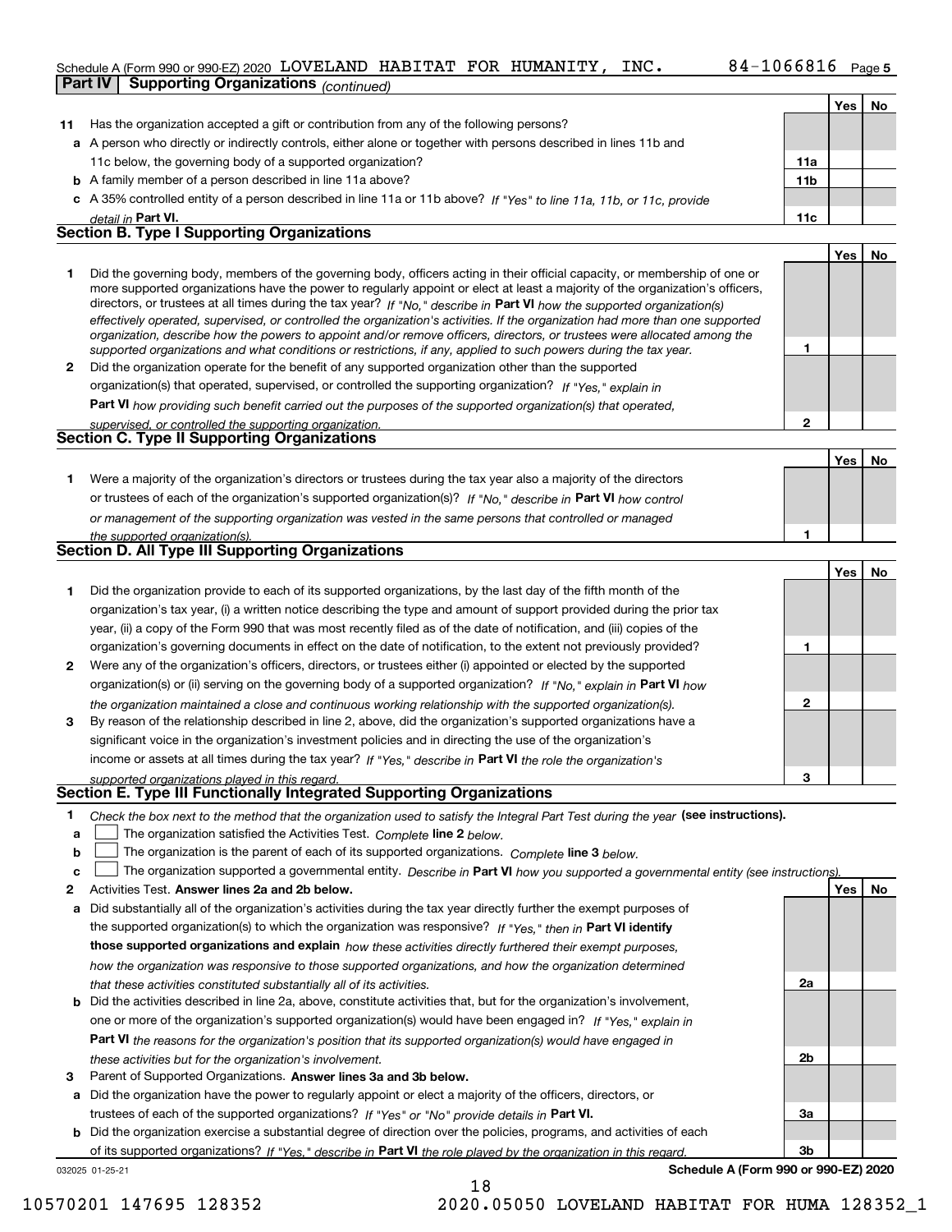Schedule A (Form 990 or 990-EZ) 2020 LOVELAND HABITAT FOR HUMANITY, INC. 84-1066816 Page 5

**Part IV | Supporting Organizations** *(continued)*

| | | | Yes | No |
|---|---|---|---|---|
| **11** | Has the organization accepted a gift or contribution from any of the following persons? | | | |
| **a** | A person who directly or indirectly controls, either alone or together with persons described in lines 11b and 11c below, the governing body of a supported organization? | **11a** | | |
| **b** | A family member of a person described in line 11a above? | **11b** | | |
| **c** | A 35% controlled entity of a person described in line 11a or 11b above? *If "Yes" to line 11a, 11b, or 11c, provide detail in* **Part VI.** | **11c** | | |

## Section B. Type I Supporting Organizations

| | | | Yes | No |
|---|---|---|---|---|
| **1** | Did the governing body, members of the governing body, officers acting in their official capacity, or membership of one or more supported organizations have the power to regularly appoint or elect at least a majority of the organization's officers, directors, or trustees at all times during the tax year? *If "No," describe in* **Part VI** *how the supported organization(s) effectively operated, supervised, or controlled the organization's activities. If the organization had more than one supported organization, describe how the powers to appoint and/or remove officers, directors, or trustees were allocated among the supported organizations and what conditions or restrictions, if any, applied to such powers during the tax year.* | **1** | | |
| **2** | Did the organization operate for the benefit of any supported organization other than the supported organization(s) that operated, supervised, or controlled the supporting organization? *If "Yes," explain in* **Part VI** *how providing such benefit carried out the purposes of the supported organization(s) that operated, supervised, or controlled the supporting organization.* | **2** | | |

## Section C. Type II Supporting Organizations

| | | | Yes | No |
|---|---|---|---|---|
| **1** | Were a majority of the organization's directors or trustees during the tax year also a majority of the directors or trustees of each of the organization's supported organization(s)? *If "No," describe in* **Part VI** *how control or management of the supporting organization was vested in the same persons that controlled or managed the supported organization(s).* | **1** | | |

## Section D. All Type III Supporting Organizations

| | | | Yes | No |
|---|---|---|---|---|
| **1** | Did the organization provide to each of its supported organizations, by the last day of the fifth month of the organization's tax year, (i) a written notice describing the type and amount of support provided during the prior tax year, (ii) a copy of the Form 990 that was most recently filed as of the date of notification, and (iii) copies of the organization's governing documents in effect on the date of notification, to the extent not previously provided? | **1** | | |
| **2** | Were any of the organization's officers, directors, or trustees either (i) appointed or elected by the supported organization(s) or (ii) serving on the governing body of a supported organization? *If "No," explain in* **Part VI** *how the organization maintained a close and continuous working relationship with the supported organization(s).* | **2** | | |
| **3** | By reason of the relationship described in line 2, above, did the organization's supported organizations have a significant voice in the organization's investment policies and in directing the use of the organization's income or assets at all times during the tax year? *If "Yes," describe in* **Part VI** *the role the organization's supported organizations played in this regard.* | **3** | | |

## Section E. Type III Functionally Integrated Supporting Organizations

**1** *Check the box next to the method that the organization used to satisfy the Integral Part Test during the year* **(see instructions).**

- **a** ☐ The organization satisfied the Activities Test. *Complete* **line 2** *below.*
- **b** ☐ The organization is the parent of each of its supported organizations. *Complete* **line 3** *below.*
- **c** ☐ The organization supported a governmental entity. *Describe in* **Part VI** *how you supported a governmental entity (see instructions).*

| | | | Yes | No |
|---|---|---|---|---|
| **2** | Activities Test. **Answer lines 2a and 2b below.** | | | |
| **a** | Did substantially all of the organization's activities during the tax year directly further the exempt purposes of the supported organization(s) to which the organization was responsive? *If "Yes," then in* **Part VI identify those supported organizations and explain** *how these activities directly furthered their exempt purposes, how the organization was responsive to those supported organizations, and how the organization determined that these activities constituted substantially all of its activities.* | **2a** | | |
| **b** | Did the activities described in line 2a, above, constitute activities that, but for the organization's involvement, one or more of the organization's supported organization(s) would have been engaged in? *If "Yes," explain in* **Part VI** *the reasons for the organization's position that its supported organization(s) would have engaged in these activities but for the organization's involvement.* | **2b** | | |
| **3** | Parent of Supported Organizations. **Answer lines 3a and 3b below.** | | | |
| **a** | Did the organization have the power to regularly appoint or elect a majority of the officers, directors, or trustees of each of the supported organizations? *If "Yes" or "No" provide details in* **Part VI.** | **3a** | | |
| **b** | Did the organization exercise a substantial degree of direction over the policies, programs, and activities of each of its supported organizations? *If "Yes," describe in* **Part VI** *the role played by the organization in this regard.* | **3b** | | |

032025 01-25-21 **Schedule A (Form 990 or 990-EZ) 2020**

10570201 147695 128352 2020.05050 LOVELAND HABITAT FOR HUMA 128352_1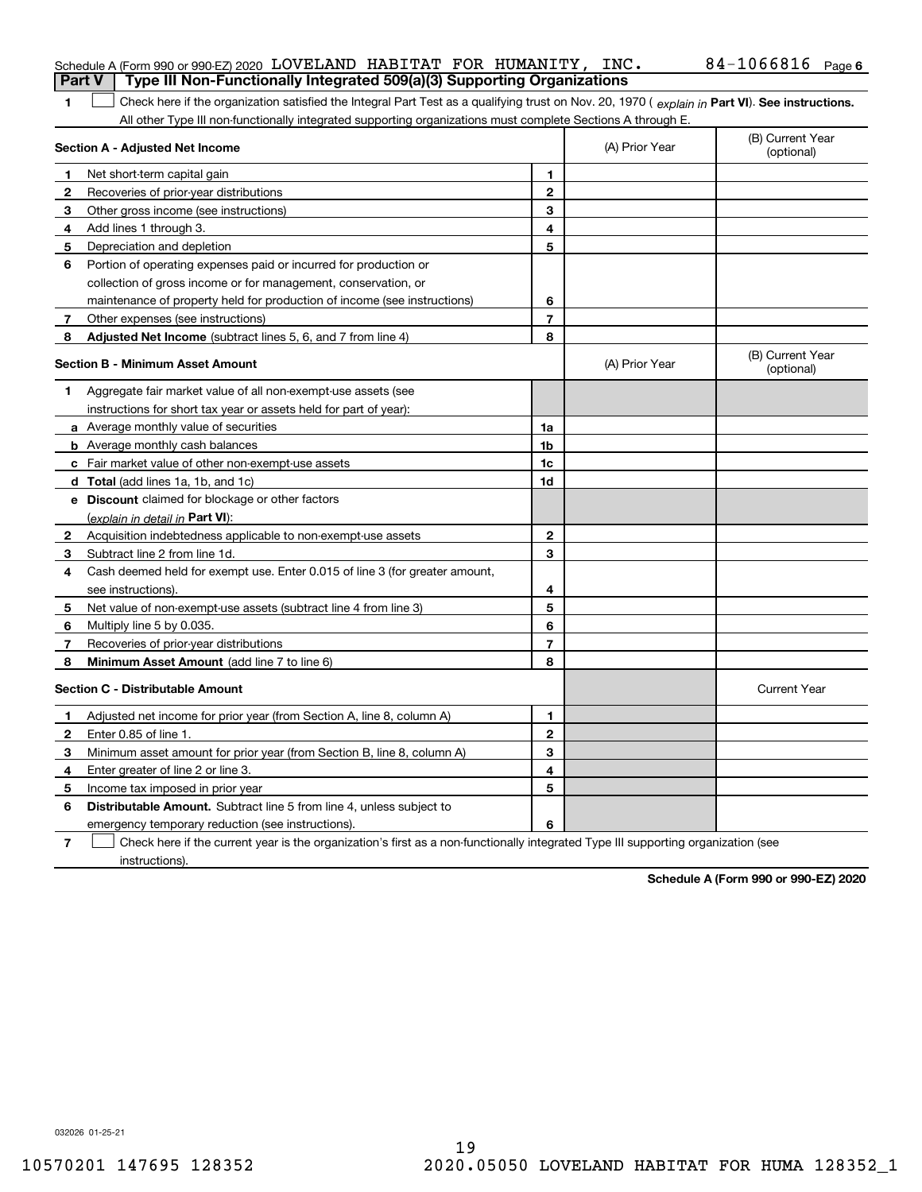Schedule A (Form 990 or 990-EZ) 2020 LOVELAND HABITAT FOR HUMANITY, INC. 84-1066816 Page 6

## Part V Type III Non-Functionally Integrated 509(a)(3) Supporting Organizations

**1** ☐ Check here if the organization satisfied the Integral Part Test as a qualifying trust on Nov. 20, 1970 ( *explain in* **Part VI**). **See instructions.** All other Type III non-functionally integrated supporting organizations must complete Sections A through E.

| **Section A - Adjusted Net Income** | | (A) Prior Year | (B) Current Year (optional) |
|---|---|---|---|
| **1** Net short-term capital gain | 1 | | |
| **2** Recoveries of prior-year distributions | 2 | | |
| **3** Other gross income (see instructions) | 3 | | |
| **4** Add lines 1 through 3. | 4 | | |
| **5** Depreciation and depletion | 5 | | |
| **6** Portion of operating expenses paid or incurred for production or collection of gross income or for management, conservation, or maintenance of property held for production of income (see instructions) | 6 | | |
| **7** Other expenses (see instructions) | 7 | | |
| **8** **Adjusted Net Income** (subtract lines 5, 6, and 7 from line 4) | 8 | | |

| **Section B - Minimum Asset Amount** | | (A) Prior Year | (B) Current Year (optional) |
|---|---|---|---|
| **1** Aggregate fair market value of all non-exempt-use assets (see instructions for short tax year or assets held for part of year): | | | |
| **a** Average monthly value of securities | 1a | | |
| **b** Average monthly cash balances | 1b | | |
| **c** Fair market value of other non-exempt-use assets | 1c | | |
| **d** **Total** (add lines 1a, 1b, and 1c) | 1d | | |
| **e** **Discount** claimed for blockage or other factors (*explain in detail in* **Part VI**): | | | |
| **2** Acquisition indebtedness applicable to non-exempt-use assets | 2 | | |
| **3** Subtract line 2 from line 1d. | 3 | | |
| **4** Cash deemed held for exempt use. Enter 0.015 of line 3 (for greater amount, see instructions). | 4 | | |
| **5** Net value of non-exempt-use assets (subtract line 4 from line 3) | 5 | | |
| **6** Multiply line 5 by 0.035. | 6 | | |
| **7** Recoveries of prior-year distributions | 7 | | |
| **8** **Minimum Asset Amount** (add line 7 to line 6) | 8 | | |

| **Section C - Distributable Amount** | | | Current Year |
|---|---|---|---|
| **1** Adjusted net income for prior year (from Section A, line 8, column A) | 1 | | |
| **2** Enter 0.85 of line 1. | 2 | | |
| **3** Minimum asset amount for prior year (from Section B, line 8, column A) | 3 | | |
| **4** Enter greater of line 2 or line 3. | 4 | | |
| **5** Income tax imposed in prior year | 5 | | |
| **6** **Distributable Amount.** Subtract line 5 from line 4, unless subject to emergency temporary reduction (see instructions). | 6 | | |

**7** ☐ Check here if the current year is the organization's first as a non-functionally integrated Type III supporting organization (see instructions).

**Schedule A (Form 990 or 990-EZ) 2020**

032026 01-25-21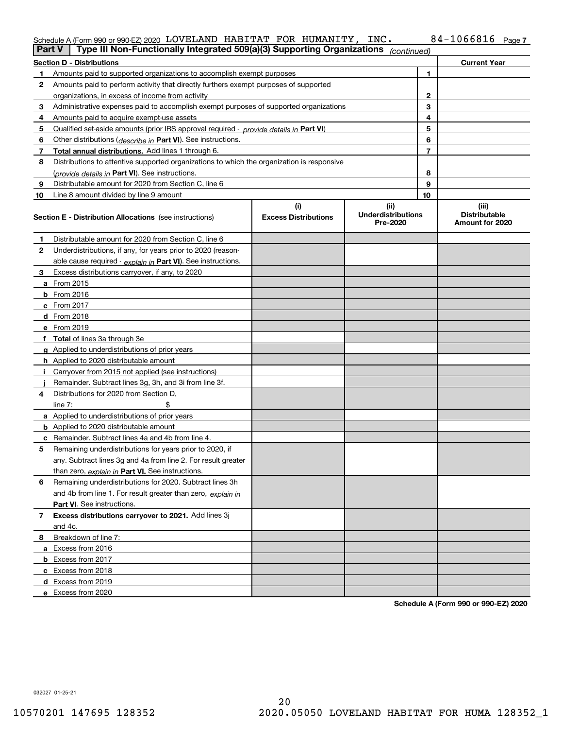Schedule A (Form 990 or 990-EZ) 2020 LOVELAND HABITAT FOR HUMANITY, INC. 84-1066816 Page 7

**Part V | Type III Non-Functionally Integrated 509(a)(3) Supporting Organizations** *(continued)*

| Section D - Distributions | | | Current Year |
|---|---|---|---|
| 1 | Amounts paid to supported organizations to accomplish exempt purposes | 1 | |
| 2 | Amounts paid to perform activity that directly furthers exempt purposes of supported organizations, in excess of income from activity | 2 | |
| 3 | Administrative expenses paid to accomplish exempt purposes of supported organizations | 3 | |
| 4 | Amounts paid to acquire exempt-use assets | 4 | |
| 5 | Qualified set-aside amounts (prior IRS approval required - *provide details in* **Part VI**) | 5 | |
| 6 | Other distributions (*describe in* **Part VI**). See instructions. | 6 | |
| 7 | **Total annual distributions.** Add lines 1 through 6. | 7 | |
| 8 | Distributions to attentive supported organizations to which the organization is responsive (*provide details in* **Part VI**). See instructions. | 8 | |
| 9 | Distributable amount for 2020 from Section C, line 6 | 9 | |
| 10 | Line 8 amount divided by line 9 amount | 10 | |

| | Section E - Distribution Allocations (see instructions) | (i) Excess Distributions | (ii) Underdistributions Pre-2020 | (iii) Distributable Amount for 2020 |
|---|---|---|---|---|
| 1 | Distributable amount for 2020 from Section C, line 6 | | | |
| 2 | Underdistributions, if any, for years prior to 2020 (reasonable cause required - *explain in* **Part VI**). See instructions. | | | |
| 3 | Excess distributions carryover, if any, to 2020 | | | |
| a | From 2015 | | | |
| b | From 2016 | | | |
| c | From 2017 | | | |
| d | From 2018 | | | |
| e | From 2019 | | | |
| f | **Total** of lines 3a through 3e | | | |
| g | Applied to underdistributions of prior years | | | |
| h | Applied to 2020 distributable amount | | | |
| i | Carryover from 2015 not applied (see instructions) | | | |
| j | Remainder. Subtract lines 3g, 3h, and 3i from line 3f. | | | |
| 4 | Distributions for 2020 from Section D, line 7: $ | | | |
| a | Applied to underdistributions of prior years | | | |
| b | Applied to 2020 distributable amount | | | |
| c | Remainder. Subtract lines 4a and 4b from line 4. | | | |
| 5 | Remaining underdistributions for years prior to 2020, if any. Subtract lines 3g and 4a from line 2. For result greater than zero, *explain in* **Part VI.** See instructions. | | | |
| 6 | Remaining underdistributions for 2020. Subtract lines 3h and 4b from line 1. For result greater than zero, *explain in* **Part VI**. See instructions. | | | |
| 7 | **Excess distributions carryover to 2021.** Add lines 3j and 4c. | | | |
| 8 | Breakdown of line 7: | | | |
| a | Excess from 2016 | | | |
| b | Excess from 2017 | | | |
| c | Excess from 2018 | | | |
| d | Excess from 2019 | | | |
| e | Excess from 2020 | | | |

**Schedule A (Form 990 or 990-EZ) 2020**

032027 01-25-21

10570201 147695 128352 2020.05050 LOVELAND HABITAT FOR HUMA 128352_1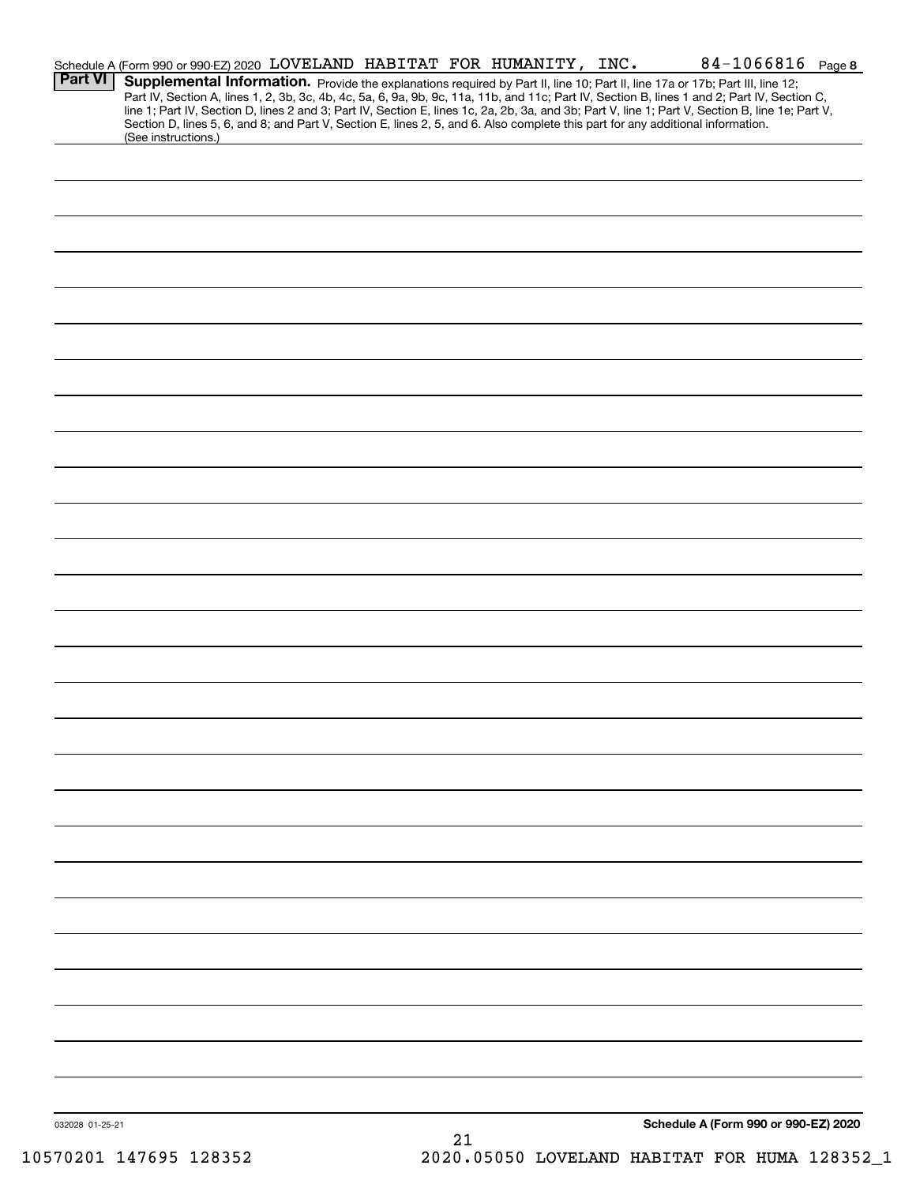Schedule A (Form 990 or 990-EZ) 2020 LOVELAND HABITAT FOR HUMANITY, INC. 84-1066816 Page **8**

## Part VI Supplemental Information.

Provide the explanations required by Part II, line 10; Part II, line 17a or 17b; Part III, line 12; Part IV, Section A, lines 1, 2, 3b, 3c, 4b, 4c, 5a, 6, 9a, 9b, 9c, 11a, 11b, and 11c; Part IV, Section B, lines 1 and 2; Part IV, Section C, line 1; Part IV, Section D, lines 2 and 3; Part IV, Section E, lines 1c, 2a, 2b, 3a, and 3b; Part V, line 1; Part V, Section B, line 1e; Part V, Section D, lines 5, 6, and 8; and Part V, Section E, lines 2, 5, and 6. Also complete this part for any additional information. (See instructions.)

032028 01-25-21

**Schedule A (Form 990 or 990-EZ) 2020**

10570201 147695 128352 2020.05050 LOVELAND HABITAT FOR HUMA 128352_1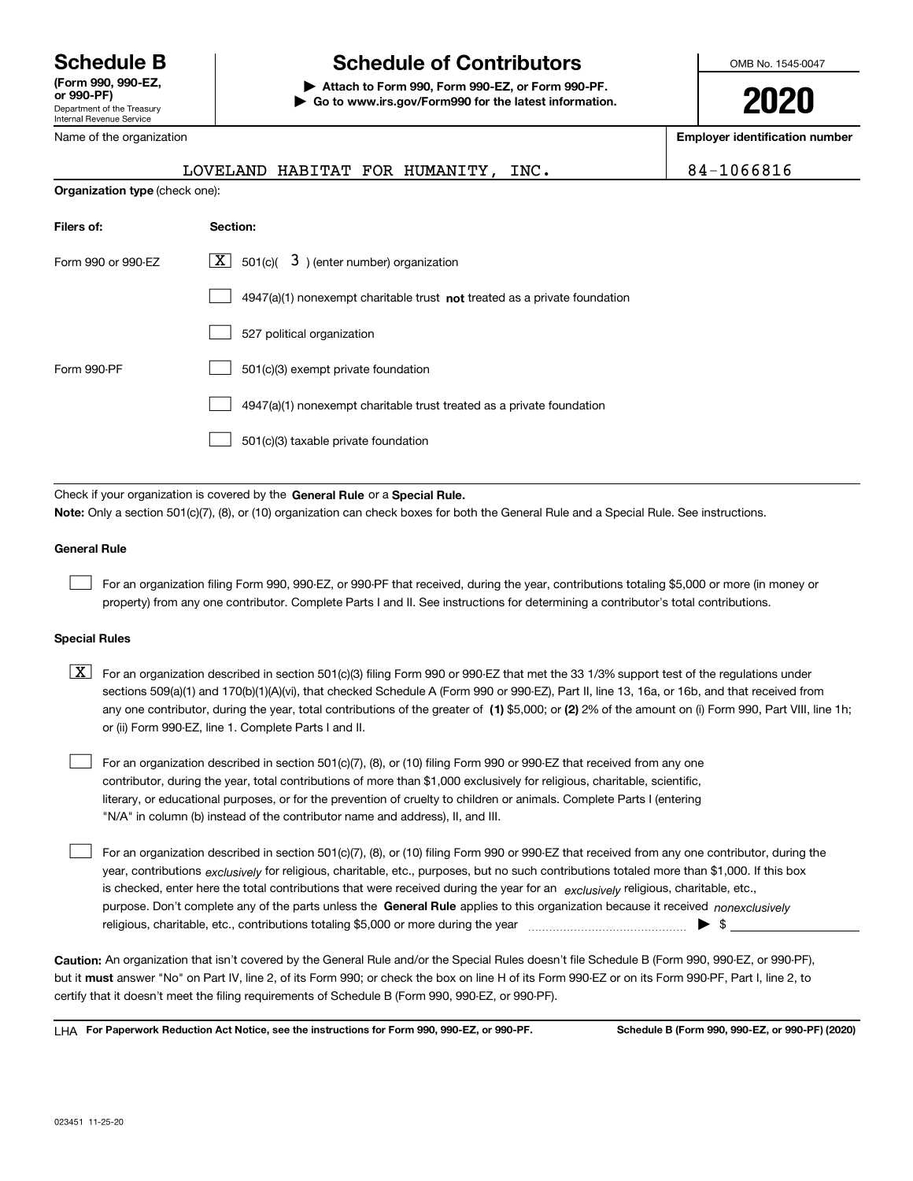# Schedule B
**(Form 990, 990-EZ, or 990-PF)**
Department of the Treasury
Internal Revenue Service

# Schedule of Contributors

**▶ Attach to Form 990, Form 990-EZ, or Form 990-PF.**
**▶ Go to www.irs.gov/Form990 for the latest information.**

OMB No. 1545-0047

**2020**

| Name of the organization | Employer identification number |
|---|---|
| LOVELAND HABITAT FOR HUMANITY, INC. | 84-1066816 |

**Organization type** (check one):

| Filers of: | Section: |
|---|---|
| Form 990 or 990-EZ | [X] 501(c)( 3 ) (enter number) organization |
| | [ ] 4947(a)(1) nonexempt charitable trust **not** treated as a private foundation |
| | [ ] 527 political organization |
| Form 990-PF | [ ] 501(c)(3) exempt private foundation |
| | [ ] 4947(a)(1) nonexempt charitable trust treated as a private foundation |
| | [ ] 501(c)(3) taxable private foundation |

Check if your organization is covered by the **General Rule** or a **Special Rule.**

**Note:** Only a section 501(c)(7), (8), or (10) organization can check boxes for both the General Rule and a Special Rule. See instructions.

### General Rule

[ ] For an organization filing Form 990, 990-EZ, or 990-PF that received, during the year, contributions totaling $5,000 or more (in money or property) from any one contributor. Complete Parts I and II. See instructions for determining a contributor's total contributions.

### Special Rules

[X] For an organization described in section 501(c)(3) filing Form 990 or 990-EZ that met the 33 1/3% support test of the regulations under sections 509(a)(1) and 170(b)(1)(A)(vi), that checked Schedule A (Form 990 or 990-EZ), Part II, line 13, 16a, or 16b, and that received from any one contributor, during the year, total contributions of the greater of **(1)** $5,000; or **(2)** 2% of the amount on (i) Form 990, Part VIII, line 1h; or (ii) Form 990-EZ, line 1. Complete Parts I and II.

[ ] For an organization described in section 501(c)(7), (8), or (10) filing Form 990 or 990-EZ that received from any one contributor, during the year, total contributions of more than $1,000 exclusively for religious, charitable, scientific, literary, or educational purposes, or for the prevention of cruelty to children or animals. Complete Parts I (entering "N/A" in column (b) instead of the contributor name and address), II, and III.

[ ] For an organization described in section 501(c)(7), (8), or (10) filing Form 990 or 990-EZ that received from any one contributor, during the year, contributions *exclusively* for religious, charitable, etc., purposes, but no such contributions totaled more than $1,000. If this box is checked, enter here the total contributions that were received during the year for an *exclusively* religious, charitable, etc., purpose. Don't complete any of the parts unless the **General Rule** applies to this organization because it received *nonexclusively* religious, charitable, etc., contributions totaling $5,000 or more during the year ▶ $ ______

**Caution:** An organization that isn't covered by the General Rule and/or the Special Rules doesn't file Schedule B (Form 990, 990-EZ, or 990-PF), but it **must** answer "No" on Part IV, line 2, of its Form 990; or check the box on line H of its Form 990-EZ or on its Form 990-PF, Part I, line 2, to certify that it doesn't meet the filing requirements of Schedule B (Form 990, 990-EZ, or 990-PF).

LHA **For Paperwork Reduction Act Notice, see the instructions for Form 990, 990-EZ, or 990-PF.** **Schedule B (Form 990, 990-EZ, or 990-PF) (2020)**

023451 11-25-20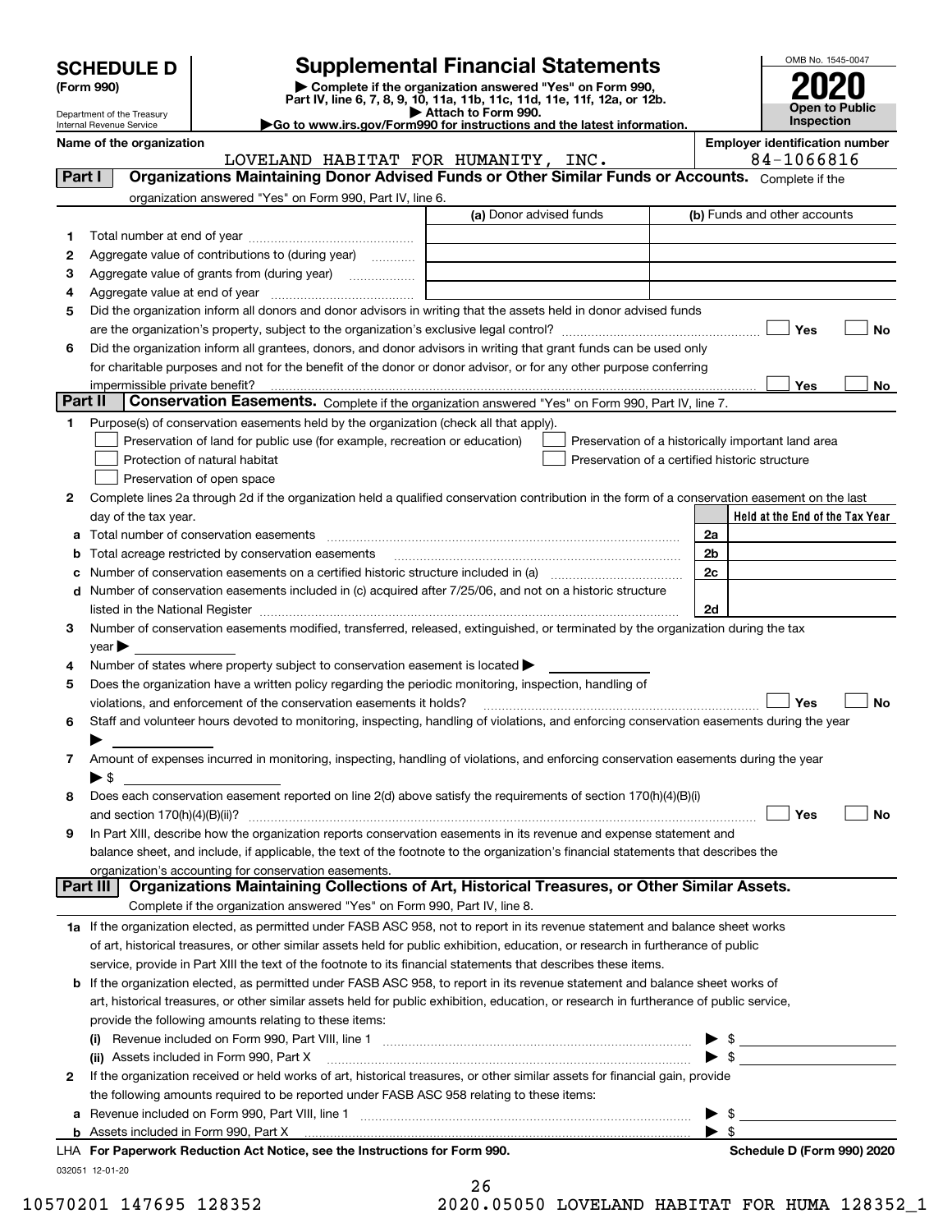# SCHEDULE D (Form 990)

Department of the Treasury
Internal Revenue Service

## Supplemental Financial Statements

▶ Complete if the organization answered "Yes" on Form 990, Part IV, line 6, 7, 8, 9, 10, 11a, 11b, 11c, 11d, 11e, 11f, 12a, or 12b.
▶ Attach to Form 990.
▶Go to www.irs.gov/Form990 for instructions and the latest information.

OMB No. 1545-0047

**2020**

**Open to Public Inspection**

**Name of the organization**
LOVELAND HABITAT FOR HUMANITY, INC.

**Employer identification number**
84-1066816

## Part I Organizations Maintaining Donor Advised Funds or Other Similar Funds or Accounts. Complete if the organization answered "Yes" on Form 990, Part IV, line 6.

| | | (a) Donor advised funds | (b) Funds and other accounts |
|---|---|---|---|
| 1 | Total number at end of year | | |
| 2 | Aggregate value of contributions to (during year) | | |
| 3 | Aggregate value of grants from (during year) | | |
| 4 | Aggregate value at end of year | | |

5 Did the organization inform all donors and donor advisors in writing that the assets held in donor advised funds are the organization's property, subject to the organization's exclusive legal control? ☐ Yes ☐ No

6 Did the organization inform all grantees, donors, and donor advisors in writing that grant funds can be used only for charitable purposes and not for the benefit of the donor or donor advisor, or for any other purpose conferring impermissible private benefit? ☐ Yes ☐ No

## Part II Conservation Easements. Complete if the organization answered "Yes" on Form 990, Part IV, line 7.

1 Purpose(s) of conservation easements held by the organization (check all that apply).

- ☐ Preservation of land for public use (for example, recreation or education)
- ☐ Protection of natural habitat
- ☐ Preservation of open space
- ☐ Preservation of a historically important land area
- ☐ Preservation of a certified historic structure

2 Complete lines 2a through 2d if the organization held a qualified conservation contribution in the form of a conservation easement on the last day of the tax year.

| | | | Held at the End of the Tax Year |
|---|---|---|---|
| a | Total number of conservation easements | 2a | |
| b | Total acreage restricted by conservation easements | 2b | |
| c | Number of conservation easements on a certified historic structure included in (a) | 2c | |
| d | Number of conservation easements included in (c) acquired after 7/25/06, and not on a historic structure listed in the National Register | 2d | |

3 Number of conservation easements modified, transferred, released, extinguished, or terminated by the organization during the tax year ▶

4 Number of states where property subject to conservation easement is located ▶

5 Does the organization have a written policy regarding the periodic monitoring, inspection, handling of violations, and enforcement of the conservation easements it holds? ☐ Yes ☐ No

6 Staff and volunteer hours devoted to monitoring, inspecting, handling of violations, and enforcing conservation easements during the year ▶

7 Amount of expenses incurred in monitoring, inspecting, handling of violations, and enforcing conservation easements during the year ▶ $

8 Does each conservation easement reported on line 2(d) above satisfy the requirements of section 170(h)(4)(B)(i) and section 170(h)(4)(B)(ii)? ☐ Yes ☐ No

9 In Part XIII, describe how the organization reports conservation easements in its revenue and expense statement and balance sheet, and include, if applicable, the text of the footnote to the organization's financial statements that describes the organization's accounting for conservation easements.

## Part III Organizations Maintaining Collections of Art, Historical Treasures, or Other Similar Assets.

Complete if the organization answered "Yes" on Form 990, Part IV, line 8.

1a If the organization elected, as permitted under FASB ASC 958, not to report in its revenue statement and balance sheet works of art, historical treasures, or other similar assets held for public exhibition, education, or research in furtherance of public service, provide in Part XIII the text of the footnote to its financial statements that describes these items.

b If the organization elected, as permitted under FASB ASC 958, to report in its revenue statement and balance sheet works of art, historical treasures, or other similar assets held for public exhibition, education, or research in furtherance of public service, provide the following amounts relating to these items:

(i) Revenue included on Form 990, Part VIII, line 1 ▶ $

(ii) Assets included in Form 990, Part X ▶ $

2 If the organization received or held works of art, historical treasures, or other similar assets for financial gain, provide the following amounts required to be reported under FASB ASC 958 relating to these items:

a Revenue included on Form 990, Part VIII, line 1 ▶ $

b Assets included in Form 990, Part X ▶ $

LHA For Paperwork Reduction Act Notice, see the Instructions for Form 990.

Schedule D (Form 990) 2020

032051 12-01-20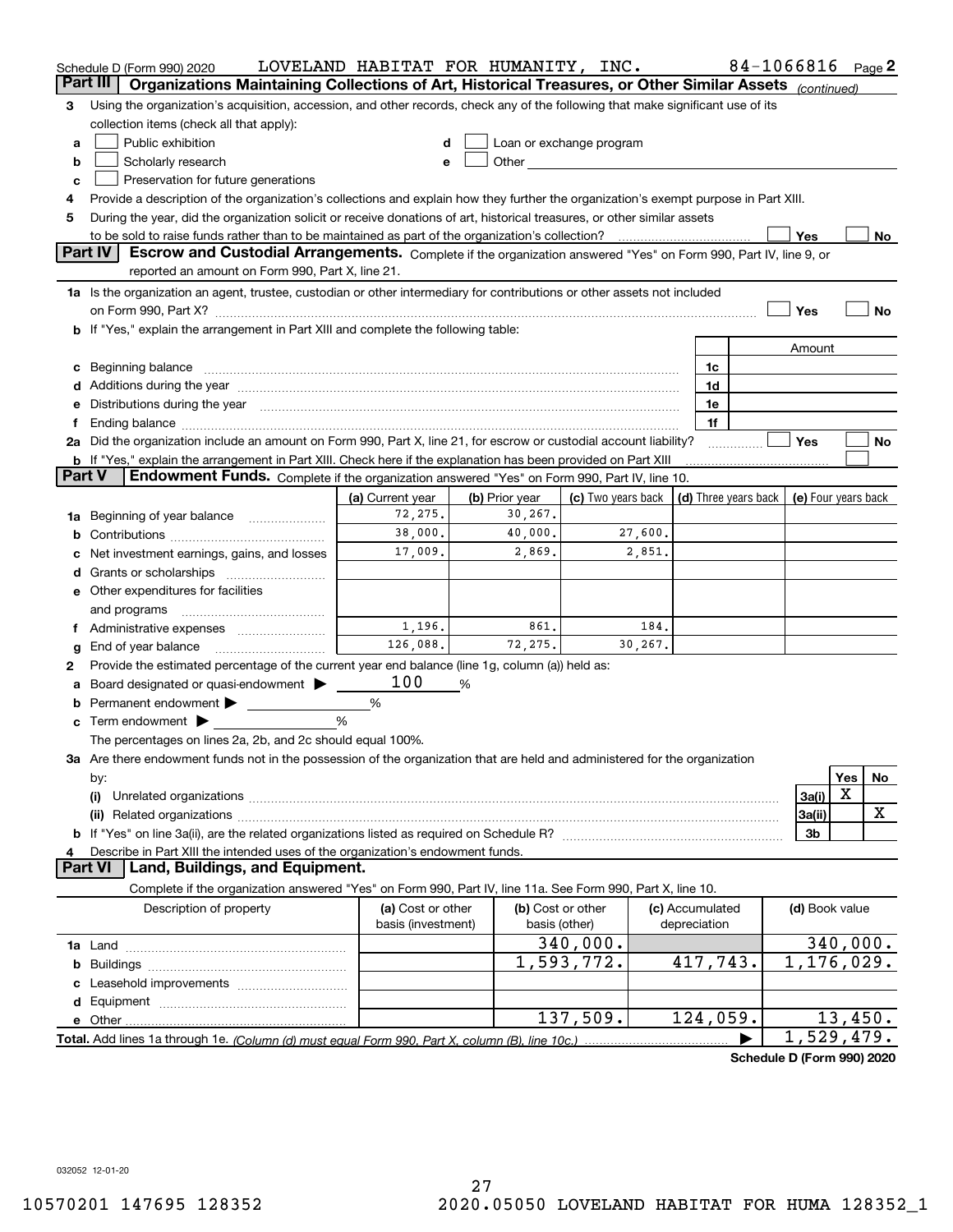Schedule D (Form 990) 2020 LOVELAND HABITAT FOR HUMANITY, INC. 84-1066816 Page 2

## Part III Organizations Maintaining Collections of Art, Historical Treasures, or Other Similar Assets (continued)

3 Using the organization's acquisition, accession, and other records, check any of the following that make significant use of its collection items (check all that apply):

a ☐ Public exhibition
b ☐ Scholarly research
c ☐ Preservation for future generations
d ☐ Loan or exchange program
e ☐ Other

4 Provide a description of the organization's collections and explain how they further the organization's exempt purpose in Part XIII.

5 During the year, did the organization solicit or receive donations of art, historical treasures, or other similar assets to be sold to raise funds rather than to be maintained as part of the organization's collection? ☐ Yes ☐ No

## Part IV Escrow and Custodial Arrangements.

Complete if the organization answered "Yes" on Form 990, Part IV, line 9, or reported an amount on Form 990, Part X, line 21.

1a Is the organization an agent, trustee, custodian or other intermediary for contributions or other assets not included on Form 990, Part X? ☐ Yes ☐ No

b If "Yes," explain the arrangement in Part XIII and complete the following table:

| | | Amount |
|---|---|---|
| c Beginning balance | 1c | |
| d Additions during the year | 1d | |
| e Distributions during the year | 1e | |
| f Ending balance | 1f | |

2a Did the organization include an amount on Form 990, Part X, line 21, for escrow or custodial account liability? ☐ Yes ☐ No

b If "Yes," explain the arrangement in Part XIII. Check here if the explanation has been provided on Part XIII ☐

## Part V Endowment Funds.

Complete if the organization answered "Yes" on Form 990, Part IV, line 10.

| | (a) Current year | (b) Prior year | (c) Two years back | (d) Three years back | (e) Four years back |
|---|---|---|---|---|---|
| 1a Beginning of year balance | 72,275. | 30,267. | | | |
| b Contributions | 38,000. | 40,000. | 27,600. | | |
| c Net investment earnings, gains, and losses | 17,009. | 2,869. | 2,851. | | |
| d Grants or scholarships | | | | | |
| e Other expenditures for facilities and programs | | | | | |
| f Administrative expenses | 1,196. | 861. | 184. | | |
| g End of year balance | 126,088. | 72,275. | 30,267. | | |

2 Provide the estimated percentage of the current year end balance (line 1g, column (a)) held as:

a Board designated or quasi-endowment ▶ 100 %
b Permanent endowment ▶ %
c Term endowment ▶ %

The percentages on lines 2a, 2b, and 2c should equal 100%.

3a Are there endowment funds not in the possession of the organization that are held and administered for the organization by:

| | | Yes | No |
|---|---|---|---|
| (i) Unrelated organizations | 3a(i) | X | |
| (ii) Related organizations | 3a(ii) | | X |
| b If "Yes" on line 3a(ii), are the related organizations listed as required on Schedule R? | 3b | | |

4 Describe in Part XIII the intended uses of the organization's endowment funds.

## Part VI Land, Buildings, and Equipment.

Complete if the organization answered "Yes" on Form 990, Part IV, line 11a. See Form 990, Part X, line 10.

| Description of property | (a) Cost or other basis (investment) | (b) Cost or other basis (other) | (c) Accumulated depreciation | (d) Book value |
|---|---|---|---|---|
| 1a Land | | 340,000. | | 340,000. |
| b Buildings | | 1,593,772. | 417,743. | 1,176,029. |
| c Leasehold improvements | | | | |
| d Equipment | | | | |
| e Other | | 137,509. | 124,059. | 13,450. |
| Total. Add lines 1a through 1e. (Column (d) must equal Form 990, Part X, column (B), line 10c.) ▶ | | | | 1,529,479. |

Schedule D (Form 990) 2020

032052 12-01-20

10570201 147695 128352 2020.05050 LOVELAND HABITAT FOR HUMA 128352_1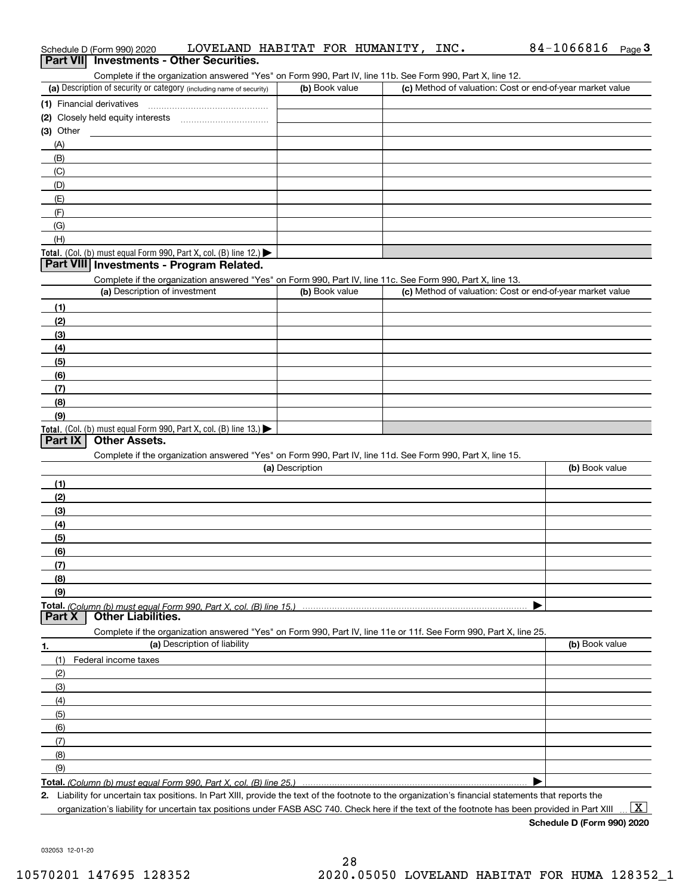Schedule D (Form 990) 2020 LOVELAND HABITAT FOR HUMANITY, INC. 84-1066816

## Part VII Investments - Other Securities.

Complete if the organization answered "Yes" on Form 990, Part IV, line 11b. See Form 990, Part X, line 12.

| (a) Description of security or category (including name of security) | (b) Book value | (c) Method of valuation: Cost or end-of-year market value |
|---|---|---|
| (1) Financial derivatives | | |
| (2) Closely held equity interests | | |
| (3) Other | | |
| (A) | | |
| (B) | | |
| (C) | | |
| (D) | | |
| (E) | | |
| (F) | | |
| (G) | | |
| (H) | | |
| **Total.** (Col. (b) must equal Form 990, Part X, col. (B) line 12.) ▶ | | |

## Part VIII Investments - Program Related.

Complete if the organization answered "Yes" on Form 990, Part IV, line 11c. See Form 990, Part X, line 13.

| (a) Description of investment | (b) Book value | (c) Method of valuation: Cost or end-of-year market value |
|---|---|---|
| (1) | | |
| (2) | | |
| (3) | | |
| (4) | | |
| (5) | | |
| (6) | | |
| (7) | | |
| (8) | | |
| (9) | | |
| **Total.** (Col. (b) must equal Form 990, Part X, col. (B) line 13.) ▶ | | |

## Part IX Other Assets.

Complete if the organization answered "Yes" on Form 990, Part IV, line 11d. See Form 990, Part X, line 15.

| (a) Description | (b) Book value |
|---|---|
| (1) | |
| (2) | |
| (3) | |
| (4) | |
| (5) | |
| (6) | |
| (7) | |
| (8) | |
| (9) | |
| **Total.** *(Column (b) must equal Form 990, Part X, col. (B) line 15.)* ▶ | |

## Part X Other Liabilities.

Complete if the organization answered "Yes" on Form 990, Part IV, line 11e or 11f. See Form 990, Part X, line 25.

| 1. (a) Description of liability | (b) Book value |
|---|---|
| (1) Federal income taxes | |
| (2) | |
| (3) | |
| (4) | |
| (5) | |
| (6) | |
| (7) | |
| (8) | |
| (9) | |
| **Total.** *(Column (b) must equal Form 990, Part X, col. (B) line 25.)* ▶ | |

**2.** Liability for uncertain tax positions. In Part XIII, provide the text of the footnote to the organization's financial statements that reports the organization's liability for uncertain tax positions under FASB ASC 740. Check here if the text of the footnote has been provided in Part XIII ... [X]

**Schedule D (Form 990) 2020**

032053 12-01-20

10570201 147695 128352 2020.05050 LOVELAND HABITAT FOR HUMA 128352_1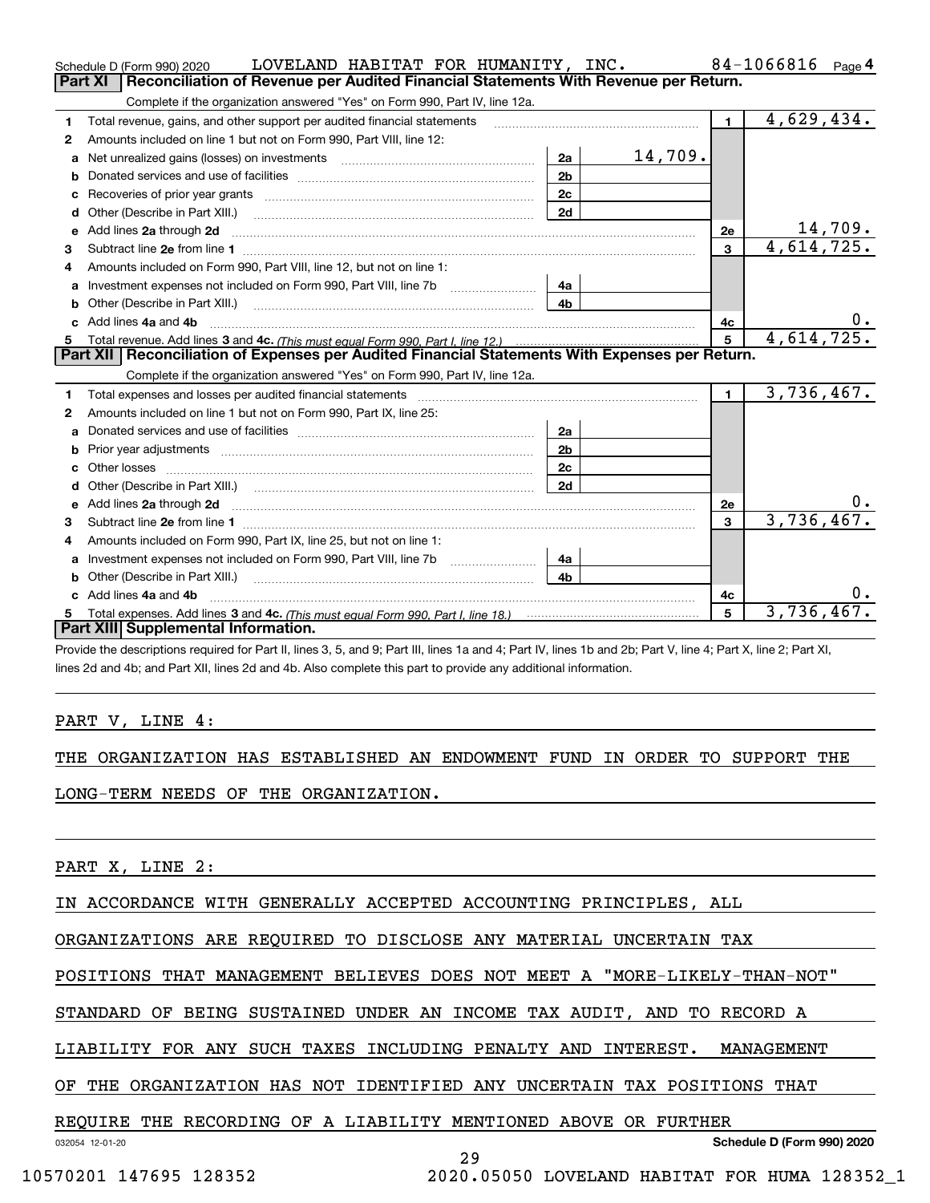Schedule D (Form 990) 2020 LOVELAND HABITAT FOR HUMANITY, INC. 84-1066816 Page 4

## Part XI Reconciliation of Revenue per Audited Financial Statements With Revenue per Return.

Complete if the organization answered "Yes" on Form 990, Part IV, line 12a.

| | | | | | |
|---|---|---|---|---|---|
| 1 | Total revenue, gains, and other support per audited financial statements | | | 1 | 4,629,434. |
| 2 | Amounts included on line 1 but not on Form 990, Part VIII, line 12: | | | | |
| a | Net unrealized gains (losses) on investments | 2a | 14,709. | | |
| b | Donated services and use of facilities | 2b | | | |
| c | Recoveries of prior year grants | 2c | | | |
| d | Other (Describe in Part XIII.) | 2d | | | |
| e | Add lines 2a through 2d | | | 2e | 14,709. |
| 3 | Subtract line 2e from line 1 | | | 3 | 4,614,725. |
| 4 | Amounts included on Form 990, Part VIII, line 12, but not on line 1: | | | | |
| a | Investment expenses not included on Form 990, Part VIII, line 7b | 4a | | | |
| b | Other (Describe in Part XIII.) | 4b | | | |
| c | Add lines 4a and 4b | | | 4c | 0. |
| 5 | Total revenue. Add lines 3 and 4c. *(This must equal Form 990, Part I, line 12.)* | | | 5 | 4,614,725. |

## Part XII Reconciliation of Expenses per Audited Financial Statements With Expenses per Return.

Complete if the organization answered "Yes" on Form 990, Part IV, line 12a.

| | | | | | |
|---|---|---|---|---|---|
| 1 | Total expenses and losses per audited financial statements | | | 1 | 3,736,467. |
| 2 | Amounts included on line 1 but not on Form 990, Part IX, line 25: | | | | |
| a | Donated services and use of facilities | 2a | | | |
| b | Prior year adjustments | 2b | | | |
| c | Other losses | 2c | | | |
| d | Other (Describe in Part XIII.) | 2d | | | |
| e | Add lines 2a through 2d | | | 2e | 0. |
| 3 | Subtract line 2e from line 1 | | | 3 | 3,736,467. |
| 4 | Amounts included on Form 990, Part IX, line 25, but not on line 1: | | | | |
| a | Investment expenses not included on Form 990, Part VIII, line 7b | 4a | | | |
| b | Other (Describe in Part XIII.) | 4b | | | |
| c | Add lines 4a and 4b | | | 4c | 0. |
| 5 | Total expenses. Add lines 3 and 4c. *(This must equal Form 990, Part I, line 18.)* | | | 5 | 3,736,467. |

## Part XIII Supplemental Information.

Provide the descriptions required for Part II, lines 3, 5, and 9; Part III, lines 1a and 4; Part IV, lines 1b and 2b; Part V, line 4; Part X, line 2; Part XI, lines 2d and 4b; and Part XII, lines 2d and 4b. Also complete this part to provide any additional information.

PART V, LINE 4:

THE ORGANIZATION HAS ESTABLISHED AN ENDOWMENT FUND IN ORDER TO SUPPORT THE LONG-TERM NEEDS OF THE ORGANIZATION.

PART X, LINE 2:

IN ACCORDANCE WITH GENERALLY ACCEPTED ACCOUNTING PRINCIPLES, ALL ORGANIZATIONS ARE REQUIRED TO DISCLOSE ANY MATERIAL UNCERTAIN TAX POSITIONS THAT MANAGEMENT BELIEVES DOES NOT MEET A "MORE-LIKELY-THAN-NOT" STANDARD OF BEING SUSTAINED UNDER AN INCOME TAX AUDIT, AND TO RECORD A LIABILITY FOR ANY SUCH TAXES INCLUDING PENALTY AND INTEREST. MANAGEMENT OF THE ORGANIZATION HAS NOT IDENTIFIED ANY UNCERTAIN TAX POSITIONS THAT REQUIRE THE RECORDING OF A LIABILITY MENTIONED ABOVE OR FURTHER

032054 12-01-20 Schedule D (Form 990) 2020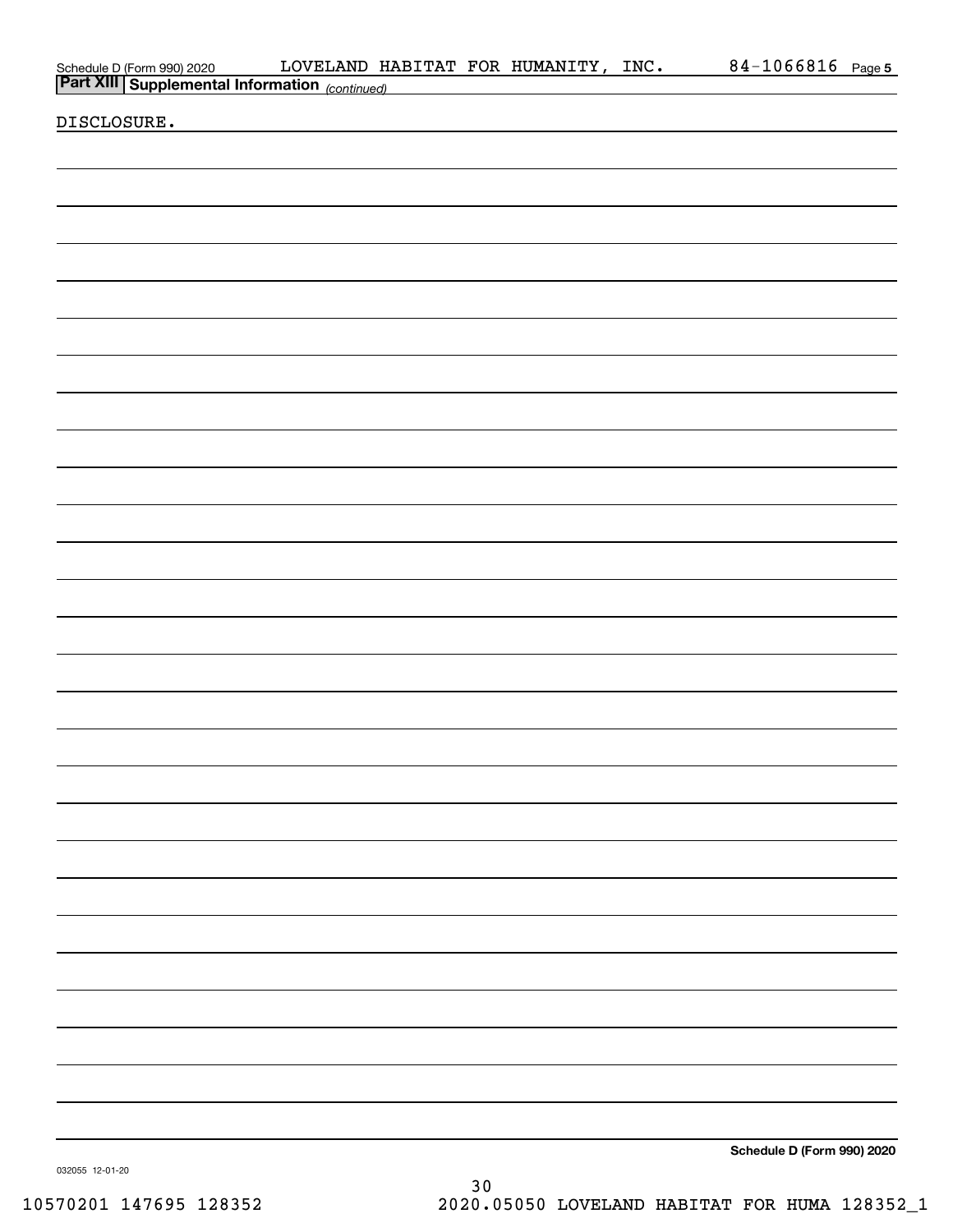Schedule D (Form 990) 2020 LOVELAND HABITAT FOR HUMANITY, INC. 84-1066816 Page 5

**Part XIII Supplemental Information** *(continued)*

DISCLOSURE.

**Schedule D (Form 990) 2020**

032055 12-01-20

10570201 147695 128352 2020.05050 LOVELAND HABITAT FOR HUMA 128352_1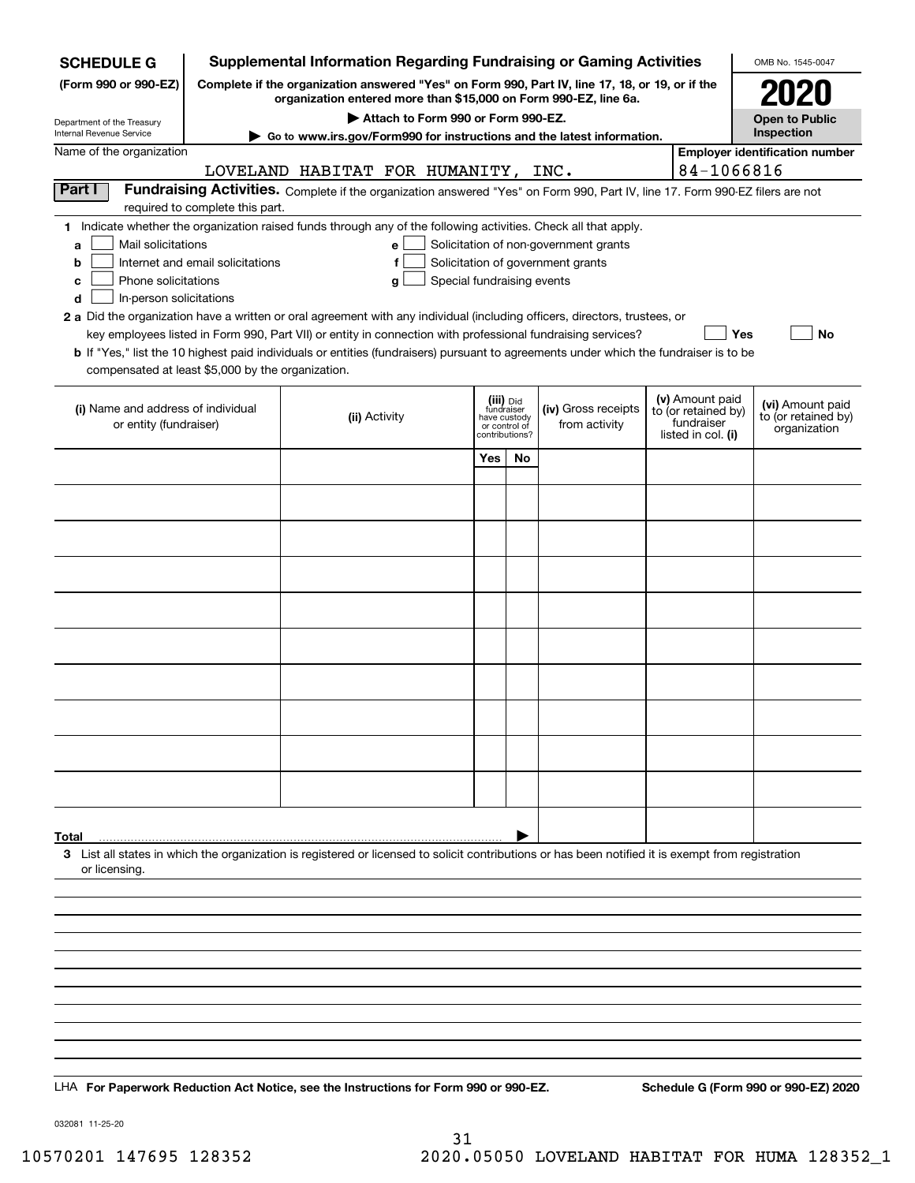**SCHEDULE G**
**(Form 990 or 990-EZ)**

Department of the Treasury
Internal Revenue Service

# Supplemental Information Regarding Fundraising or Gaming Activities

**Complete if the organization answered "Yes" on Form 990, Part IV, line 17, 18, or 19, or if the organization entered more than $15,000 on Form 990-EZ, line 6a.**

**▶ Attach to Form 990 or Form 990-EZ.**

**▶ Go to www.irs.gov/Form990 for instructions and the latest information.**

OMB No. 1545-0047

**2020**

**Open to Public Inspection**

Name of the organization: LOVELAND HABITAT FOR HUMANITY, INC.

**Employer identification number:** 84-1066816

**Part I** **Fundraising Activities.** Complete if the organization answered "Yes" on Form 990, Part IV, line 17. Form 990-EZ filers are not required to complete this part.

**1** Indicate whether the organization raised funds through any of the following activities. Check all that apply.

- **a** ☐ Mail solicitations
- **b** ☐ Internet and email solicitations
- **c** ☐ Phone solicitations
- **d** ☐ In-person solicitations
- **e** ☐ Solicitation of non-government grants
- **f** ☐ Solicitation of government grants
- **g** ☐ Special fundraising events

**2 a** Did the organization have a written or oral agreement with any individual (including officers, directors, trustees, or key employees listed in Form 990, Part VII) or entity in connection with professional fundraising services? ☐ **Yes** ☐ **No**

**b** If "Yes," list the 10 highest paid individuals or entities (fundraisers) pursuant to agreements under which the fundraiser is to be compensated at least $5,000 by the organization.

| (i) Name and address of individual or entity (fundraiser) | (ii) Activity | (iii) Did fundraiser have custody or control of contributions? Yes | No | (iv) Gross receipts from activity | (v) Amount paid to (or retained by) fundraiser listed in col. (i) | (vi) Amount paid to (or retained by) organization |
|---|---|---|---|---|---|---|
| | | | | | | |
| | | | | | | |
| | | | | | | |
| | | | | | | |
| | | | | | | |
| | | | | | | |
| | | | | | | |
| | | | | | | |
| | | | | | | |
| | | | | | | |
| **Total** ▶ | | | | | | |

**3** List all states in which the organization is registered or licensed to solicit contributions or has been notified it is exempt from registration or licensing.

LHA **For Paperwork Reduction Act Notice, see the Instructions for Form 990 or 990-EZ.** **Schedule G (Form 990 or 990-EZ) 2020**

032081 11-25-20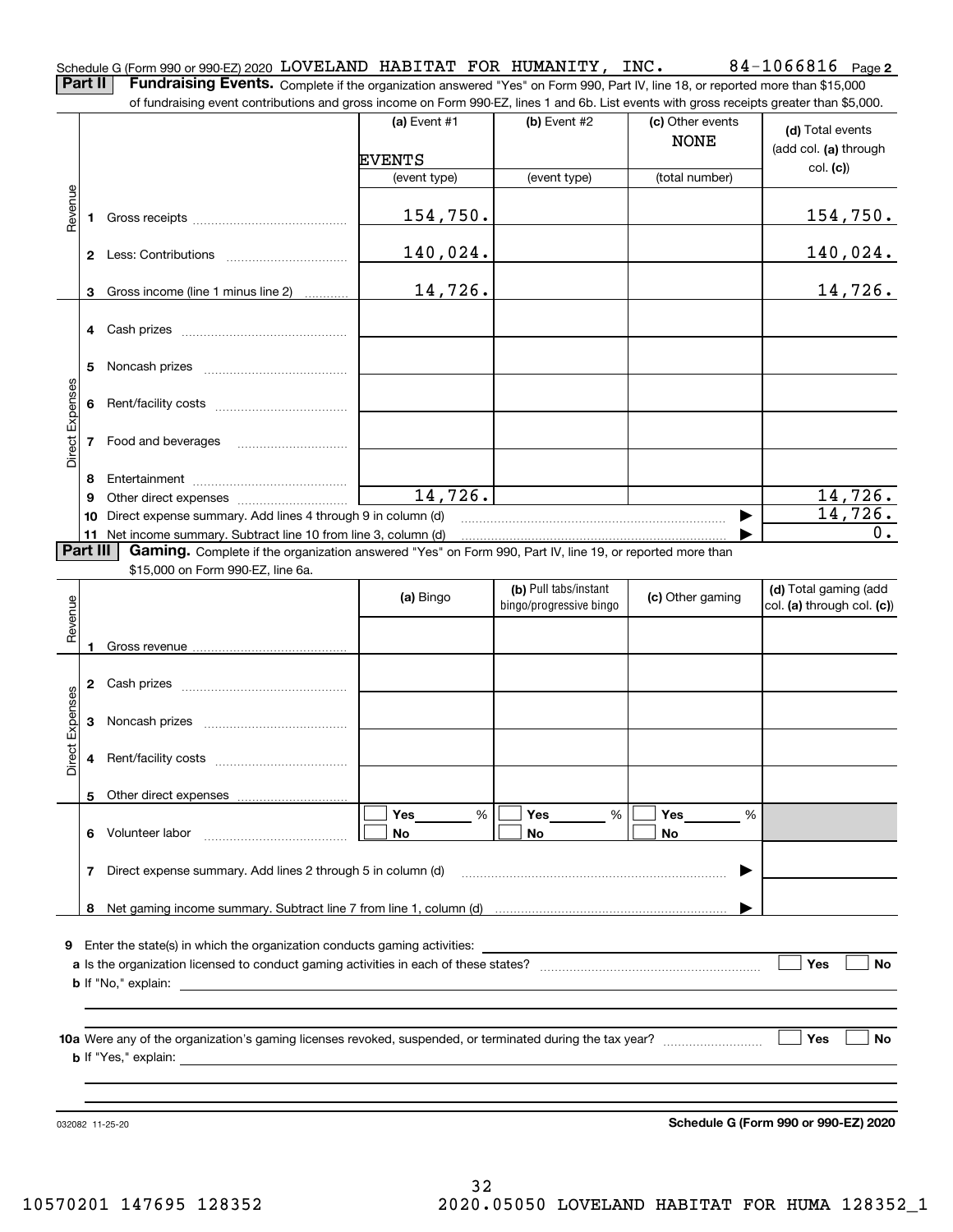Schedule G (Form 990 or 990-EZ) 2020 LOVELAND HABITAT FOR HUMANITY, INC. 84-1066816 Page **2**

**Part II** **Fundraising Events.** Complete if the organization answered "Yes" on Form 990, Part IV, line 18, or reported more than $15,000 of fundraising event contributions and gross income on Form 990-EZ, lines 1 and 6b. List events with gross receipts greater than $5,000.

| | | (a) Event #1<br>EVENTS<br>(event type) | (b) Event #2<br><br>(event type) | (c) Other events<br>NONE<br>(total number) | (d) Total events (add col. (a) through col. (c)) |
|---|---|---|---|---|---|
| Revenue | 1 Gross receipts | 154,750. | | | 154,750. |
| | 2 Less: Contributions | 140,024. | | | 140,024. |
| | 3 Gross income (line 1 minus line 2) | 14,726. | | | 14,726. |
| Direct Expenses | 4 Cash prizes | | | | |
| | 5 Noncash prizes | | | | |
| | 6 Rent/facility costs | | | | |
| | 7 Food and beverages | | | | |
| | 8 Entertainment | | | | |
| | 9 Other direct expenses | 14,726. | | | 14,726. |
| | 10 Direct expense summary. Add lines 4 through 9 in column (d) | | | ▶ | 14,726. |
| | 11 Net income summary. Subtract line 10 from line 3, column (d) | | | ▶ | 0. |

**Part III** **Gaming.** Complete if the organization answered "Yes" on Form 990, Part IV, line 19, or reported more than $15,000 on Form 990-EZ, line 6a.

| | | (a) Bingo | (b) Pull tabs/instant bingo/progressive bingo | (c) Other gaming | (d) Total gaming (add col. (a) through col. (c)) |
|---|---|---|---|---|---|
| Revenue | 1 Gross revenue | | | | |
| Direct Expenses | 2 Cash prizes | | | | |
| | 3 Noncash prizes | | | | |
| | 4 Rent/facility costs | | | | |
| | 5 Other direct expenses | | | | |
| | 6 Volunteer labor | ☐ Yes ____ %<br>☐ No | ☐ Yes ____ %<br>☐ No | ☐ Yes ____ %<br>☐ No | |
| | 7 Direct expense summary. Add lines 2 through 5 in column (d) | | | ▶ | |
| | 8 Net gaming income summary. Subtract line 7 from line 1, column (d) | | | ▶ | |

**9** Enter the state(s) in which the organization conducts gaming activities: ______

**a** Is the organization licensed to conduct gaming activities in each of these states? ☐ Yes ☐ No

**b** If "No," explain: ______

**10a** Were any of the organization's gaming licenses revoked, suspended, or terminated during the tax year? ☐ Yes ☐ No

**b** If "Yes," explain: ______

032082 11-25-20 **Schedule G (Form 990 or 990-EZ) 2020**

10570201 147695 128352 2020.05050 LOVELAND HABITAT FOR HUMA 128352_1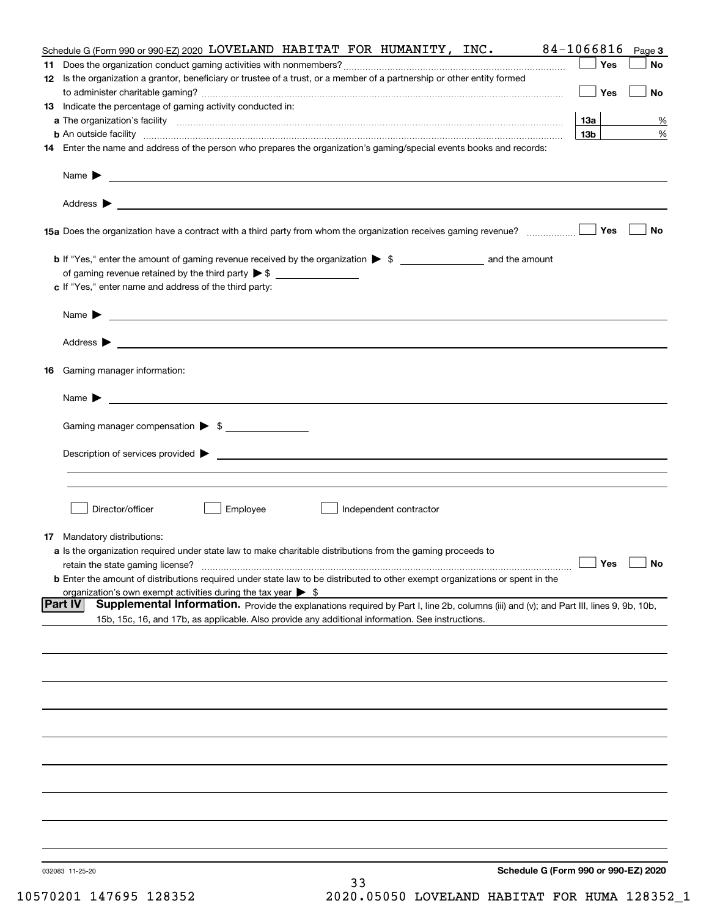Schedule G (Form 990 or 990-EZ) 2020 LOVELAND HABITAT FOR HUMANITY, INC. 84-1066816 Page 3

**11** Does the organization conduct gaming activities with nonmembers? ☐ Yes ☐ No

**12** Is the organization a grantor, beneficiary or trustee of a trust, or a member of a partnership or other entity formed to administer charitable gaming? ☐ Yes ☐ No

**13** Indicate the percentage of gaming activity conducted in:

| | | |
|---|---|---|
| **a** The organization's facility | **13a** | % |
| **b** An outside facility | **13b** | % |

**14** Enter the name and address of the person who prepares the organization's gaming/special events books and records:

Name ▶

Address ▶

**15a** Does the organization have a contract with a third party from whom the organization receives gaming revenue? ☐ Yes ☐ No

**b** If "Yes," enter the amount of gaming revenue received by the organization ▶ $ ______ and the amount of gaming revenue retained by the third party ▶ $ ______

**c** If "Yes," enter name and address of the third party:

Name ▶

Address ▶

**16** Gaming manager information:

Name ▶

Gaming manager compensation ▶ $ ______

Description of services provided ▶

☐ Director/officer ☐ Employee ☐ Independent contractor

**17** Mandatory distributions:

**a** Is the organization required under state law to make charitable distributions from the gaming proceeds to retain the state gaming license? ☐ Yes ☐ No

**b** Enter the amount of distributions required under state law to be distributed to other exempt organizations or spent in the organization's own exempt activities during the tax year ▶ $

**Part IV** **Supplemental Information.** Provide the explanations required by Part I, line 2b, columns (iii) and (v); and Part III, lines 9, 9b, 10b, 15b, 15c, 16, and 17b, as applicable. Also provide any additional information. See instructions.

032083 11-25-20

**Schedule G (Form 990 or 990-EZ) 2020**

10570201 147695 128352 2020.05050 LOVELAND HABITAT FOR HUMA 128352_1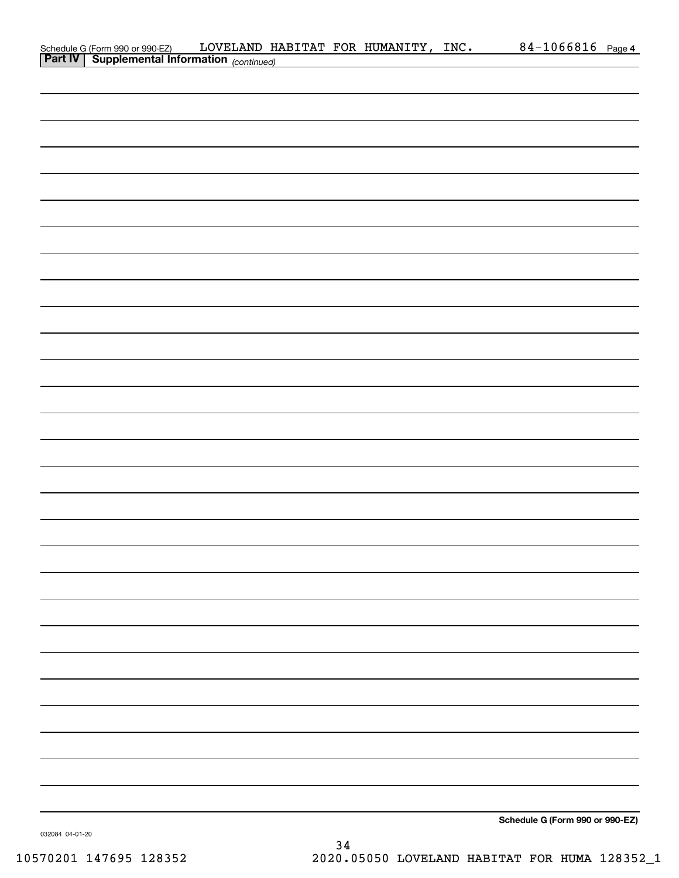Schedule G (Form 990 or 990-EZ) LOVELAND HABITAT FOR HUMANITY, INC. 84-1066816 Page 4

**Part IV | Supplemental Information** *(continued)*

**Schedule G (Form 990 or 990-EZ)**

032084 04-01-20

10570201 147695 128352 2020.05050 LOVELAND HABITAT FOR HUMA 128352_1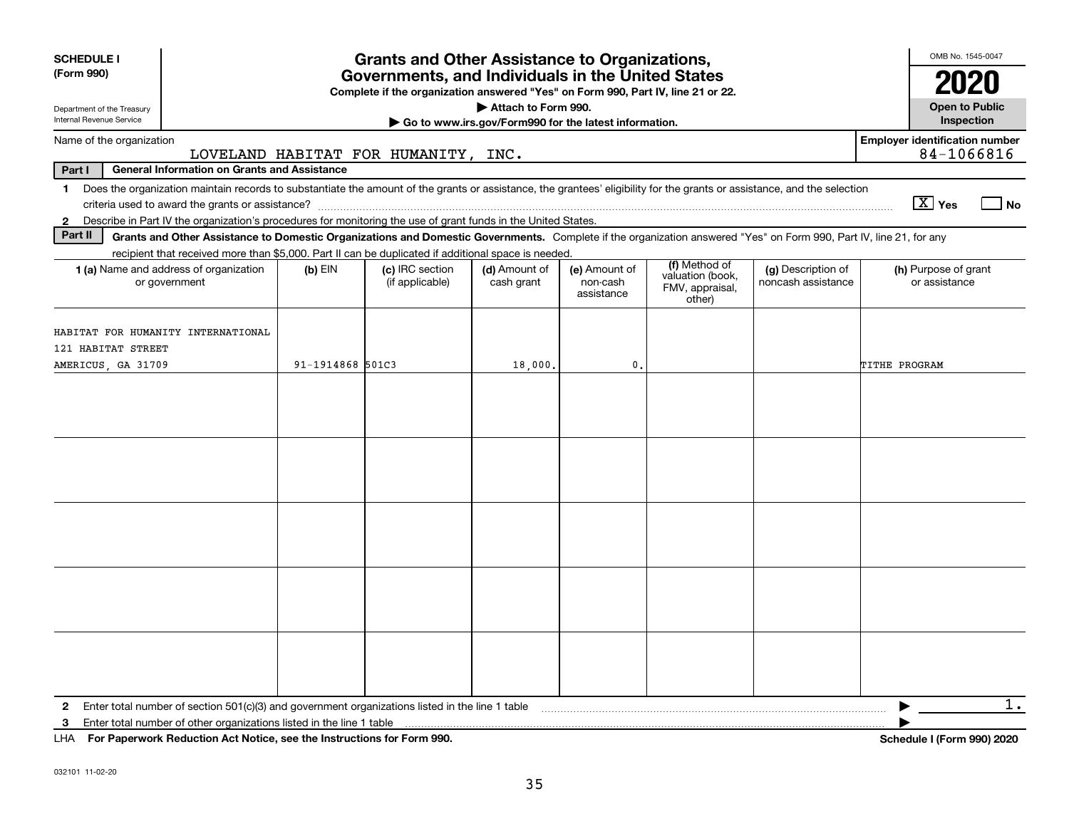**SCHEDULE I**
**(Form 990)**

Department of the Treasury
Internal Revenue Service

# Grants and Other Assistance to Organizations, Governments, and Individuals in the United States

**Complete if the organization answered "Yes" on Form 990, Part IV, line 21 or 22.**
**▶ Attach to Form 990.**
**▶ Go to www.irs.gov/Form990 for the latest information.**

OMB No. 1545-0047
**2020**
**Open to Public Inspection**

Name of the organization: LOVELAND HABITAT FOR HUMANITY, INC.
**Employer identification number:** 84-1066816

**Part I** **General Information on Grants and Assistance**

**1** Does the organization maintain records to substantiate the amount of the grants or assistance, the grantees' eligibility for the grants or assistance, and the selection criteria used to award the grants or assistance? [X] **Yes** [ ] **No**

**2** Describe in Part IV the organization's procedures for monitoring the use of grant funds in the United States.

**Part II** **Grants and Other Assistance to Domestic Organizations and Domestic Governments.** Complete if the organization answered "Yes" on Form 990, Part IV, line 21, for any recipient that received more than $5,000. Part II can be duplicated if additional space is needed.

| **1 (a)** Name and address of organization or government | **(b)** EIN | **(c)** IRC section (if applicable) | **(d)** Amount of cash grant | **(e)** Amount of non-cash assistance | **(f)** Method of valuation (book, FMV, appraisal, other) | **(g)** Description of noncash assistance | **(h)** Purpose of grant or assistance |
|---|---|---|---|---|---|---|---|
| HABITAT FOR HUMANITY INTERNATIONAL 121 HABITAT STREET AMERICUS, GA 31709 | 91-1914868 | 501C3 | 18,000. | 0. | | | TITHE PROGRAM |
| | | | | | | | |
| | | | | | | | |
| | | | | | | | |
| | | | | | | | |
| | | | | | | | |

**2** Enter total number of section 501(c)(3) and government organizations listed in the line 1 table ▶ 1.

**3** Enter total number of other organizations listed in the line 1 table ▶

LHA **For Paperwork Reduction Act Notice, see the Instructions for Form 990.** **Schedule I (Form 990) 2020**

032101 11-02-20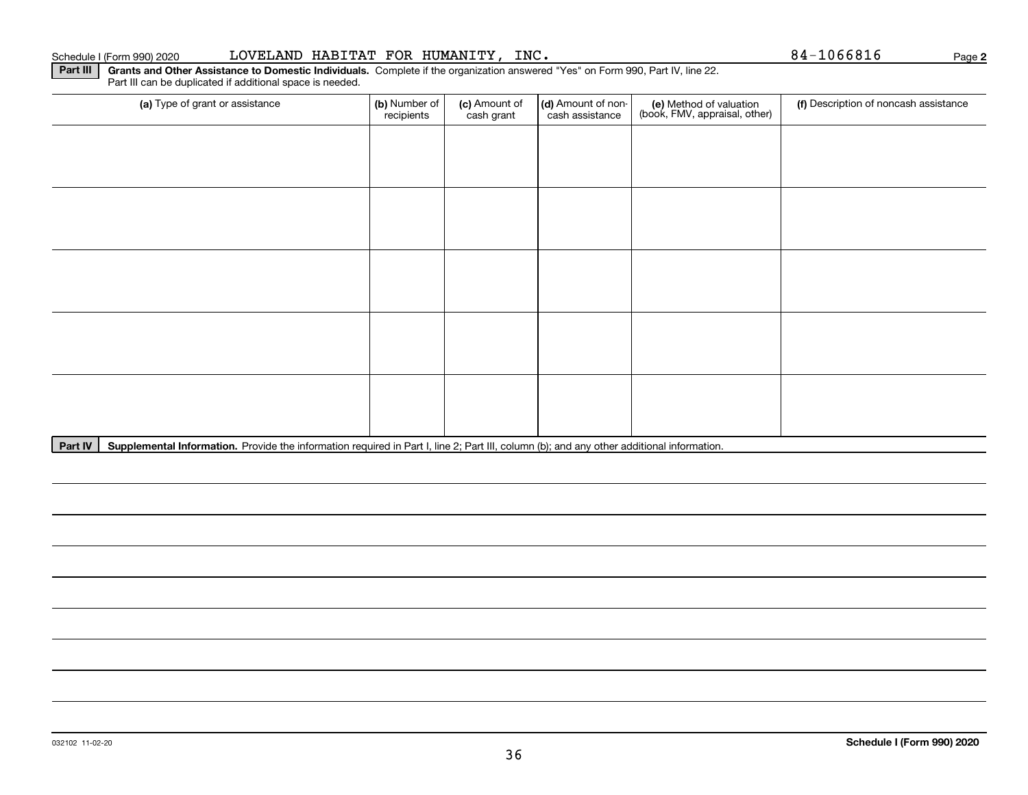Schedule I (Form 990) 2020 LOVELAND HABITAT FOR HUMANITY, INC. 84-1066816 Page **2**

**Part III** **Grants and Other Assistance to Domestic Individuals.** Complete if the organization answered "Yes" on Form 990, Part IV, line 22. Part III can be duplicated if additional space is needed.

| (a) Type of grant or assistance | (b) Number of recipients | (c) Amount of cash grant | (d) Amount of non-cash assistance | (e) Method of valuation (book, FMV, appraisal, other) | (f) Description of noncash assistance |
|---|---|---|---|---|---|
| | | | | | |
| | | | | | |
| | | | | | |
| | | | | | |
| | | | | | |

**Part IV** **Supplemental Information.** Provide the information required in Part I, line 2; Part III, column (b); and any other additional information.

032102 11-02-20

**Schedule I (Form 990) 2020**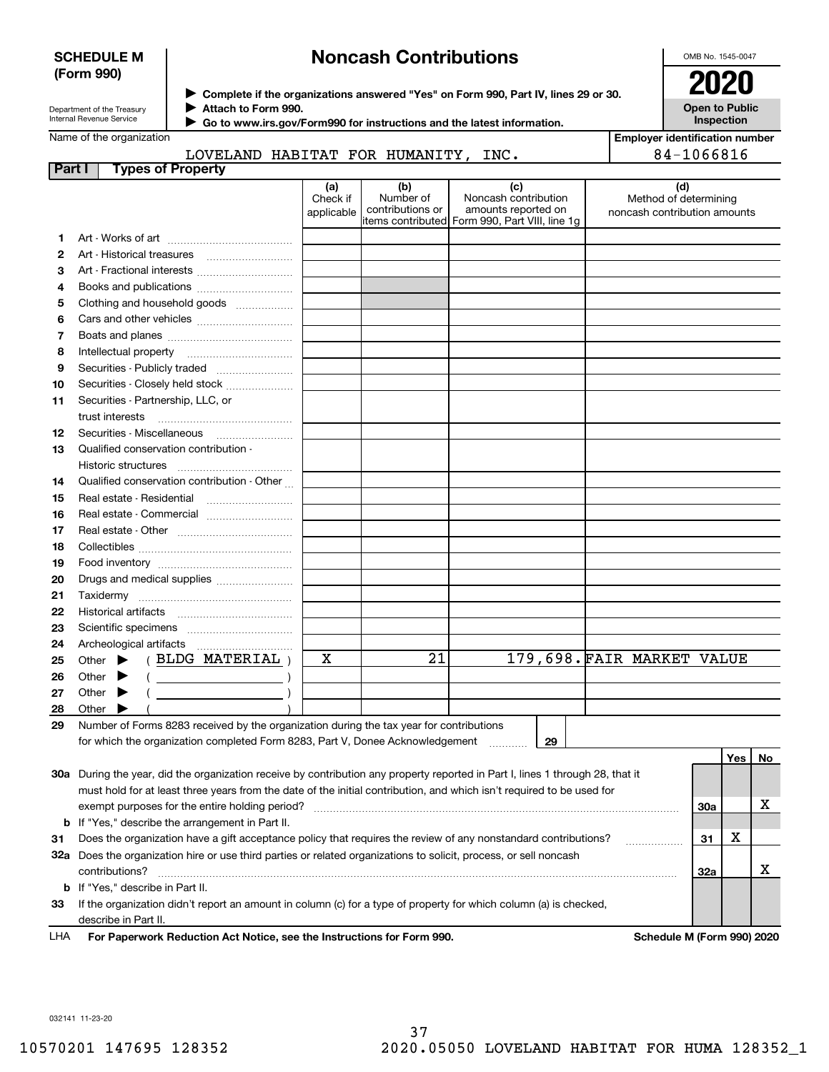# SCHEDULE M (Form 990)

Department of the Treasury
Internal Revenue Service

## Noncash Contributions

▶ Complete if the organizations answered "Yes" on Form 990, Part IV, lines 29 or 30.
▶ Attach to Form 990.
▶ Go to www.irs.gov/Form990 for instructions and the latest information.

OMB No. 1545-0047

**2020**

**Open to Public Inspection**

Name of the organization: LOVELAND HABITAT FOR HUMANITY, INC.

Employer identification number: 84-1066816

### Part I Types of Property

| | | (a) Check if applicable | (b) Number of contributions or items contributed | (c) Noncash contribution amounts reported on Form 990, Part VIII, line 1g | (d) Method of determining noncash contribution amounts |
|---|---|---|---|---|---|
| 1 | Art - Works of art | | | | |
| 2 | Art - Historical treasures | | | | |
| 3 | Art - Fractional interests | | | | |
| 4 | Books and publications | | | | |
| 5 | Clothing and household goods | | | | |
| 6 | Cars and other vehicles | | | | |
| 7 | Boats and planes | | | | |
| 8 | Intellectual property | | | | |
| 9 | Securities - Publicly traded | | | | |
| 10 | Securities - Closely held stock | | | | |
| 11 | Securities - Partnership, LLC, or trust interests | | | | |
| 12 | Securities - Miscellaneous | | | | |
| 13 | Qualified conservation contribution - Historic structures | | | | |
| 14 | Qualified conservation contribution - Other | | | | |
| 15 | Real estate - Residential | | | | |
| 16 | Real estate - Commercial | | | | |
| 17 | Real estate - Other | | | | |
| 18 | Collectibles | | | | |
| 19 | Food inventory | | | | |
| 20 | Drugs and medical supplies | | | | |
| 21 | Taxidermy | | | | |
| 22 | Historical artifacts | | | | |
| 23 | Scientific specimens | | | | |
| 24 | Archeological artifacts | | | | |
| 25 | Other ▶ ( BLDG MATERIAL ) | X | 21 | 179,698. | FAIR MARKET VALUE |
| 26 | Other ▶ ( ) | | | | |
| 27 | Other ▶ ( ) | | | | |
| 28 | Other ▶ ( ) | | | | |

29 Number of Forms 8283 received by the organization during the tax year for contributions for which the organization completed Form 8283, Part V, Donee Acknowledgement ..... 29

| | | | Yes | No |
|---|---|---|---|---|
| 30a | During the year, did the organization receive by contribution any property reported in Part I, lines 1 through 28, that it must hold for at least three years from the date of the initial contribution, and which isn't required to be used for exempt purposes for the entire holding period? | 30a | | X |
| b | If "Yes," describe the arrangement in Part II. | | | |
| 31 | Does the organization have a gift acceptance policy that requires the review of any nonstandard contributions? | 31 | X | |
| 32a | Does the organization hire or use third parties or related organizations to solicit, process, or sell noncash contributions? | 32a | | X |
| b | If "Yes," describe in Part II. | | | |
| 33 | If the organization didn't report an amount in column (c) for a type of property for which column (a) is checked, describe in Part II. | | | |

LHA For Paperwork Reduction Act Notice, see the Instructions for Form 990. Schedule M (Form 990) 2020

032141 11-23-20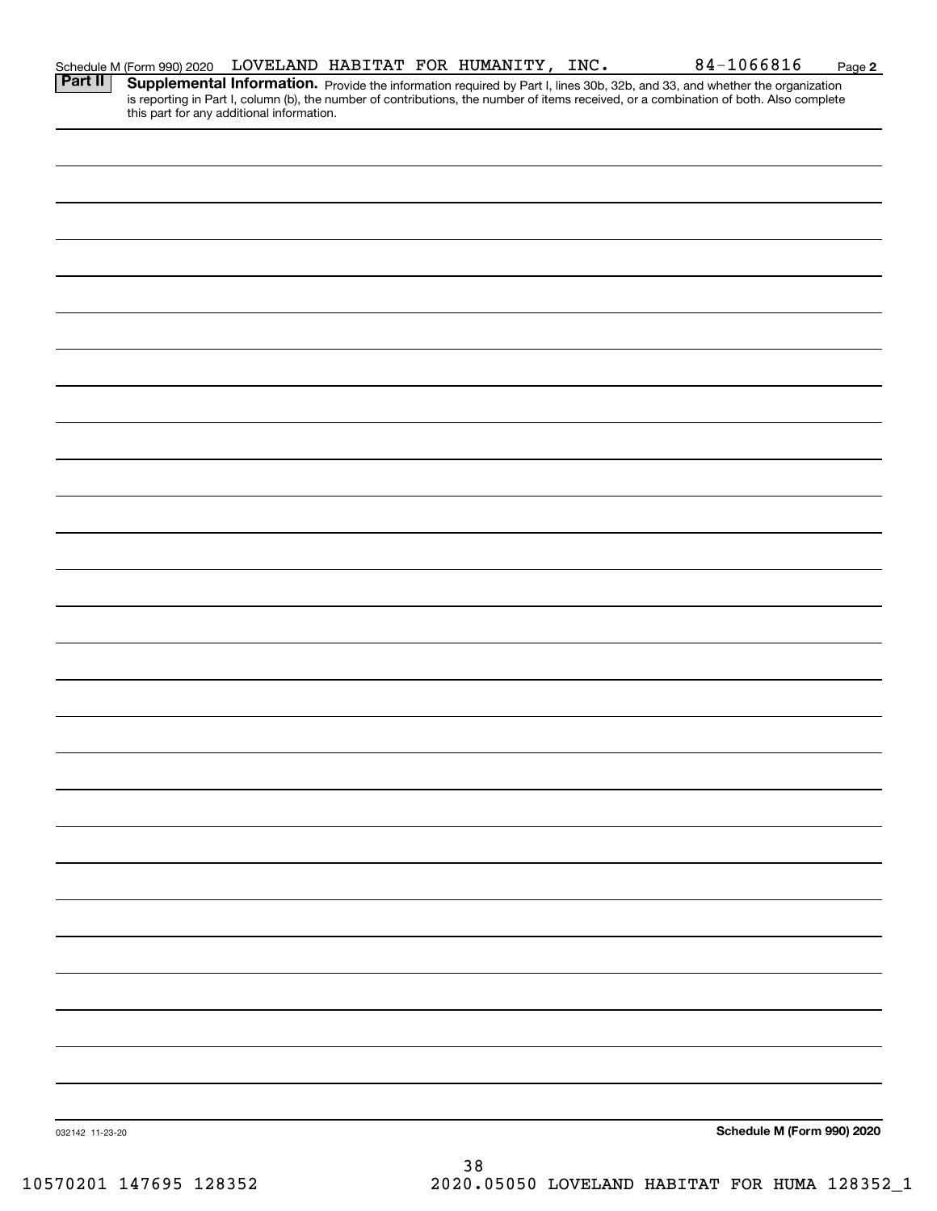Schedule M (Form 990) 2020 LOVELAND HABITAT FOR HUMANITY, INC. 84-1066816 Page 2

**Part II** **Supplemental Information.** Provide the information required by Part I, lines 30b, 32b, and 33, and whether the organization is reporting in Part I, column (b), the number of contributions, the number of items received, or a combination of both. Also complete this part for any additional information.

032142 11-23-20

**Schedule M (Form 990) 2020**

10570201 147695 128352 2020.05050 LOVELAND HABITAT FOR HUMA 128352_1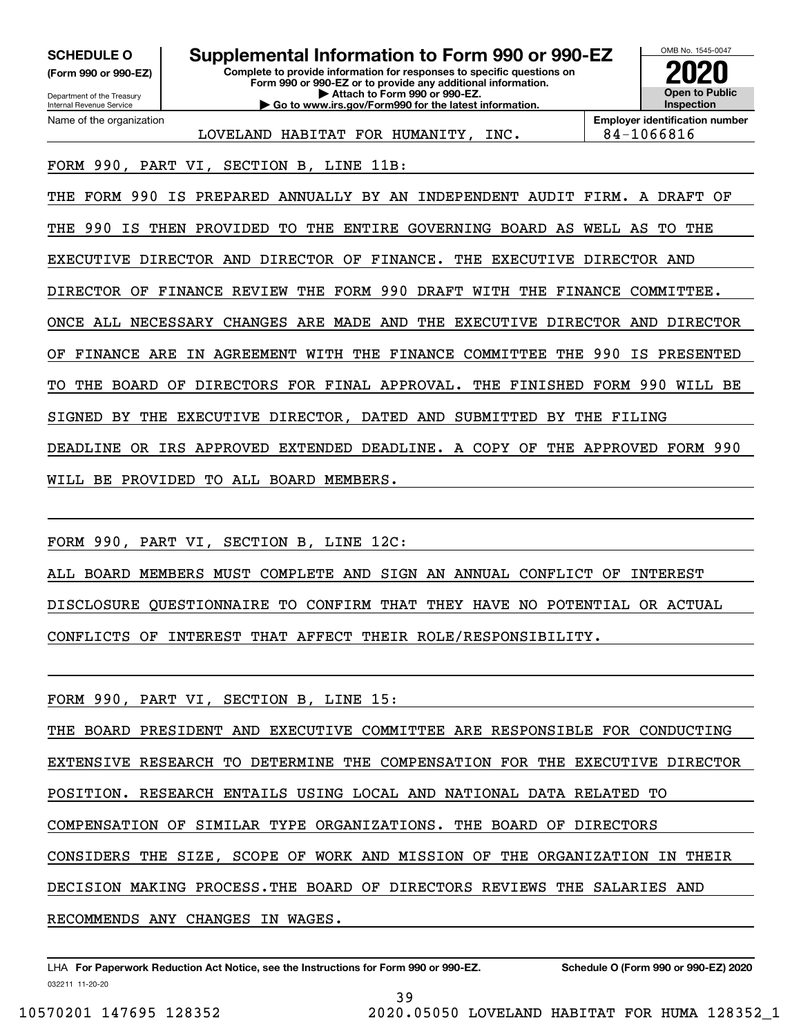**SCHEDULE O**
**(Form 990 or 990-EZ)**

Department of the Treasury
Internal Revenue Service

# Supplemental Information to Form 990 or 990-EZ

**Complete to provide information for responses to specific questions on Form 990 or 990-EZ or to provide any additional information.**
**▶ Attach to Form 990 or 990-EZ.**
**▶ Go to www.irs.gov/Form990 for the latest information.**

OMB No. 1545-0047
**2020**
**Open to Public Inspection**

Name of the organization: LOVELAND HABITAT FOR HUMANITY, INC.
**Employer identification number**: 84-1066816

FORM 990, PART VI, SECTION B, LINE 11B:

THE FORM 990 IS PREPARED ANNUALLY BY AN INDEPENDENT AUDIT FIRM. A DRAFT OF THE 990 IS THEN PROVIDED TO THE ENTIRE GOVERNING BOARD AS WELL AS TO THE EXECUTIVE DIRECTOR AND DIRECTOR OF FINANCE. THE EXECUTIVE DIRECTOR AND DIRECTOR OF FINANCE REVIEW THE FORM 990 DRAFT WITH THE FINANCE COMMITTEE. ONCE ALL NECESSARY CHANGES ARE MADE AND THE EXECUTIVE DIRECTOR AND DIRECTOR OF FINANCE ARE IN AGREEMENT WITH THE FINANCE COMMITTEE THE 990 IS PRESENTED TO THE BOARD OF DIRECTORS FOR FINAL APPROVAL. THE FINISHED FORM 990 WILL BE SIGNED BY THE EXECUTIVE DIRECTOR, DATED AND SUBMITTED BY THE FILING DEADLINE OR IRS APPROVED EXTENDED DEADLINE. A COPY OF THE APPROVED FORM 990 WILL BE PROVIDED TO ALL BOARD MEMBERS.

FORM 990, PART VI, SECTION B, LINE 12C:

ALL BOARD MEMBERS MUST COMPLETE AND SIGN AN ANNUAL CONFLICT OF INTEREST DISCLOSURE QUESTIONNAIRE TO CONFIRM THAT THEY HAVE NO POTENTIAL OR ACTUAL CONFLICTS OF INTEREST THAT AFFECT THEIR ROLE/RESPONSIBILITY.

FORM 990, PART VI, SECTION B, LINE 15:

THE BOARD PRESIDENT AND EXECUTIVE COMMITTEE ARE RESPONSIBLE FOR CONDUCTING EXTENSIVE RESEARCH TO DETERMINE THE COMPENSATION FOR THE EXECUTIVE DIRECTOR POSITION. RESEARCH ENTAILS USING LOCAL AND NATIONAL DATA RELATED TO COMPENSATION OF SIMILAR TYPE ORGANIZATIONS. THE BOARD OF DIRECTORS CONSIDERS THE SIZE, SCOPE OF WORK AND MISSION OF THE ORGANIZATION IN THEIR DECISION MAKING PROCESS.THE BOARD OF DIRECTORS REVIEWS THE SALARIES AND RECOMMENDS ANY CHANGES IN WAGES.

LHA **For Paperwork Reduction Act Notice, see the Instructions for Form 990 or 990-EZ.** **Schedule O (Form 990 or 990-EZ) 2020**

032211 11-20-20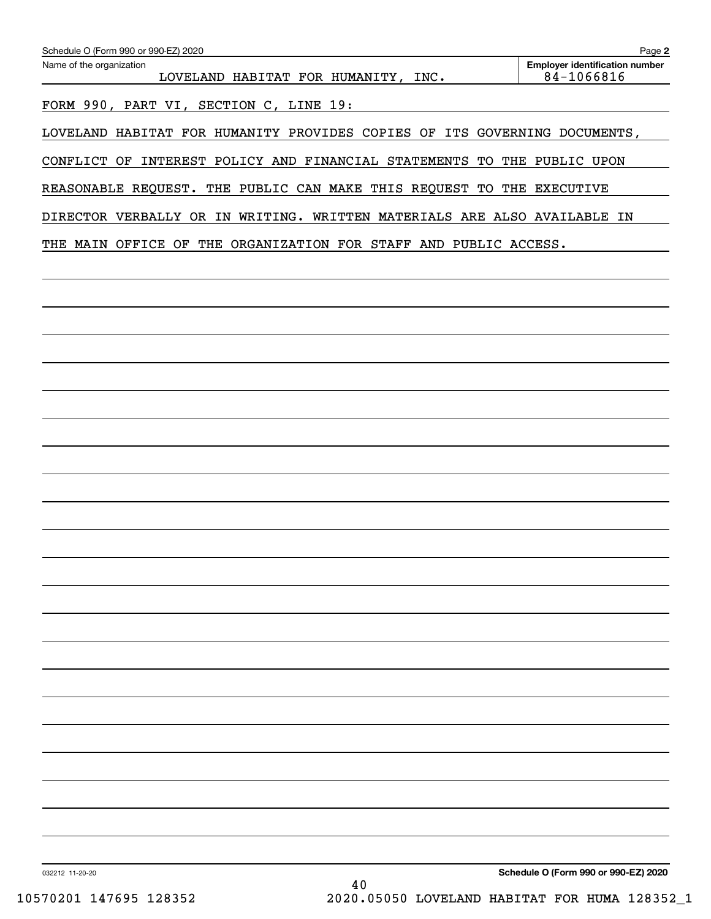Name of the organization: LOVELAND HABITAT FOR HUMANITY, INC.

**Employer identification number** 84-1066816

FORM 990, PART VI, SECTION C, LINE 19:

LOVELAND HABITAT FOR HUMANITY PROVIDES COPIES OF ITS GOVERNING DOCUMENTS, CONFLICT OF INTEREST POLICY AND FINANCIAL STATEMENTS TO THE PUBLIC UPON REASONABLE REQUEST. THE PUBLIC CAN MAKE THIS REQUEST TO THE EXECUTIVE DIRECTOR VERBALLY OR IN WRITING. WRITTEN MATERIALS ARE ALSO AVAILABLE IN THE MAIN OFFICE OF THE ORGANIZATION FOR STAFF AND PUBLIC ACCESS.